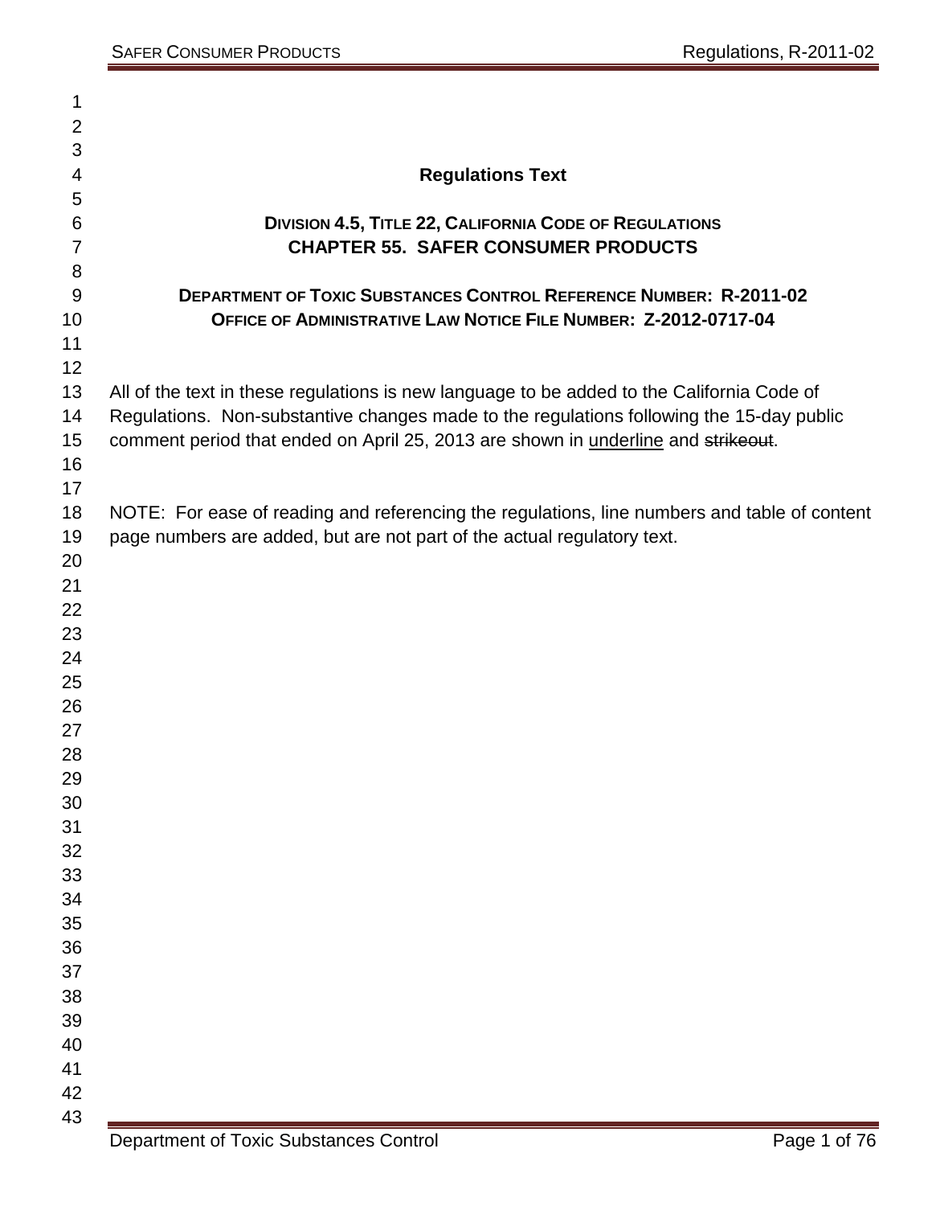# Regulations Text

## DIVISION 4.5, TITLE 22, CALIFORNIA CODE OF REGULATIONS
## CHAPTER 55. SAFER CONSUMER PRODUCTS

**DEPARTMENT OF TOXIC SUBSTANCES CONTROL REFERENCE NUMBER: R-2011-02**
**OFFICE OF ADMINISTRATIVE LAW NOTICE FILE NUMBER: Z-2012-0717-04**

All of the text in these regulations is new language to be added to the California Code of Regulations. Non-substantive changes made to the regulations following the 15-day public comment period that ended on April 25, 2013 are shown in <u>underline</u> and ~~strikeout~~.

NOTE: For ease of reading and referencing the regulations, line numbers and table of content page numbers are added, but are not part of the actual regulatory text.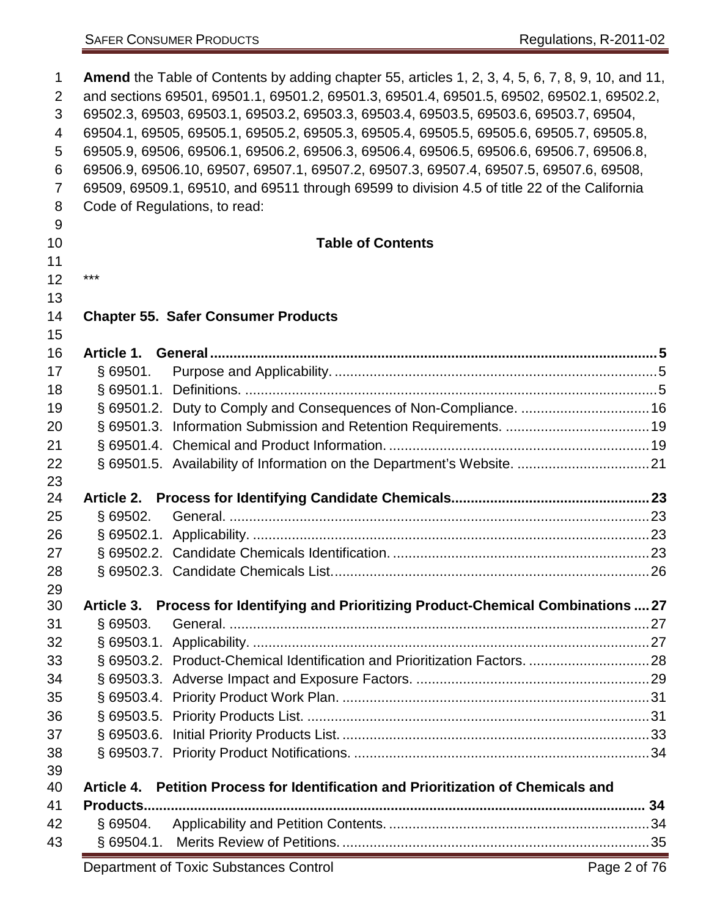**Amend** the Table of Contents by adding chapter 55, articles 1, 2, 3, 4, 5, 6, 7, 8, 9, 10, and 11, and sections 69501, 69501.1, 69501.2, 69501.3, 69501.4, 69501.5, 69502, 69502.1, 69502.2, 69502.3, 69503, 69503.1, 69503.2, 69503.3, 69503.4, 69503.5, 69503.6, 69503.7, 69504, 69504.1, 69505, 69505.1, 69505.2, 69505.3, 69505.4, 69505.5, 69505.6, 69505.7, 69505.8, 69505.9, 69506, 69506.1, 69506.2, 69506.3, 69506.4, 69506.5, 69506.6, 69506.7, 69506.8, 69506.9, 69506.10, 69507, 69507.1, 69507.2, 69507.3, 69507.4, 69507.5, 69507.6, 69508, 69509, 69509.1, 69510, and 69511 through 69599 to division 4.5 of title 22 of the California Code of Regulations, to read:

## Table of Contents

***

### Chapter 55. Safer Consumer Products

**Article 1. General** .................................................. 5
- § 69501. Purpose and Applicability. .................................................. 5
- § 69501.1. Definitions. .................................................. 5
- § 69501.2. Duty to Comply and Consequences of Non-Compliance. .................................................. 16
- § 69501.3. Information Submission and Retention Requirements. .................................................. 19
- § 69501.4. Chemical and Product Information. .................................................. 19
- § 69501.5. Availability of Information on the Department's Website. .................................................. 21

**Article 2. Process for Identifying Candidate Chemicals** .................................................. 23
- § 69502. General. .................................................. 23
- § 69502.1. Applicability. .................................................. 23
- § 69502.2. Candidate Chemicals Identification. .................................................. 23
- § 69502.3. Candidate Chemicals List. .................................................. 26

**Article 3. Process for Identifying and Prioritizing Product-Chemical Combinations** .... 27
- § 69503. General. .................................................. 27
- § 69503.1. Applicability. .................................................. 27
- § 69503.2. Product-Chemical Identification and Prioritization Factors. .................................................. 28
- § 69503.3. Adverse Impact and Exposure Factors. .................................................. 29
- § 69503.4. Priority Product Work Plan. .................................................. 31
- § 69503.5. Priority Products List. .................................................. 31
- § 69503.6. Initial Priority Products List. .................................................. 33
- § 69503.7. Priority Product Notifications. .................................................. 34

**Article 4. Petition Process for Identification and Prioritization of Chemicals and Products** .................................................. 34
- § 69504. Applicability and Petition Contents. .................................................. 34
- § 69504.1. Merits Review of Petitions. .................................................. 35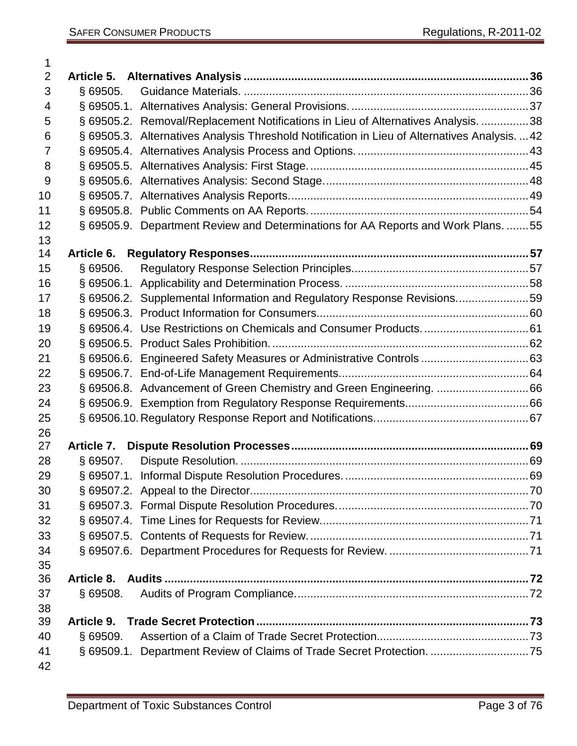**Article 5. Alternatives Analysis** .......... 36

§ 69505. Guidance Materials. .......... 36

§ 69505.1. Alternatives Analysis: General Provisions. .......... 37

§ 69505.2. Removal/Replacement Notifications in Lieu of Alternatives Analysis. .......... 38

§ 69505.3. Alternatives Analysis Threshold Notification in Lieu of Alternatives Analysis. .......... 42

§ 69505.4. Alternatives Analysis Process and Options. .......... 43

§ 69505.5. Alternatives Analysis: First Stage. .......... 45

§ 69505.6. Alternatives Analysis: Second Stage. .......... 48

§ 69505.7. Alternatives Analysis Reports. .......... 49

§ 69505.8. Public Comments on AA Reports. .......... 54

§ 69505.9. Department Review and Determinations for AA Reports and Work Plans. .......... 55

**Article 6. Regulatory Responses** .......... 57

§ 69506. Regulatory Response Selection Principles. .......... 57

§ 69506.1. Applicability and Determination Process. .......... 58

§ 69506.2. Supplemental Information and Regulatory Response Revisions. .......... 59

§ 69506.3. Product Information for Consumers. .......... 60

§ 69506.4. Use Restrictions on Chemicals and Consumer Products. .......... 61

§ 69506.5. Product Sales Prohibition. .......... 62

§ 69506.6. Engineered Safety Measures or Administrative Controls .......... 63

§ 69506.7. End-of-Life Management Requirements. .......... 64

§ 69506.8. Advancement of Green Chemistry and Green Engineering. .......... 66

§ 69506.9. Exemption from Regulatory Response Requirements. .......... 66

§ 69506.10. Regulatory Response Report and Notifications. .......... 67

**Article 7. Dispute Resolution Processes** .......... 69

§ 69507. Dispute Resolution. .......... 69

§ 69507.1. Informal Dispute Resolution Procedures. .......... 69

§ 69507.2. Appeal to the Director. .......... 70

§ 69507.3. Formal Dispute Resolution Procedures. .......... 70

§ 69507.4. Time Lines for Requests for Review. .......... 71

§ 69507.5. Contents of Requests for Review. .......... 71

§ 69507.6. Department Procedures for Requests for Review. .......... 71

**Article 8. Audits** .......... 72

§ 69508. Audits of Program Compliance. .......... 72

**Article 9. Trade Secret Protection** .......... 73

§ 69509. Assertion of a Claim of Trade Secret Protection. .......... 73

§ 69509.1. Department Review of Claims of Trade Secret Protection. .......... 75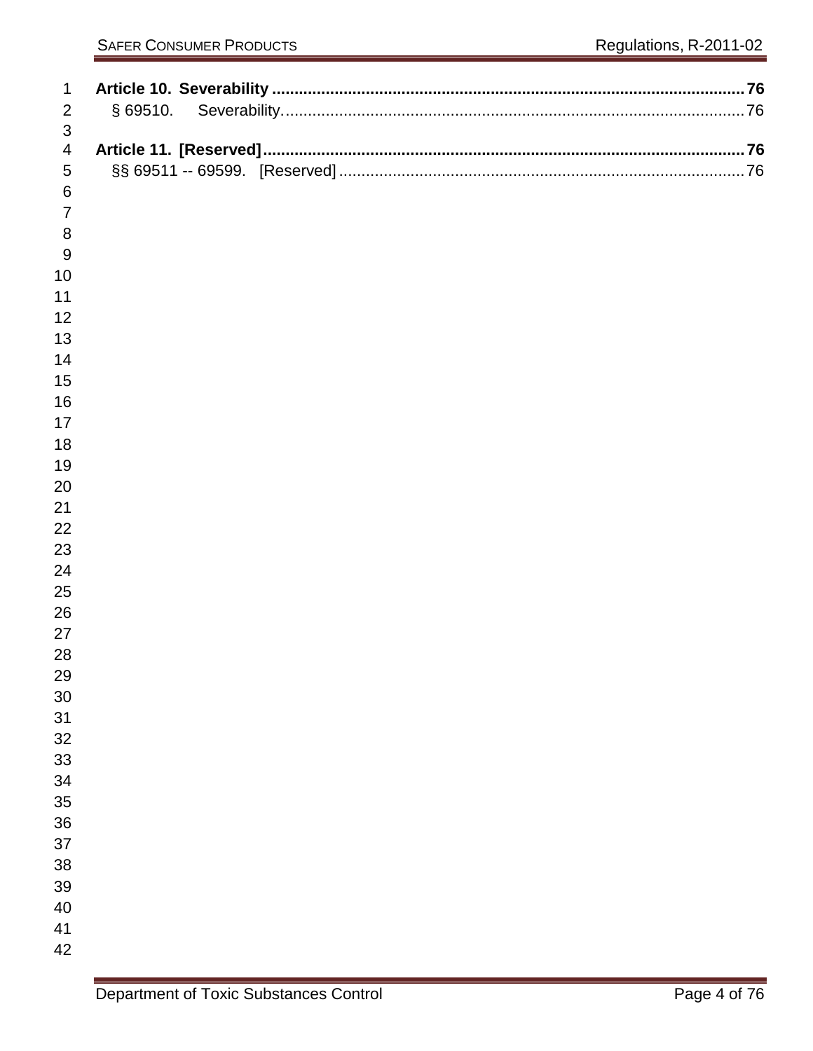**Article 10. Severability** ..................................................................................................... **76**

§ 69510. Severability. ............................................................................................................ 76

**Article 11. [Reserved]** ........................................................................................................ **76**

§§ 69511 -- 69599. [Reserved] ............................................................................................. 76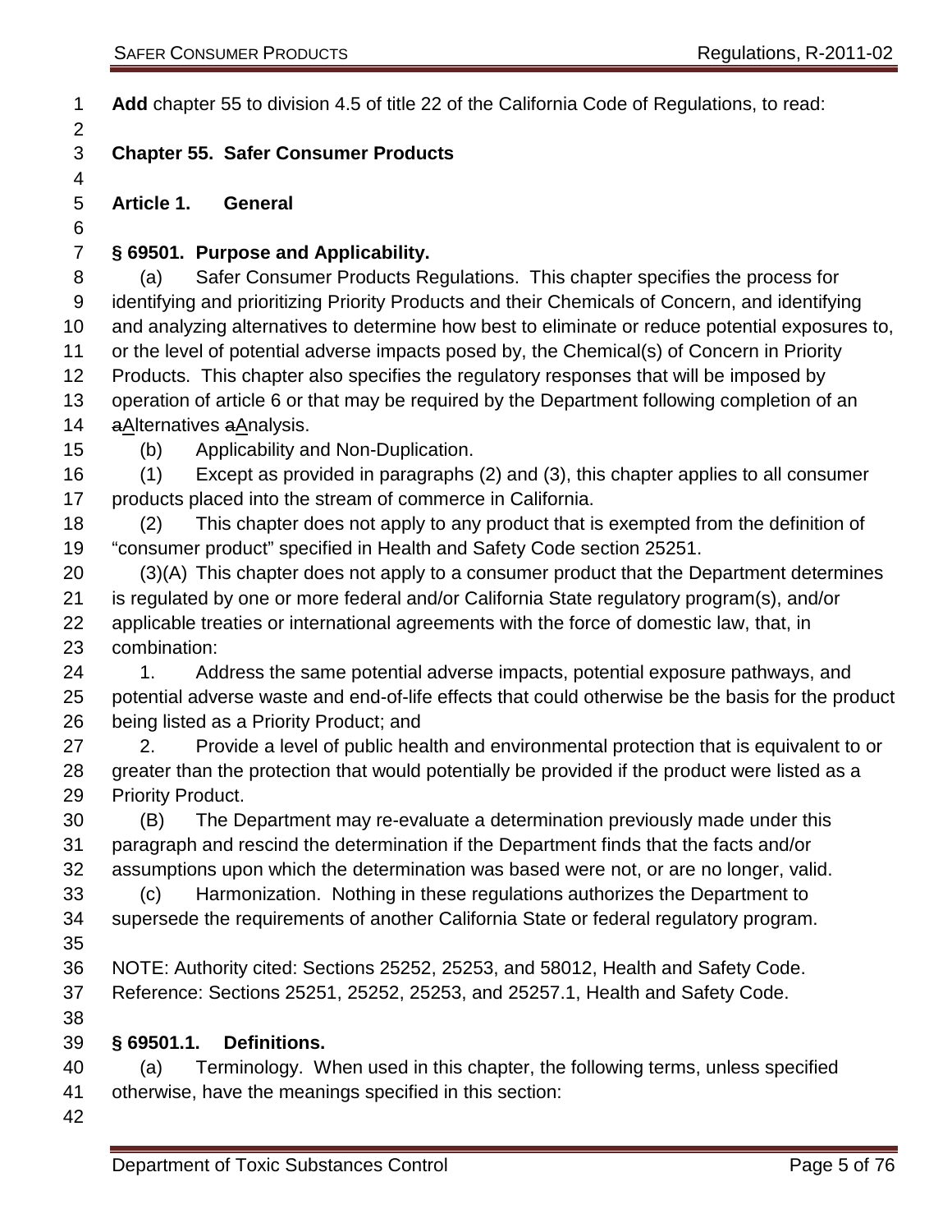**Add** chapter 55 to division 4.5 of title 22 of the California Code of Regulations, to read:

## Chapter 55. Safer Consumer Products

### Article 1. General

#### § 69501. Purpose and Applicability.

(a) Safer Consumer Products Regulations. This chapter specifies the process for identifying and prioritizing Priority Products and their Chemicals of Concern, and identifying and analyzing alternatives to determine how best to eliminate or reduce potential exposures to, or the level of potential adverse impacts posed by, the Chemical(s) of Concern in Priority Products. This chapter also specifies the regulatory responses that will be imposed by operation of article 6 or that may be required by the Department following completion of an aAlternatives aAnalysis.

(b) Applicability and Non-Duplication.

(1) Except as provided in paragraphs (2) and (3), this chapter applies to all consumer products placed into the stream of commerce in California.

(2) This chapter does not apply to any product that is exempted from the definition of "consumer product" specified in Health and Safety Code section 25251.

(3)(A) This chapter does not apply to a consumer product that the Department determines is regulated by one or more federal and/or California State regulatory program(s), and/or applicable treaties or international agreements with the force of domestic law, that, in combination:

1. Address the same potential adverse impacts, potential exposure pathways, and potential adverse waste and end-of-life effects that could otherwise be the basis for the product being listed as a Priority Product; and

2. Provide a level of public health and environmental protection that is equivalent to or greater than the protection that would potentially be provided if the product were listed as a Priority Product.

(B) The Department may re-evaluate a determination previously made under this paragraph and rescind the determination if the Department finds that the facts and/or assumptions upon which the determination was based were not, or are no longer, valid.

(c) Harmonization. Nothing in these regulations authorizes the Department to supersede the requirements of another California State or federal regulatory program.

NOTE: Authority cited: Sections 25252, 25253, and 58012, Health and Safety Code. Reference: Sections 25251, 25252, 25253, and 25257.1, Health and Safety Code.

#### § 69501.1. Definitions.

(a) Terminology. When used in this chapter, the following terms, unless specified otherwise, have the meanings specified in this section: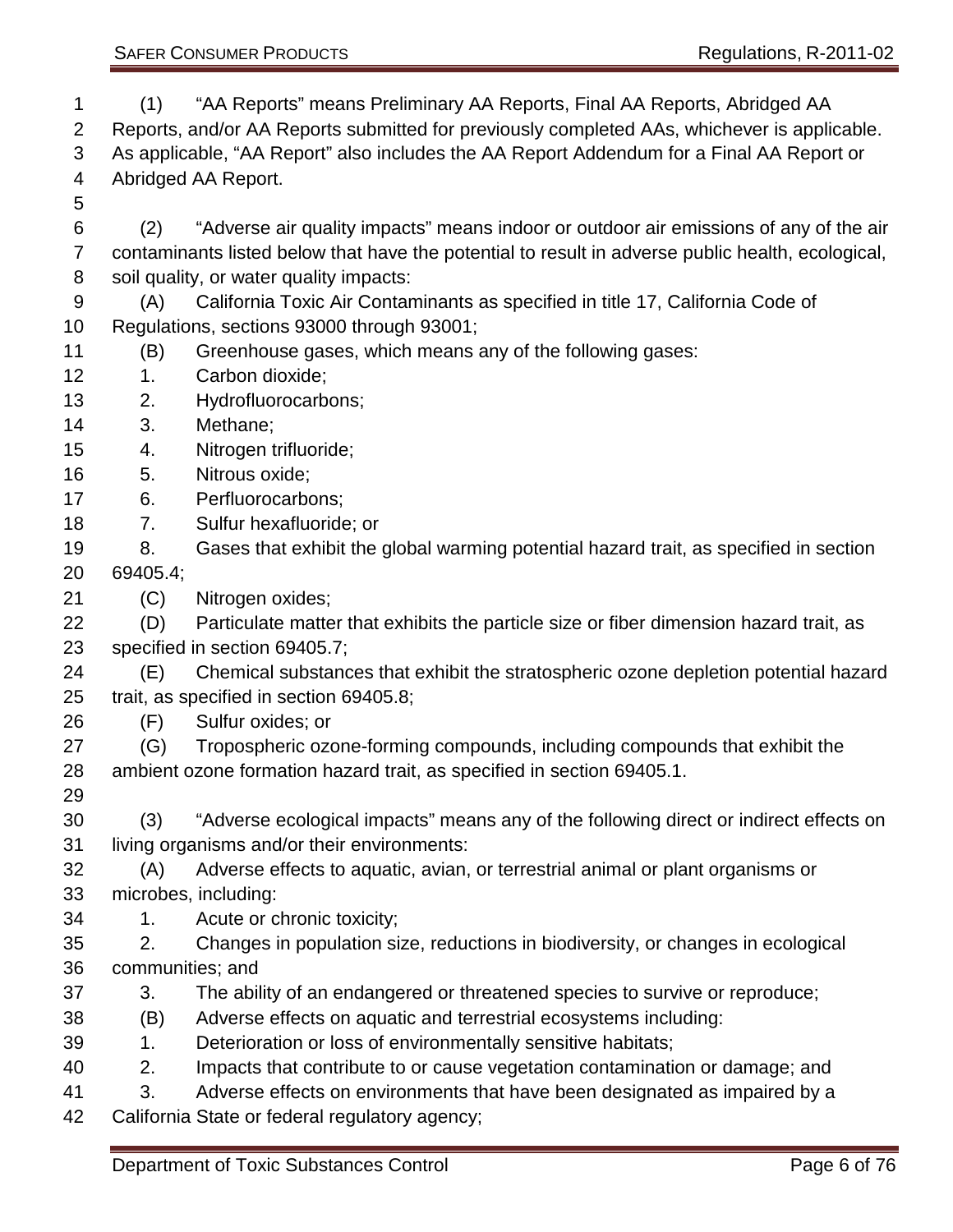(1) "AA Reports" means Preliminary AA Reports, Final AA Reports, Abridged AA Reports, and/or AA Reports submitted for previously completed AAs, whichever is applicable. As applicable, "AA Report" also includes the AA Report Addendum for a Final AA Report or Abridged AA Report.

(2) "Adverse air quality impacts" means indoor or outdoor air emissions of any of the air contaminants listed below that have the potential to result in adverse public health, ecological, soil quality, or water quality impacts:

(A) California Toxic Air Contaminants as specified in title 17, California Code of Regulations, sections 93000 through 93001;

(B) Greenhouse gases, which means any of the following gases:

1. Carbon dioxide;
2. Hydrofluorocarbons;
3. Methane;
4. Nitrogen trifluoride;
5. Nitrous oxide;
6. Perfluorocarbons;
7. Sulfur hexafluoride; or
8. Gases that exhibit the global warming potential hazard trait, as specified in section 69405.4;

(C) Nitrogen oxides;

(D) Particulate matter that exhibits the particle size or fiber dimension hazard trait, as specified in section 69405.7;

(E) Chemical substances that exhibit the stratospheric ozone depletion potential hazard trait, as specified in section 69405.8;

(F) Sulfur oxides; or

(G) Tropospheric ozone-forming compounds, including compounds that exhibit the ambient ozone formation hazard trait, as specified in section 69405.1.

(3) "Adverse ecological impacts" means any of the following direct or indirect effects on living organisms and/or their environments:

(A) Adverse effects to aquatic, avian, or terrestrial animal or plant organisms or microbes, including:

1. Acute or chronic toxicity;
2. Changes in population size, reductions in biodiversity, or changes in ecological communities; and
3. The ability of an endangered or threatened species to survive or reproduce;

(B) Adverse effects on aquatic and terrestrial ecosystems including:

1. Deterioration or loss of environmentally sensitive habitats;
2. Impacts that contribute to or cause vegetation contamination or damage; and
3. Adverse effects on environments that have been designated as impaired by a California State or federal regulatory agency;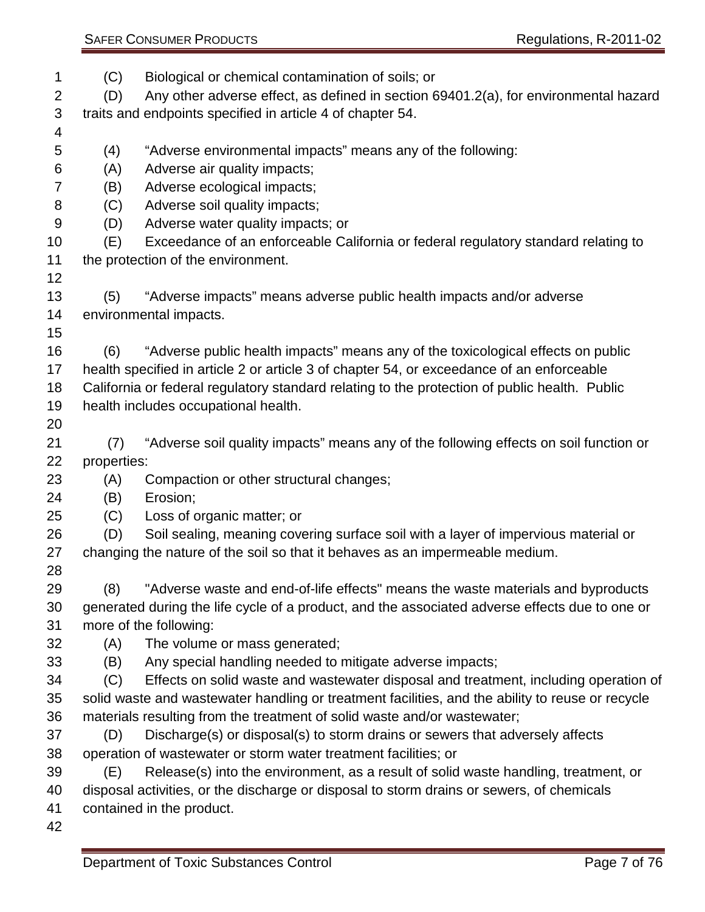(C) Biological or chemical contamination of soils; or

(D) Any other adverse effect, as defined in section 69401.2(a), for environmental hazard traits and endpoints specified in article 4 of chapter 54.

(4) "Adverse environmental impacts" means any of the following:

(A) Adverse air quality impacts;

(B) Adverse ecological impacts;

(C) Adverse soil quality impacts;

(D) Adverse water quality impacts; or

(E) Exceedance of an enforceable California or federal regulatory standard relating to the protection of the environment.

(5) "Adverse impacts" means adverse public health impacts and/or adverse environmental impacts.

(6) "Adverse public health impacts" means any of the toxicological effects on public health specified in article 2 or article 3 of chapter 54, or exceedance of an enforceable California or federal regulatory standard relating to the protection of public health. Public health includes occupational health.

(7) "Adverse soil quality impacts" means any of the following effects on soil function or properties:

(A) Compaction or other structural changes;

(B) Erosion;

(C) Loss of organic matter; or

(D) Soil sealing, meaning covering surface soil with a layer of impervious material or changing the nature of the soil so that it behaves as an impermeable medium.

(8) "Adverse waste and end-of-life effects" means the waste materials and byproducts generated during the life cycle of a product, and the associated adverse effects due to one or more of the following:

(A) The volume or mass generated;

(B) Any special handling needed to mitigate adverse impacts;

(C) Effects on solid waste and wastewater disposal and treatment, including operation of solid waste and wastewater handling or treatment facilities, and the ability to reuse or recycle materials resulting from the treatment of solid waste and/or wastewater;

(D) Discharge(s) or disposal(s) to storm drains or sewers that adversely affects operation of wastewater or storm water treatment facilities; or

(E) Release(s) into the environment, as a result of solid waste handling, treatment, or disposal activities, or the discharge or disposal to storm drains or sewers, of chemicals contained in the product.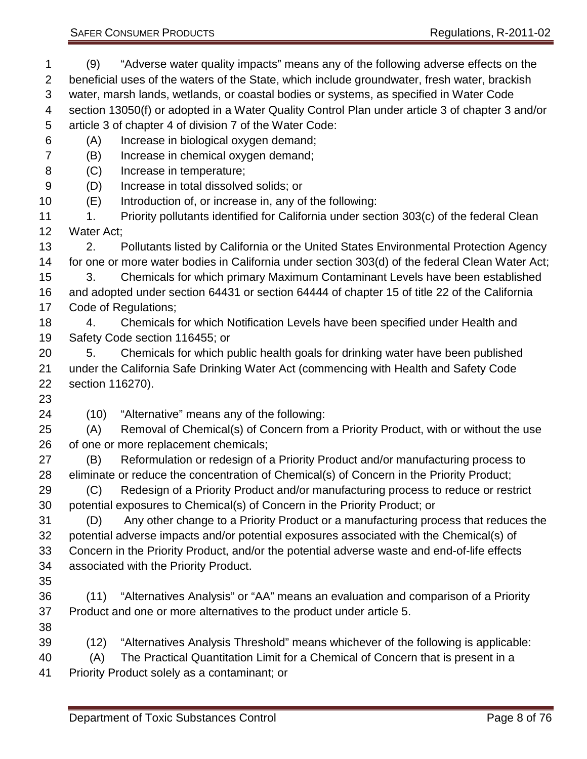(9) "Adverse water quality impacts" means any of the following adverse effects on the beneficial uses of the waters of the State, which include groundwater, fresh water, brackish water, marsh lands, wetlands, or coastal bodies or systems, as specified in Water Code section 13050(f) or adopted in a Water Quality Control Plan under article 3 of chapter 3 and/or article 3 of chapter 4 of division 7 of the Water Code:

(A) Increase in biological oxygen demand;

(B) Increase in chemical oxygen demand;

(C) Increase in temperature;

(D) Increase in total dissolved solids; or

(E) Introduction of, or increase in, any of the following:

1. Priority pollutants identified for California under section 303(c) of the federal Clean Water Act;

2. Pollutants listed by California or the United States Environmental Protection Agency for one or more water bodies in California under section 303(d) of the federal Clean Water Act;

3. Chemicals for which primary Maximum Contaminant Levels have been established and adopted under section 64431 or section 64444 of chapter 15 of title 22 of the California Code of Regulations;

4. Chemicals for which Notification Levels have been specified under Health and Safety Code section 116455; or

5. Chemicals for which public health goals for drinking water have been published under the California Safe Drinking Water Act (commencing with Health and Safety Code section 116270).

(10) "Alternative" means any of the following:

(A) Removal of Chemical(s) of Concern from a Priority Product, with or without the use of one or more replacement chemicals;

(B) Reformulation or redesign of a Priority Product and/or manufacturing process to eliminate or reduce the concentration of Chemical(s) of Concern in the Priority Product;

(C) Redesign of a Priority Product and/or manufacturing process to reduce or restrict potential exposures to Chemical(s) of Concern in the Priority Product; or

(D) Any other change to a Priority Product or a manufacturing process that reduces the potential adverse impacts and/or potential exposures associated with the Chemical(s) of Concern in the Priority Product, and/or the potential adverse waste and end-of-life effects associated with the Priority Product.

(11) "Alternatives Analysis" or "AA" means an evaluation and comparison of a Priority Product and one or more alternatives to the product under article 5.

(12) "Alternatives Analysis Threshold" means whichever of the following is applicable:

(A) The Practical Quantitation Limit for a Chemical of Concern that is present in a Priority Product solely as a contaminant; or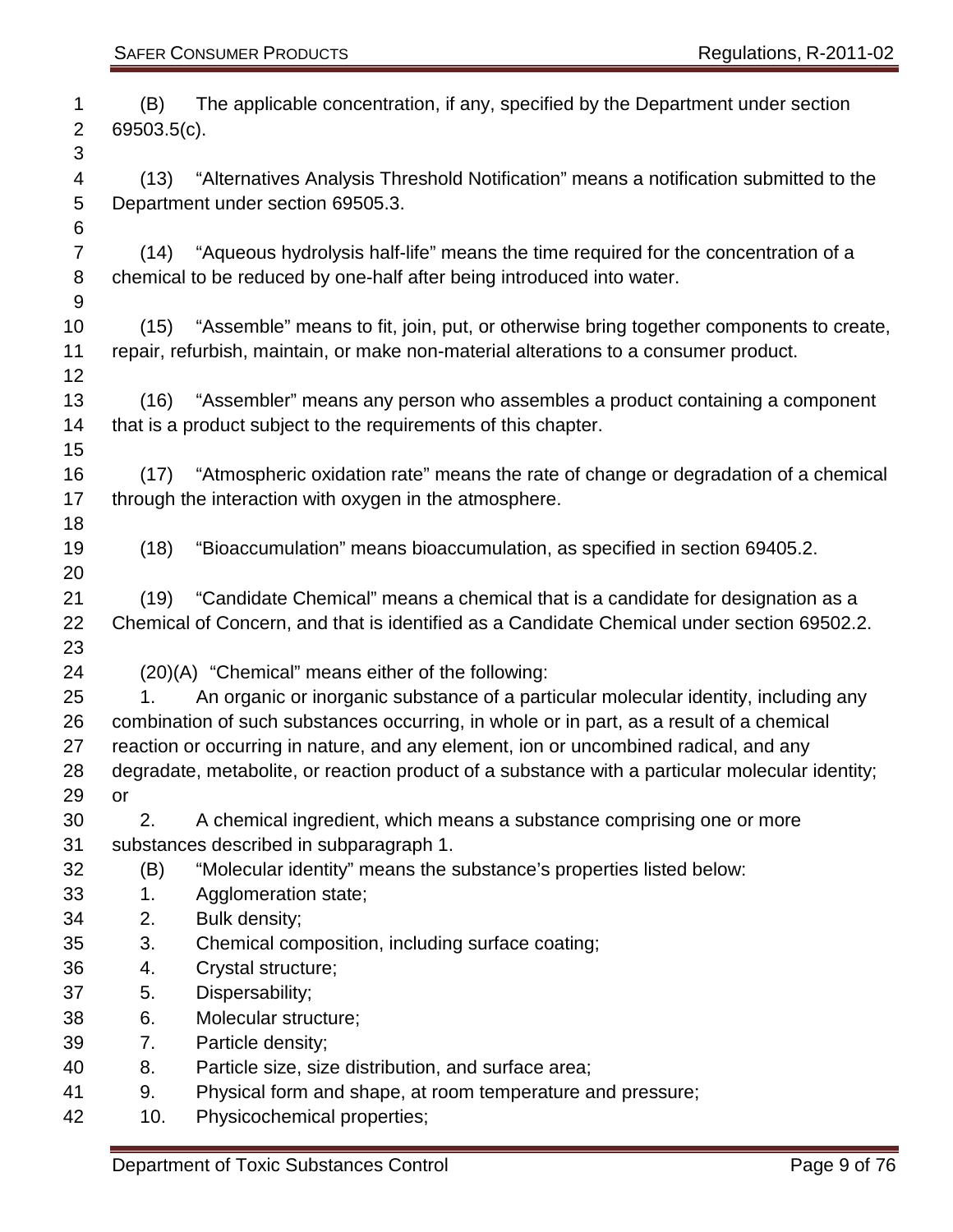(B) The applicable concentration, if any, specified by the Department under section 69503.5(c).

(13) "Alternatives Analysis Threshold Notification" means a notification submitted to the Department under section 69505.3.

(14) "Aqueous hydrolysis half-life" means the time required for the concentration of a chemical to be reduced by one-half after being introduced into water.

(15) "Assemble" means to fit, join, put, or otherwise bring together components to create, repair, refurbish, maintain, or make non-material alterations to a consumer product.

(16) "Assembler" means any person who assembles a product containing a component that is a product subject to the requirements of this chapter.

(17) "Atmospheric oxidation rate" means the rate of change or degradation of a chemical through the interaction with oxygen in the atmosphere.

(18) "Bioaccumulation" means bioaccumulation, as specified in section 69405.2.

(19) "Candidate Chemical" means a chemical that is a candidate for designation as a Chemical of Concern, and that is identified as a Candidate Chemical under section 69502.2.

(20)(A) "Chemical" means either of the following:

1. An organic or inorganic substance of a particular molecular identity, including any combination of such substances occurring, in whole or in part, as a result of a chemical reaction or occurring in nature, and any element, ion or uncombined radical, and any degradate, metabolite, or reaction product of a substance with a particular molecular identity; or

2. A chemical ingredient, which means a substance comprising one or more substances described in subparagraph 1.

(B) "Molecular identity" means the substance's properties listed below:

1. Agglomeration state;
2. Bulk density;
3. Chemical composition, including surface coating;
4. Crystal structure;
5. Dispersability;
6. Molecular structure;
7. Particle density;
8. Particle size, size distribution, and surface area;
9. Physical form and shape, at room temperature and pressure;
10. Physicochemical properties;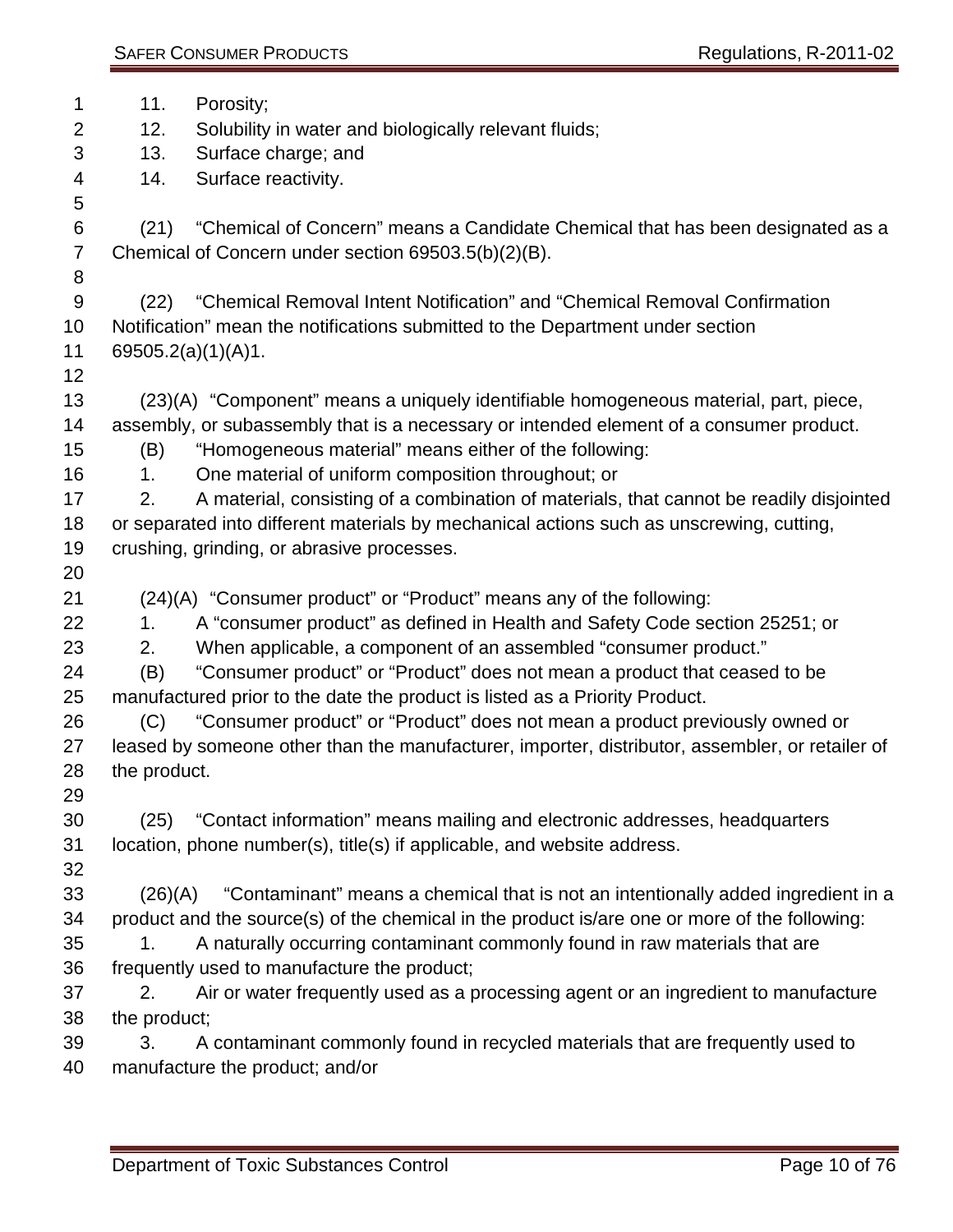11. Porosity;
12. Solubility in water and biologically relevant fluids;
13. Surface charge; and
14. Surface reactivity.

(21) "Chemical of Concern" means a Candidate Chemical that has been designated as a Chemical of Concern under section 69503.5(b)(2)(B).

(22) "Chemical Removal Intent Notification" and "Chemical Removal Confirmation Notification" mean the notifications submitted to the Department under section 69505.2(a)(1)(A)1.

(23)(A) "Component" means a uniquely identifiable homogeneous material, part, piece, assembly, or subassembly that is a necessary or intended element of a consumer product.

(B) "Homogeneous material" means either of the following:

1. One material of uniform composition throughout; or
2. A material, consisting of a combination of materials, that cannot be readily disjointed or separated into different materials by mechanical actions such as unscrewing, cutting, crushing, grinding, or abrasive processes.

(24)(A) "Consumer product" or "Product" means any of the following:

1. A "consumer product" as defined in Health and Safety Code section 25251; or
2. When applicable, a component of an assembled "consumer product."

(B) "Consumer product" or "Product" does not mean a product that ceased to be manufactured prior to the date the product is listed as a Priority Product.

(C) "Consumer product" or "Product" does not mean a product previously owned or leased by someone other than the manufacturer, importer, distributor, assembler, or retailer of the product.

(25) "Contact information" means mailing and electronic addresses, headquarters location, phone number(s), title(s) if applicable, and website address.

(26)(A) "Contaminant" means a chemical that is not an intentionally added ingredient in a product and the source(s) of the chemical in the product is/are one or more of the following:

1. A naturally occurring contaminant commonly found in raw materials that are frequently used to manufacture the product;
2. Air or water frequently used as a processing agent or an ingredient to manufacture the product;
3. A contaminant commonly found in recycled materials that are frequently used to manufacture the product; and/or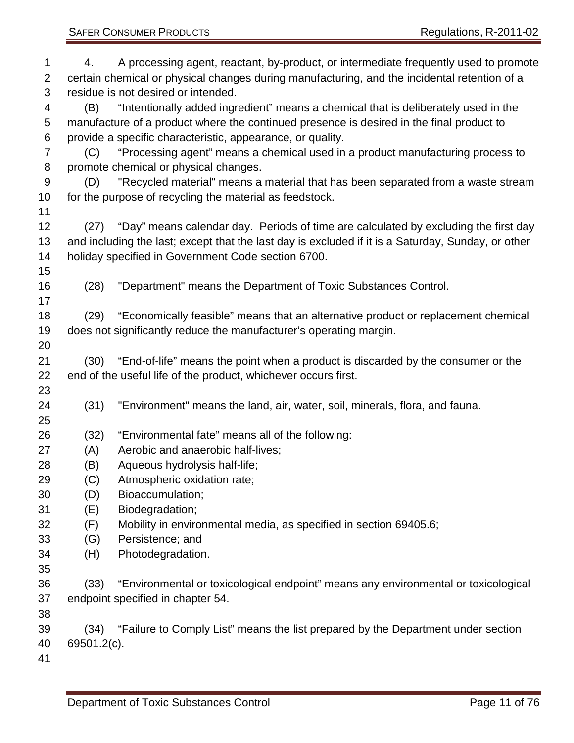4. A processing agent, reactant, by-product, or intermediate frequently used to promote certain chemical or physical changes during manufacturing, and the incidental retention of a residue is not desired or intended.

(B) "Intentionally added ingredient" means a chemical that is deliberately used in the manufacture of a product where the continued presence is desired in the final product to provide a specific characteristic, appearance, or quality.

(C) "Processing agent" means a chemical used in a product manufacturing process to promote chemical or physical changes.

(D) "Recycled material" means a material that has been separated from a waste stream for the purpose of recycling the material as feedstock.

(27) "Day" means calendar day. Periods of time are calculated by excluding the first day and including the last; except that the last day is excluded if it is a Saturday, Sunday, or other holiday specified in Government Code section 6700.

(28) "Department" means the Department of Toxic Substances Control.

(29) "Economically feasible" means that an alternative product or replacement chemical does not significantly reduce the manufacturer's operating margin.

(30) "End-of-life" means the point when a product is discarded by the consumer or the end of the useful life of the product, whichever occurs first.

(31) "Environment" means the land, air, water, soil, minerals, flora, and fauna.

(32) "Environmental fate" means all of the following:

(A) Aerobic and anaerobic half-lives;
(B) Aqueous hydrolysis half-life;
(C) Atmospheric oxidation rate;
(D) Bioaccumulation;
(E) Biodegradation;
(F) Mobility in environmental media, as specified in section 69405.6;
(G) Persistence; and
(H) Photodegradation.

(33) "Environmental or toxicological endpoint" means any environmental or toxicological endpoint specified in chapter 54.

(34) "Failure to Comply List" means the list prepared by the Department under section 69501.2(c).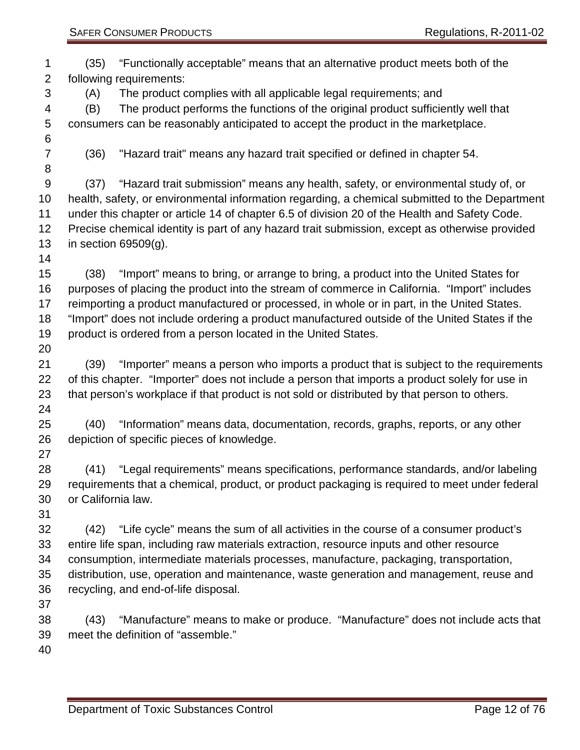(35) "Functionally acceptable" means that an alternative product meets both of the following requirements:

(A) The product complies with all applicable legal requirements; and

(B) The product performs the functions of the original product sufficiently well that consumers can be reasonably anticipated to accept the product in the marketplace.

(36) "Hazard trait" means any hazard trait specified or defined in chapter 54.

(37) "Hazard trait submission" means any health, safety, or environmental study of, or health, safety, or environmental information regarding, a chemical submitted to the Department under this chapter or article 14 of chapter 6.5 of division 20 of the Health and Safety Code. Precise chemical identity is part of any hazard trait submission, except as otherwise provided in section 69509(g).

(38) "Import" means to bring, or arrange to bring, a product into the United States for purposes of placing the product into the stream of commerce in California. "Import" includes reimporting a product manufactured or processed, in whole or in part, in the United States. "Import" does not include ordering a product manufactured outside of the United States if the product is ordered from a person located in the United States.

(39) "Importer" means a person who imports a product that is subject to the requirements of this chapter. "Importer" does not include a person that imports a product solely for use in that person's workplace if that product is not sold or distributed by that person to others.

(40) "Information" means data, documentation, records, graphs, reports, or any other depiction of specific pieces of knowledge.

(41) "Legal requirements" means specifications, performance standards, and/or labeling requirements that a chemical, product, or product packaging is required to meet under federal or California law.

(42) "Life cycle" means the sum of all activities in the course of a consumer product's entire life span, including raw materials extraction, resource inputs and other resource consumption, intermediate materials processes, manufacture, packaging, transportation, distribution, use, operation and maintenance, waste generation and management, reuse and recycling, and end-of-life disposal.

(43) "Manufacture" means to make or produce. "Manufacture" does not include acts that meet the definition of "assemble."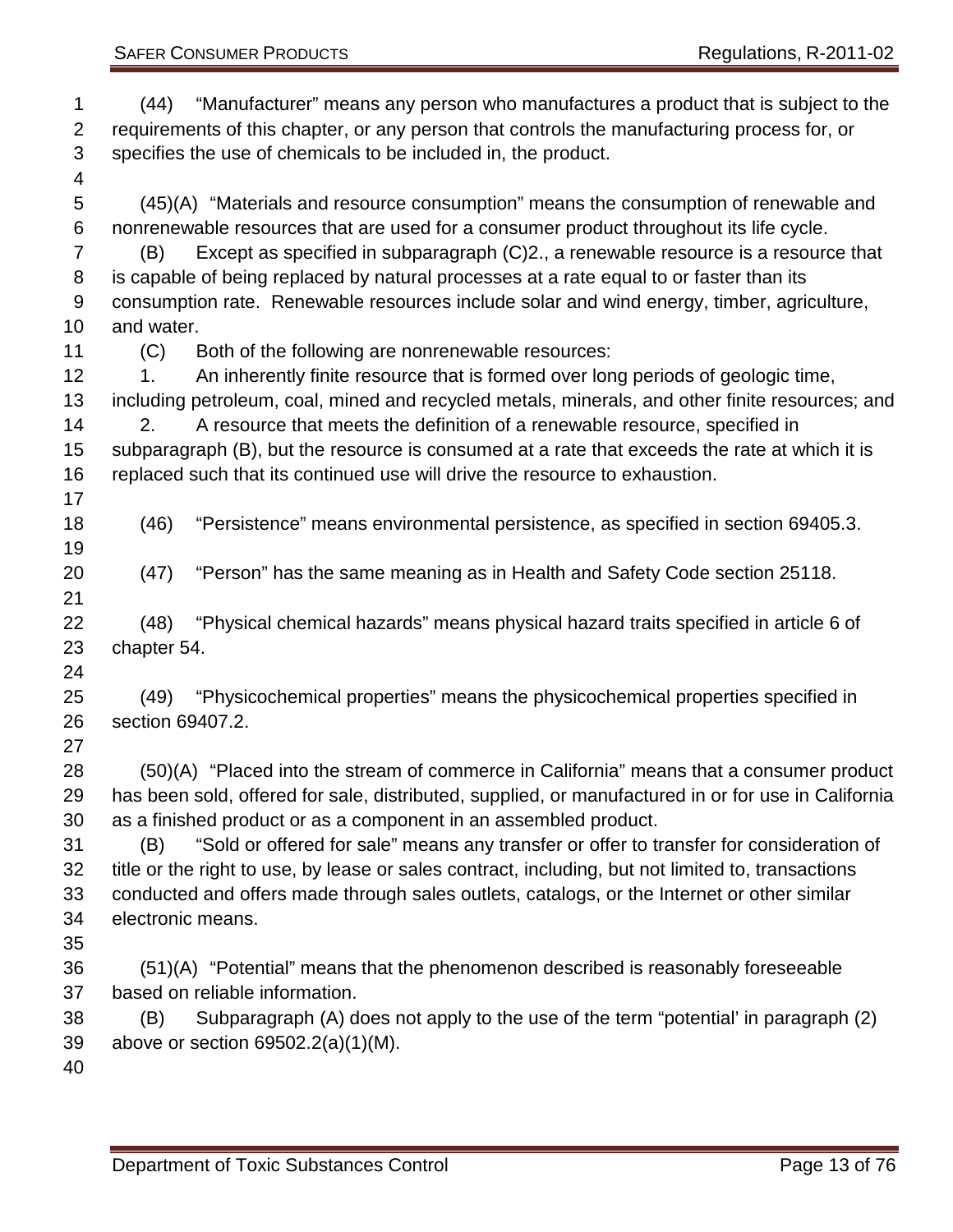(44) “Manufacturer” means any person who manufactures a product that is subject to the requirements of this chapter, or any person that controls the manufacturing process for, or specifies the use of chemicals to be included in, the product.

(45)(A) “Materials and resource consumption” means the consumption of renewable and nonrenewable resources that are used for a consumer product throughout its life cycle.

(B) Except as specified in subparagraph (C)2., a renewable resource is a resource that is capable of being replaced by natural processes at a rate equal to or faster than its consumption rate. Renewable resources include solar and wind energy, timber, agriculture, and water.

(C) Both of the following are nonrenewable resources:

1. An inherently finite resource that is formed over long periods of geologic time, including petroleum, coal, mined and recycled metals, minerals, and other finite resources; and

2. A resource that meets the definition of a renewable resource, specified in subparagraph (B), but the resource is consumed at a rate that exceeds the rate at which it is replaced such that its continued use will drive the resource to exhaustion.

(46) “Persistence” means environmental persistence, as specified in section 69405.3.

(47) “Person” has the same meaning as in Health and Safety Code section 25118.

(48) “Physical chemical hazards” means physical hazard traits specified in article 6 of chapter 54.

(49) “Physicochemical properties” means the physicochemical properties specified in section 69407.2.

(50)(A) “Placed into the stream of commerce in California” means that a consumer product has been sold, offered for sale, distributed, supplied, or manufactured in or for use in California as a finished product or as a component in an assembled product.

(B) “Sold or offered for sale” means any transfer or offer to transfer for consideration of title or the right to use, by lease or sales contract, including, but not limited to, transactions conducted and offers made through sales outlets, catalogs, or the Internet or other similar electronic means.

(51)(A) “Potential” means that the phenomenon described is reasonably foreseeable based on reliable information.

(B) Subparagraph (A) does not apply to the use of the term “potential’ in paragraph (2) above or section 69502.2(a)(1)(M).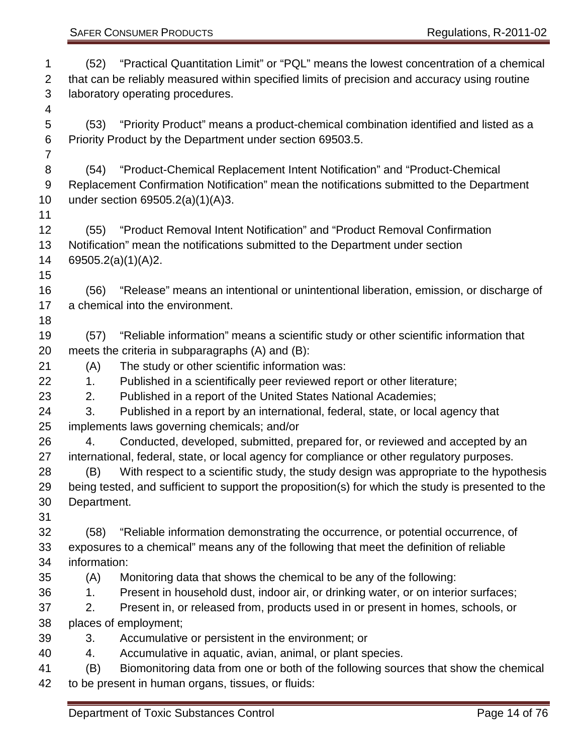(52) "Practical Quantitation Limit" or "PQL" means the lowest concentration of a chemical that can be reliably measured within specified limits of precision and accuracy using routine laboratory operating procedures.

(53) "Priority Product" means a product-chemical combination identified and listed as a Priority Product by the Department under section 69503.5.

(54) "Product-Chemical Replacement Intent Notification" and "Product-Chemical Replacement Confirmation Notification" mean the notifications submitted to the Department under section 69505.2(a)(1)(A)3.

(55) "Product Removal Intent Notification" and "Product Removal Confirmation Notification" mean the notifications submitted to the Department under section 69505.2(a)(1)(A)2.

(56) "Release" means an intentional or unintentional liberation, emission, or discharge of a chemical into the environment.

(57) "Reliable information" means a scientific study or other scientific information that meets the criteria in subparagraphs (A) and (B):

(A) The study or other scientific information was:

1. Published in a scientifically peer reviewed report or other literature;

2. Published in a report of the United States National Academies;

3. Published in a report by an international, federal, state, or local agency that implements laws governing chemicals; and/or

4. Conducted, developed, submitted, prepared for, or reviewed and accepted by an international, federal, state, or local agency for compliance or other regulatory purposes.

(B) With respect to a scientific study, the study design was appropriate to the hypothesis being tested, and sufficient to support the proposition(s) for which the study is presented to the Department.

(58) "Reliable information demonstrating the occurrence, or potential occurrence, of exposures to a chemical" means any of the following that meet the definition of reliable information:

(A) Monitoring data that shows the chemical to be any of the following:

1. Present in household dust, indoor air, or drinking water, or on interior surfaces;

2. Present in, or released from, products used in or present in homes, schools, or places of employment;

3. Accumulative or persistent in the environment; or

4. Accumulative in aquatic, avian, animal, or plant species.

(B) Biomonitoring data from one or both of the following sources that show the chemical to be present in human organs, tissues, or fluids: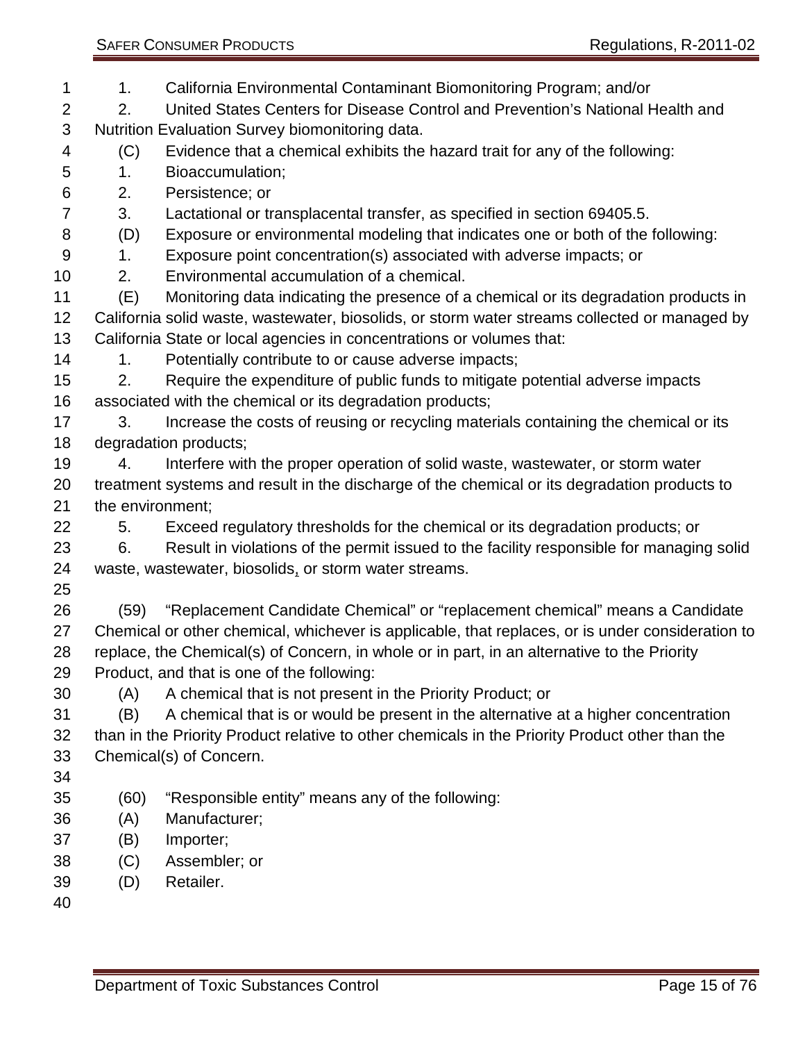1. California Environmental Contaminant Biomonitoring Program; and/or

2. United States Centers for Disease Control and Prevention's National Health and Nutrition Evaluation Survey biomonitoring data.

(C) Evidence that a chemical exhibits the hazard trait for any of the following:

1. Bioaccumulation;

2. Persistence; or

3. Lactational or transplacental transfer, as specified in section 69405.5.

(D) Exposure or environmental modeling that indicates one or both of the following:

1. Exposure point concentration(s) associated with adverse impacts; or

2. Environmental accumulation of a chemical.

(E) Monitoring data indicating the presence of a chemical or its degradation products in California solid waste, wastewater, biosolids, or storm water streams collected or managed by California State or local agencies in concentrations or volumes that:

1. Potentially contribute to or cause adverse impacts;

2. Require the expenditure of public funds to mitigate potential adverse impacts associated with the chemical or its degradation products;

3. Increase the costs of reusing or recycling materials containing the chemical or its degradation products;

4. Interfere with the proper operation of solid waste, wastewater, or storm water treatment systems and result in the discharge of the chemical or its degradation products to the environment;

5. Exceed regulatory thresholds for the chemical or its degradation products; or

6. Result in violations of the permit issued to the facility responsible for managing solid waste, wastewater, biosolids, or storm water streams.

(59) "Replacement Candidate Chemical" or "replacement chemical" means a Candidate Chemical or other chemical, whichever is applicable, that replaces, or is under consideration to replace, the Chemical(s) of Concern, in whole or in part, in an alternative to the Priority Product, and that is one of the following:

(A) A chemical that is not present in the Priority Product; or

(B) A chemical that is or would be present in the alternative at a higher concentration than in the Priority Product relative to other chemicals in the Priority Product other than the Chemical(s) of Concern.

(60) "Responsible entity" means any of the following:

(A) Manufacturer;

(B) Importer;

(C) Assembler; or

(D) Retailer.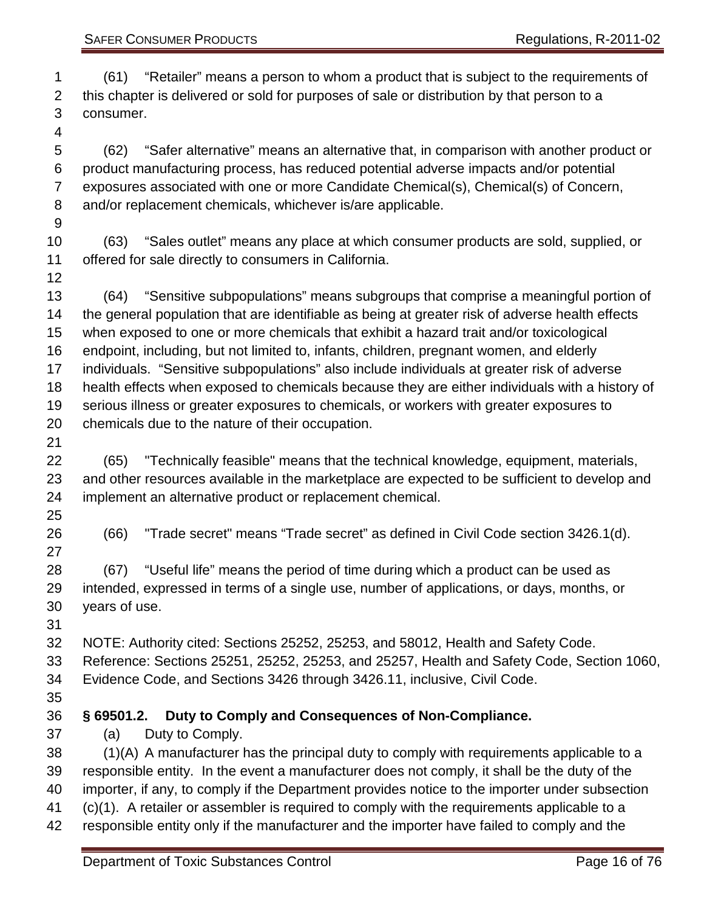(61) “Retailer” means a person to whom a product that is subject to the requirements of this chapter is delivered or sold for purposes of sale or distribution by that person to a consumer.

(62) “Safer alternative” means an alternative that, in comparison with another product or product manufacturing process, has reduced potential adverse impacts and/or potential exposures associated with one or more Candidate Chemical(s), Chemical(s) of Concern, and/or replacement chemicals, whichever is/are applicable.

(63) “Sales outlet” means any place at which consumer products are sold, supplied, or offered for sale directly to consumers in California.

(64) “Sensitive subpopulations” means subgroups that comprise a meaningful portion of the general population that are identifiable as being at greater risk of adverse health effects when exposed to one or more chemicals that exhibit a hazard trait and/or toxicological endpoint, including, but not limited to, infants, children, pregnant women, and elderly individuals. “Sensitive subpopulations” also include individuals at greater risk of adverse health effects when exposed to chemicals because they are either individuals with a history of serious illness or greater exposures to chemicals, or workers with greater exposures to chemicals due to the nature of their occupation.

(65) "Technically feasible" means that the technical knowledge, equipment, materials, and other resources available in the marketplace are expected to be sufficient to develop and implement an alternative product or replacement chemical.

(66) "Trade secret" means “Trade secret” as defined in Civil Code section 3426.1(d).

(67) “Useful life” means the period of time during which a product can be used as intended, expressed in terms of a single use, number of applications, or days, months, or years of use.

NOTE: Authority cited: Sections 25252, 25253, and 58012, Health and Safety Code. Reference: Sections 25251, 25252, 25253, and 25257, Health and Safety Code, Section 1060, Evidence Code, and Sections 3426 through 3426.11, inclusive, Civil Code.

### § 69501.2. Duty to Comply and Consequences of Non-Compliance.

(a) Duty to Comply.

(1)(A) A manufacturer has the principal duty to comply with requirements applicable to a responsible entity. In the event a manufacturer does not comply, it shall be the duty of the importer, if any, to comply if the Department provides notice to the importer under subsection (c)(1). A retailer or assembler is required to comply with the requirements applicable to a responsible entity only if the manufacturer and the importer have failed to comply and the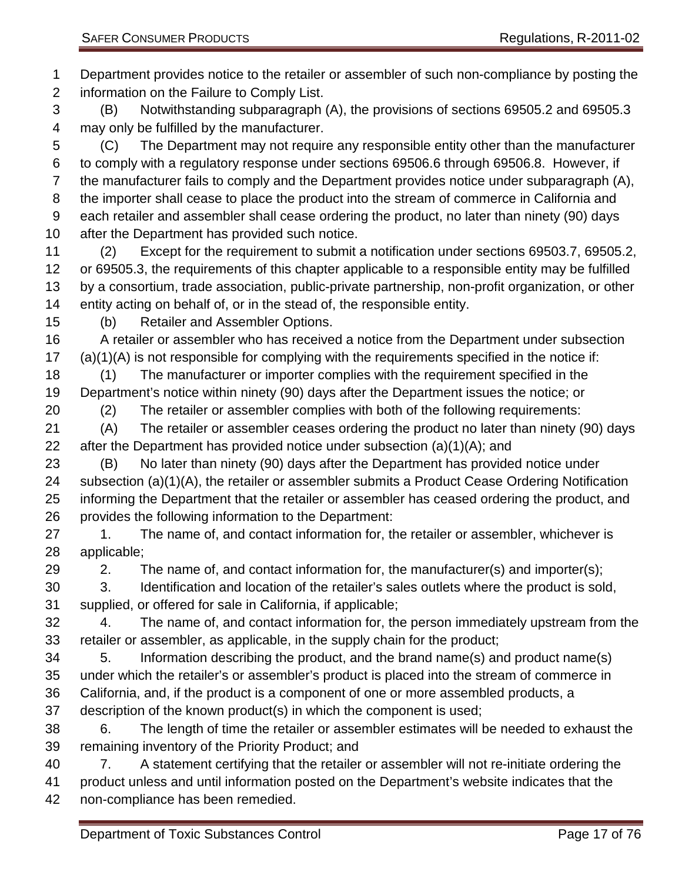Department provides notice to the retailer or assembler of such non-compliance by posting the information on the Failure to Comply List.

(B) Notwithstanding subparagraph (A), the provisions of sections 69505.2 and 69505.3 may only be fulfilled by the manufacturer.

(C) The Department may not require any responsible entity other than the manufacturer to comply with a regulatory response under sections 69506.6 through 69506.8. However, if the manufacturer fails to comply and the Department provides notice under subparagraph (A), the importer shall cease to place the product into the stream of commerce in California and each retailer and assembler shall cease ordering the product, no later than ninety (90) days after the Department has provided such notice.

(2) Except for the requirement to submit a notification under sections 69503.7, 69505.2, or 69505.3, the requirements of this chapter applicable to a responsible entity may be fulfilled by a consortium, trade association, public-private partnership, non-profit organization, or other entity acting on behalf of, or in the stead of, the responsible entity.

(b) Retailer and Assembler Options.

A retailer or assembler who has received a notice from the Department under subsection (a)(1)(A) is not responsible for complying with the requirements specified in the notice if:

(1) The manufacturer or importer complies with the requirement specified in the Department's notice within ninety (90) days after the Department issues the notice; or

(2) The retailer or assembler complies with both of the following requirements:

(A) The retailer or assembler ceases ordering the product no later than ninety (90) days after the Department has provided notice under subsection (a)(1)(A); and

(B) No later than ninety (90) days after the Department has provided notice under subsection (a)(1)(A), the retailer or assembler submits a Product Cease Ordering Notification informing the Department that the retailer or assembler has ceased ordering the product, and provides the following information to the Department:

1. The name of, and contact information for, the retailer or assembler, whichever is applicable;

2. The name of, and contact information for, the manufacturer(s) and importer(s);

3. Identification and location of the retailer's sales outlets where the product is sold, supplied, or offered for sale in California, if applicable;

4. The name of, and contact information for, the person immediately upstream from the retailer or assembler, as applicable, in the supply chain for the product;

5. Information describing the product, and the brand name(s) and product name(s) under which the retailer's or assembler's product is placed into the stream of commerce in California, and, if the product is a component of one or more assembled products, a description of the known product(s) in which the component is used;

6. The length of time the retailer or assembler estimates will be needed to exhaust the remaining inventory of the Priority Product; and

7. A statement certifying that the retailer or assembler will not re-initiate ordering the product unless and until information posted on the Department's website indicates that the non-compliance has been remedied.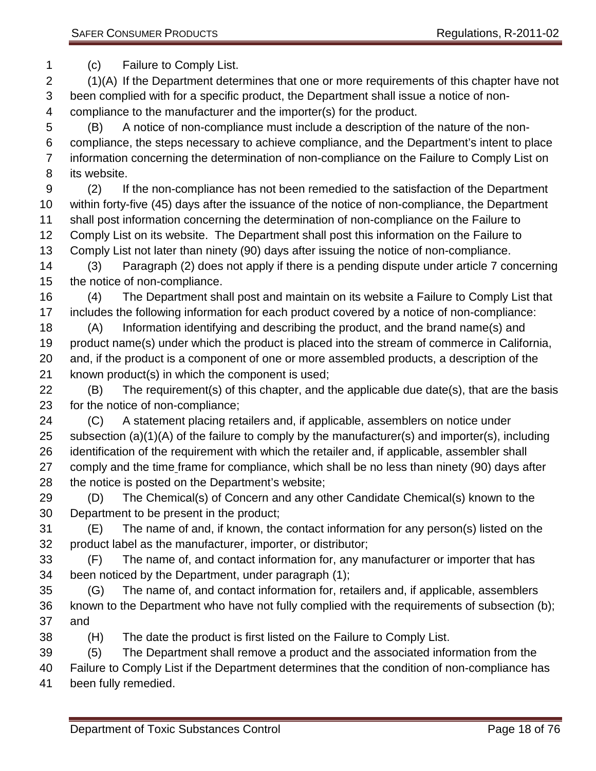(c) Failure to Comply List.

(1)(A) If the Department determines that one or more requirements of this chapter have not been complied with for a specific product, the Department shall issue a notice of non-compliance to the manufacturer and the importer(s) for the product.

(B) A notice of non-compliance must include a description of the nature of the non-compliance, the steps necessary to achieve compliance, and the Department's intent to place information concerning the determination of non-compliance on the Failure to Comply List on its website.

(2) If the non-compliance has not been remedied to the satisfaction of the Department within forty-five (45) days after the issuance of the notice of non-compliance, the Department shall post information concerning the determination of non-compliance on the Failure to Comply List on its website. The Department shall post this information on the Failure to Comply List not later than ninety (90) days after issuing the notice of non-compliance.

(3) Paragraph (2) does not apply if there is a pending dispute under article 7 concerning the notice of non-compliance.

(4) The Department shall post and maintain on its website a Failure to Comply List that includes the following information for each product covered by a notice of non-compliance:

(A) Information identifying and describing the product, and the brand name(s) and product name(s) under which the product is placed into the stream of commerce in California, and, if the product is a component of one or more assembled products, a description of the known product(s) in which the component is used;

(B) The requirement(s) of this chapter, and the applicable due date(s), that are the basis for the notice of non-compliance;

(C) A statement placing retailers and, if applicable, assemblers on notice under subsection (a)(1)(A) of the failure to comply by the manufacturer(s) and importer(s), including identification of the requirement with which the retailer and, if applicable, assembler shall comply and the time frame for compliance, which shall be no less than ninety (90) days after the notice is posted on the Department's website;

(D) The Chemical(s) of Concern and any other Candidate Chemical(s) known to the Department to be present in the product;

(E) The name of and, if known, the contact information for any person(s) listed on the product label as the manufacturer, importer, or distributor;

(F) The name of, and contact information for, any manufacturer or importer that has been noticed by the Department, under paragraph (1);

(G) The name of, and contact information for, retailers and, if applicable, assemblers known to the Department who have not fully complied with the requirements of subsection (b); and

(H) The date the product is first listed on the Failure to Comply List.

(5) The Department shall remove a product and the associated information from the Failure to Comply List if the Department determines that the condition of non-compliance has been fully remedied.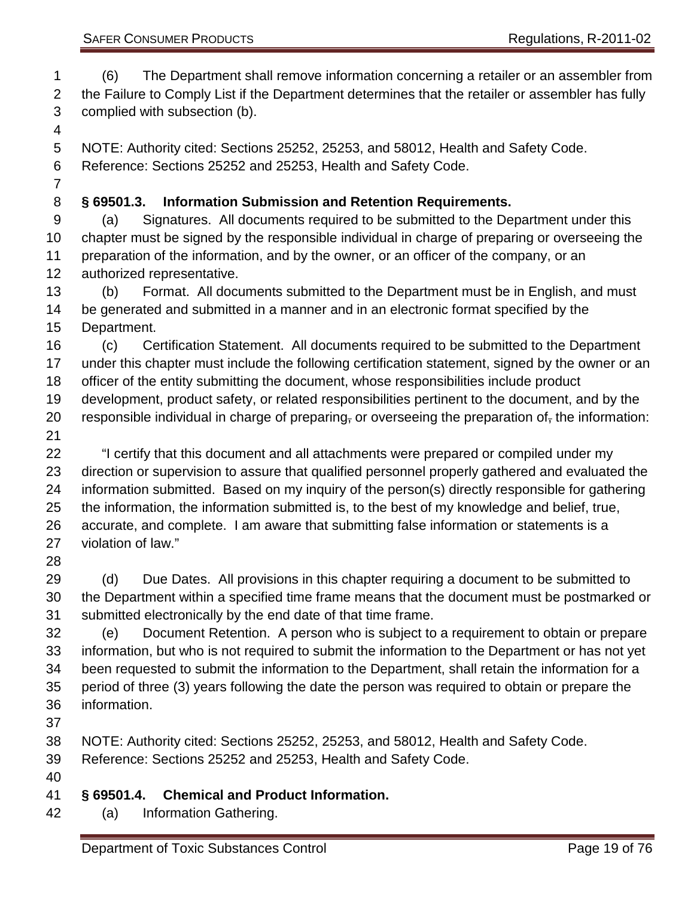(6) The Department shall remove information concerning a retailer or an assembler from the Failure to Comply List if the Department determines that the retailer or assembler has fully complied with subsection (b).

NOTE: Authority cited: Sections 25252, 25253, and 58012, Health and Safety Code. Reference: Sections 25252 and 25253, Health and Safety Code.

**§ 69501.3. Information Submission and Retention Requirements.**

(a) Signatures. All documents required to be submitted to the Department under this chapter must be signed by the responsible individual in charge of preparing or overseeing the preparation of the information, and by the owner, or an officer of the company, or an authorized representative.

(b) Format. All documents submitted to the Department must be in English, and must be generated and submitted in a manner and in an electronic format specified by the Department.

(c) Certification Statement. All documents required to be submitted to the Department under this chapter must include the following certification statement, signed by the owner or an officer of the entity submitting the document, whose responsibilities include product development, product safety, or related responsibilities pertinent to the document, and by the responsible individual in charge of preparing~~,~~ or overseeing the preparation of~~,~~ the information:

"I certify that this document and all attachments were prepared or compiled under my direction or supervision to assure that qualified personnel properly gathered and evaluated the information submitted. Based on my inquiry of the person(s) directly responsible for gathering the information, the information submitted is, to the best of my knowledge and belief, true, accurate, and complete. I am aware that submitting false information or statements is a violation of law."

(d) Due Dates. All provisions in this chapter requiring a document to be submitted to the Department within a specified time frame means that the document must be postmarked or submitted electronically by the end date of that time frame.

(e) Document Retention. A person who is subject to a requirement to obtain or prepare information, but who is not required to submit the information to the Department or has not yet been requested to submit the information to the Department, shall retain the information for a period of three (3) years following the date the person was required to obtain or prepare the information.

NOTE: Authority cited: Sections 25252, 25253, and 58012, Health and Safety Code. Reference: Sections 25252 and 25253, Health and Safety Code.

**§ 69501.4. Chemical and Product Information.**

(a) Information Gathering.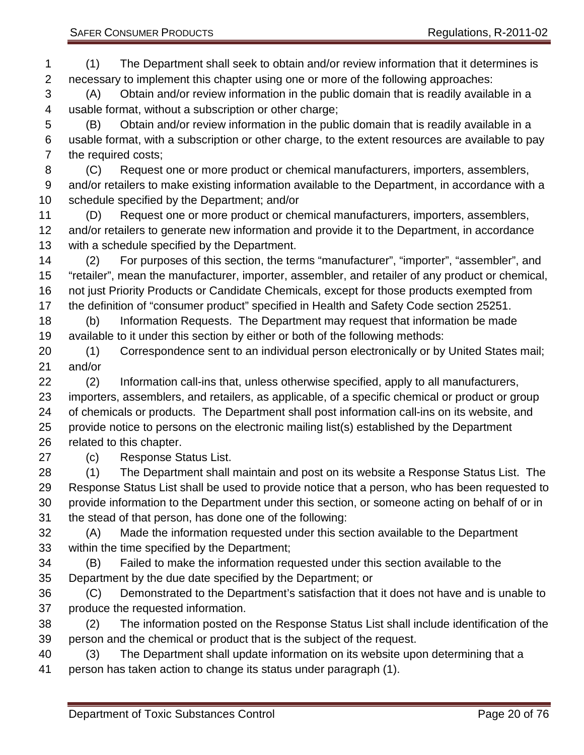(1) The Department shall seek to obtain and/or review information that it determines is necessary to implement this chapter using one or more of the following approaches:

(A) Obtain and/or review information in the public domain that is readily available in a usable format, without a subscription or other charge;

(B) Obtain and/or review information in the public domain that is readily available in a usable format, with a subscription or other charge, to the extent resources are available to pay the required costs;

(C) Request one or more product or chemical manufacturers, importers, assemblers, and/or retailers to make existing information available to the Department, in accordance with a schedule specified by the Department; and/or

(D) Request one or more product or chemical manufacturers, importers, assemblers, and/or retailers to generate new information and provide it to the Department, in accordance with a schedule specified by the Department.

(2) For purposes of this section, the terms "manufacturer", "importer", "assembler", and "retailer", mean the manufacturer, importer, assembler, and retailer of any product or chemical, not just Priority Products or Candidate Chemicals, except for those products exempted from the definition of "consumer product" specified in Health and Safety Code section 25251.

(b) Information Requests. The Department may request that information be made available to it under this section by either or both of the following methods:

(1) Correspondence sent to an individual person electronically or by United States mail; and/or

(2) Information call-ins that, unless otherwise specified, apply to all manufacturers, importers, assemblers, and retailers, as applicable, of a specific chemical or product or group of chemicals or products. The Department shall post information call-ins on its website, and provide notice to persons on the electronic mailing list(s) established by the Department related to this chapter.

(c) Response Status List.

(1) The Department shall maintain and post on its website a Response Status List. The Response Status List shall be used to provide notice that a person, who has been requested to provide information to the Department under this section, or someone acting on behalf of or in the stead of that person, has done one of the following:

(A) Made the information requested under this section available to the Department within the time specified by the Department;

(B) Failed to make the information requested under this section available to the Department by the due date specified by the Department; or

(C) Demonstrated to the Department's satisfaction that it does not have and is unable to produce the requested information.

(2) The information posted on the Response Status List shall include identification of the person and the chemical or product that is the subject of the request.

(3) The Department shall update information on its website upon determining that a person has taken action to change its status under paragraph (1).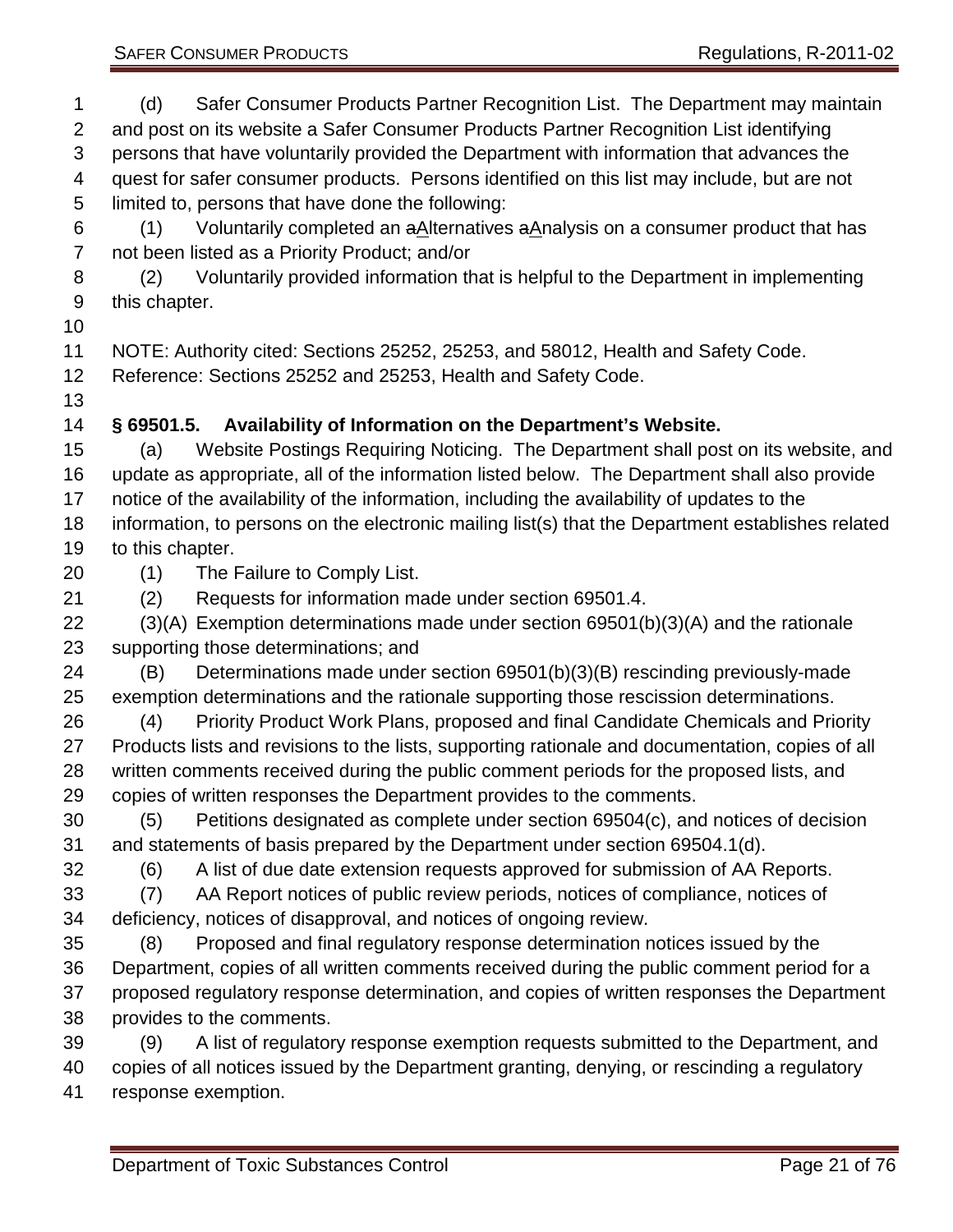(d) Safer Consumer Products Partner Recognition List. The Department may maintain and post on its website a Safer Consumer Products Partner Recognition List identifying persons that have voluntarily provided the Department with information that advances the quest for safer consumer products. Persons identified on this list may include, but are not limited to, persons that have done the following:

(1) Voluntarily completed an ~~a~~Alternatives ~~a~~Analysis on a consumer product that has not been listed as a Priority Product; and/or

(2) Voluntarily provided information that is helpful to the Department in implementing this chapter.

NOTE: Authority cited: Sections 25252, 25253, and 58012, Health and Safety Code. Reference: Sections 25252 and 25253, Health and Safety Code.

**§ 69501.5. Availability of Information on the Department's Website.**

(a) Website Postings Requiring Noticing. The Department shall post on its website, and update as appropriate, all of the information listed below. The Department shall also provide notice of the availability of the information, including the availability of updates to the information, to persons on the electronic mailing list(s) that the Department establishes related to this chapter.

(1) The Failure to Comply List.

(2) Requests for information made under section 69501.4.

(3)(A) Exemption determinations made under section 69501(b)(3)(A) and the rationale supporting those determinations; and

(B) Determinations made under section 69501(b)(3)(B) rescinding previously-made exemption determinations and the rationale supporting those rescission determinations.

(4) Priority Product Work Plans, proposed and final Candidate Chemicals and Priority Products lists and revisions to the lists, supporting rationale and documentation, copies of all written comments received during the public comment periods for the proposed lists, and copies of written responses the Department provides to the comments.

(5) Petitions designated as complete under section 69504(c), and notices of decision and statements of basis prepared by the Department under section 69504.1(d).

(6) A list of due date extension requests approved for submission of AA Reports.

(7) AA Report notices of public review periods, notices of compliance, notices of deficiency, notices of disapproval, and notices of ongoing review.

(8) Proposed and final regulatory response determination notices issued by the Department, copies of all written comments received during the public comment period for a proposed regulatory response determination, and copies of written responses the Department provides to the comments.

(9) A list of regulatory response exemption requests submitted to the Department, and copies of all notices issued by the Department granting, denying, or rescinding a regulatory response exemption.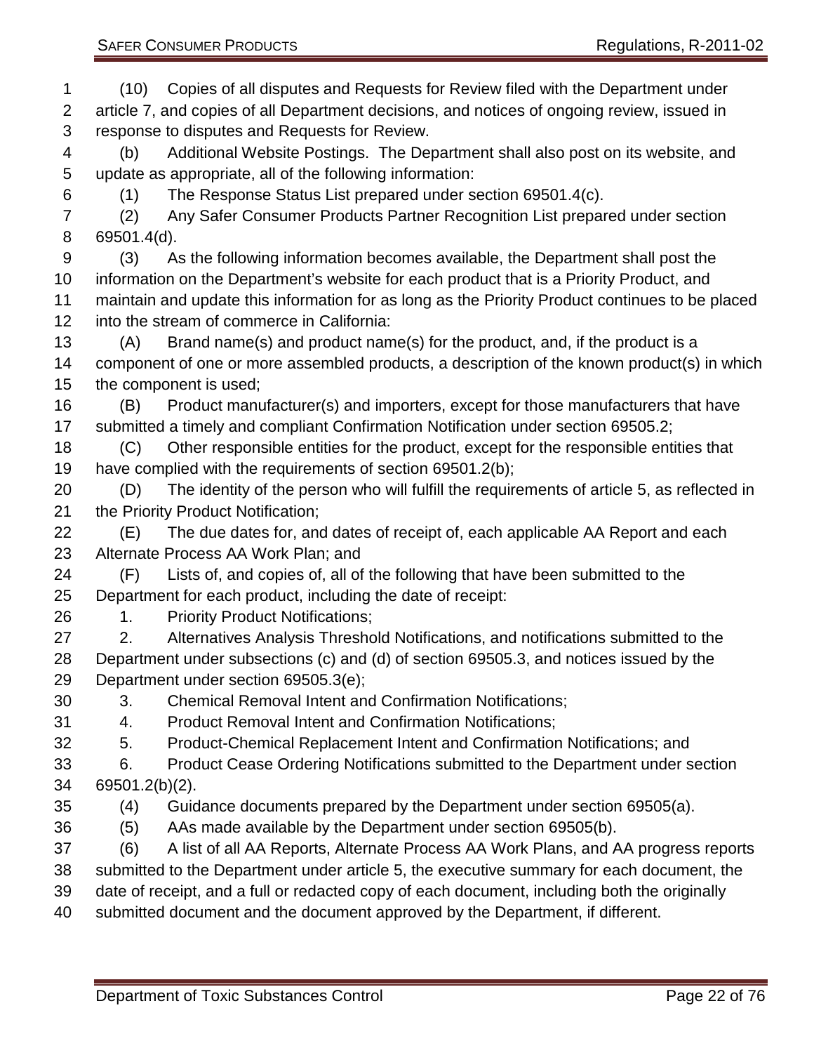(10) Copies of all disputes and Requests for Review filed with the Department under article 7, and copies of all Department decisions, and notices of ongoing review, issued in response to disputes and Requests for Review.

(b) Additional Website Postings. The Department shall also post on its website, and update as appropriate, all of the following information:

(1) The Response Status List prepared under section 69501.4(c).

(2) Any Safer Consumer Products Partner Recognition List prepared under section 69501.4(d).

(3) As the following information becomes available, the Department shall post the information on the Department's website for each product that is a Priority Product, and maintain and update this information for as long as the Priority Product continues to be placed into the stream of commerce in California:

(A) Brand name(s) and product name(s) for the product, and, if the product is a component of one or more assembled products, a description of the known product(s) in which the component is used;

(B) Product manufacturer(s) and importers, except for those manufacturers that have submitted a timely and compliant Confirmation Notification under section 69505.2;

(C) Other responsible entities for the product, except for the responsible entities that have complied with the requirements of section 69501.2(b);

(D) The identity of the person who will fulfill the requirements of article 5, as reflected in the Priority Product Notification;

(E) The due dates for, and dates of receipt of, each applicable AA Report and each Alternate Process AA Work Plan; and

(F) Lists of, and copies of, all of the following that have been submitted to the Department for each product, including the date of receipt:

1. Priority Product Notifications;

2. Alternatives Analysis Threshold Notifications, and notifications submitted to the Department under subsections (c) and (d) of section 69505.3, and notices issued by the Department under section 69505.3(e);

3. Chemical Removal Intent and Confirmation Notifications;

4. Product Removal Intent and Confirmation Notifications;

5. Product-Chemical Replacement Intent and Confirmation Notifications; and

6. Product Cease Ordering Notifications submitted to the Department under section 69501.2(b)(2).

(4) Guidance documents prepared by the Department under section 69505(a).

(5) AAs made available by the Department under section 69505(b).

(6) A list of all AA Reports, Alternate Process AA Work Plans, and AA progress reports submitted to the Department under article 5, the executive summary for each document, the date of receipt, and a full or redacted copy of each document, including both the originally submitted document and the document approved by the Department, if different.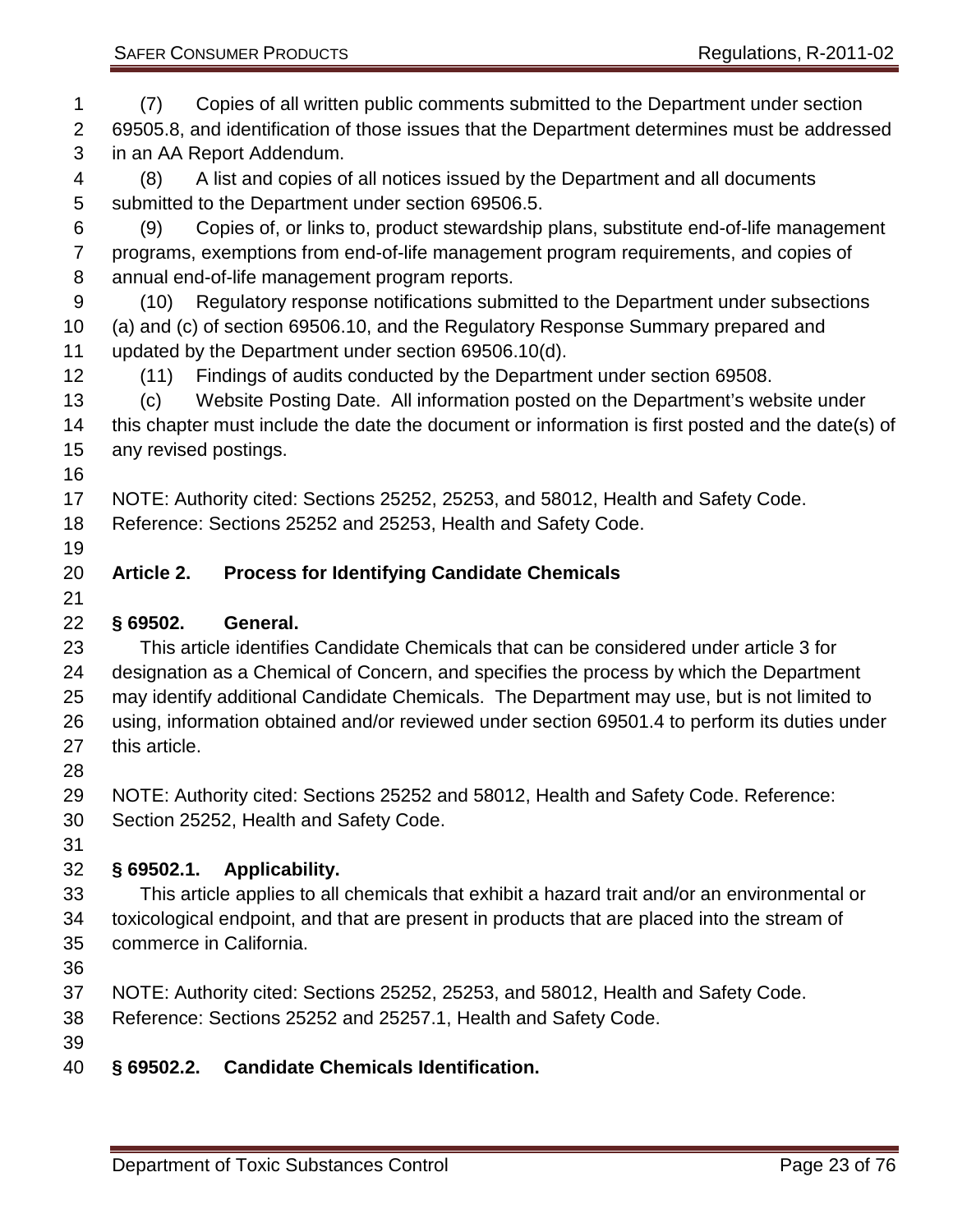(7) Copies of all written public comments submitted to the Department under section 69505.8, and identification of those issues that the Department determines must be addressed in an AA Report Addendum.

(8) A list and copies of all notices issued by the Department and all documents submitted to the Department under section 69506.5.

(9) Copies of, or links to, product stewardship plans, substitute end-of-life management programs, exemptions from end-of-life management program requirements, and copies of annual end-of-life management program reports.

(10) Regulatory response notifications submitted to the Department under subsections (a) and (c) of section 69506.10, and the Regulatory Response Summary prepared and updated by the Department under section 69506.10(d).

(11) Findings of audits conducted by the Department under section 69508.

(c) Website Posting Date. All information posted on the Department's website under this chapter must include the date the document or information is first posted and the date(s) of any revised postings.

NOTE: Authority cited: Sections 25252, 25253, and 58012, Health and Safety Code. Reference: Sections 25252 and 25253, Health and Safety Code.

## Article 2. Process for Identifying Candidate Chemicals

### § 69502. General.

This article identifies Candidate Chemicals that can be considered under article 3 for designation as a Chemical of Concern, and specifies the process by which the Department may identify additional Candidate Chemicals. The Department may use, but is not limited to using, information obtained and/or reviewed under section 69501.4 to perform its duties under this article.

NOTE: Authority cited: Sections 25252 and 58012, Health and Safety Code. Reference: Section 25252, Health and Safety Code.

### § 69502.1. Applicability.

This article applies to all chemicals that exhibit a hazard trait and/or an environmental or toxicological endpoint, and that are present in products that are placed into the stream of commerce in California.

NOTE: Authority cited: Sections 25252, 25253, and 58012, Health and Safety Code. Reference: Sections 25252 and 25257.1, Health and Safety Code.

### § 69502.2. Candidate Chemicals Identification.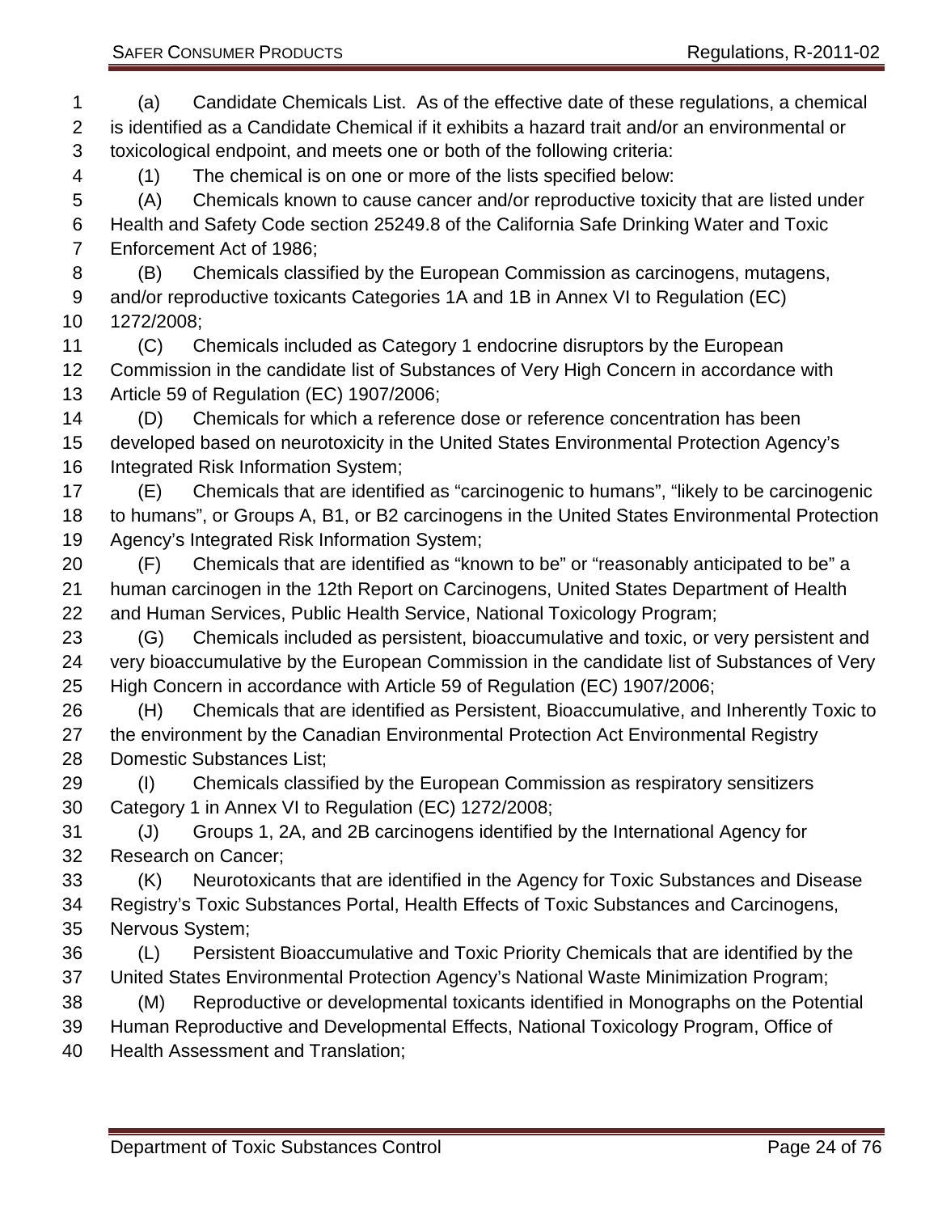(a) Candidate Chemicals List. As of the effective date of these regulations, a chemical is identified as a Candidate Chemical if it exhibits a hazard trait and/or an environmental or toxicological endpoint, and meets one or both of the following criteria:

(1) The chemical is on one or more of the lists specified below:

(A) Chemicals known to cause cancer and/or reproductive toxicity that are listed under Health and Safety Code section 25249.8 of the California Safe Drinking Water and Toxic Enforcement Act of 1986;

(B) Chemicals classified by the European Commission as carcinogens, mutagens, and/or reproductive toxicants Categories 1A and 1B in Annex VI to Regulation (EC) 1272/2008;

(C) Chemicals included as Category 1 endocrine disruptors by the European Commission in the candidate list of Substances of Very High Concern in accordance with Article 59 of Regulation (EC) 1907/2006;

(D) Chemicals for which a reference dose or reference concentration has been developed based on neurotoxicity in the United States Environmental Protection Agency's Integrated Risk Information System;

(E) Chemicals that are identified as "carcinogenic to humans", "likely to be carcinogenic to humans", or Groups A, B1, or B2 carcinogens in the United States Environmental Protection Agency's Integrated Risk Information System;

(F) Chemicals that are identified as "known to be" or "reasonably anticipated to be" a human carcinogen in the 12th Report on Carcinogens, United States Department of Health and Human Services, Public Health Service, National Toxicology Program;

(G) Chemicals included as persistent, bioaccumulative and toxic, or very persistent and very bioaccumulative by the European Commission in the candidate list of Substances of Very High Concern in accordance with Article 59 of Regulation (EC) 1907/2006;

(H) Chemicals that are identified as Persistent, Bioaccumulative, and Inherently Toxic to the environment by the Canadian Environmental Protection Act Environmental Registry Domestic Substances List;

(I) Chemicals classified by the European Commission as respiratory sensitizers Category 1 in Annex VI to Regulation (EC) 1272/2008;

(J) Groups 1, 2A, and 2B carcinogens identified by the International Agency for Research on Cancer;

(K) Neurotoxicants that are identified in the Agency for Toxic Substances and Disease Registry's Toxic Substances Portal, Health Effects of Toxic Substances and Carcinogens, Nervous System;

(L) Persistent Bioaccumulative and Toxic Priority Chemicals that are identified by the United States Environmental Protection Agency's National Waste Minimization Program;

(M) Reproductive or developmental toxicants identified in Monographs on the Potential Human Reproductive and Developmental Effects, National Toxicology Program, Office of Health Assessment and Translation;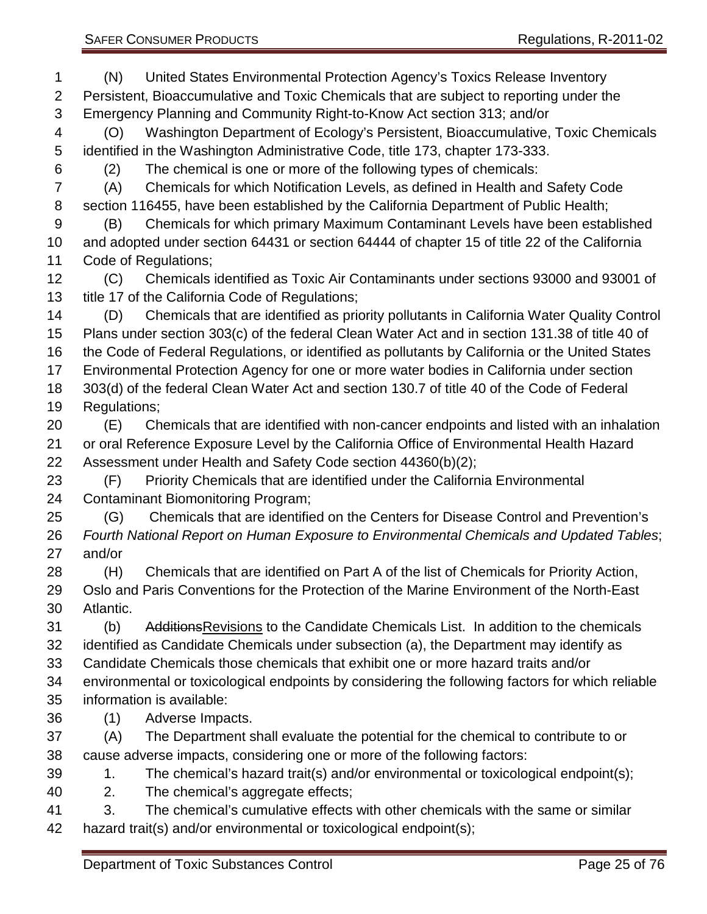(N) United States Environmental Protection Agency's Toxics Release Inventory Persistent, Bioaccumulative and Toxic Chemicals that are subject to reporting under the Emergency Planning and Community Right-to-Know Act section 313; and/or

(O) Washington Department of Ecology's Persistent, Bioaccumulative, Toxic Chemicals identified in the Washington Administrative Code, title 173, chapter 173-333.

(2) The chemical is one or more of the following types of chemicals:

(A) Chemicals for which Notification Levels, as defined in Health and Safety Code section 116455, have been established by the California Department of Public Health;

(B) Chemicals for which primary Maximum Contaminant Levels have been established and adopted under section 64431 or section 64444 of chapter 15 of title 22 of the California Code of Regulations;

(C) Chemicals identified as Toxic Air Contaminants under sections 93000 and 93001 of title 17 of the California Code of Regulations;

(D) Chemicals that are identified as priority pollutants in California Water Quality Control Plans under section 303(c) of the federal Clean Water Act and in section 131.38 of title 40 of the Code of Federal Regulations, or identified as pollutants by California or the United States Environmental Protection Agency for one or more water bodies in California under section 303(d) of the federal Clean Water Act and section 130.7 of title 40 of the Code of Federal Regulations;

(E) Chemicals that are identified with non-cancer endpoints and listed with an inhalation or oral Reference Exposure Level by the California Office of Environmental Health Hazard Assessment under Health and Safety Code section 44360(b)(2);

(F) Priority Chemicals that are identified under the California Environmental Contaminant Biomonitoring Program;

(G) Chemicals that are identified on the Centers for Disease Control and Prevention's *Fourth National Report on Human Exposure to Environmental Chemicals and Updated Tables*; and/or

(H) Chemicals that are identified on Part A of the list of Chemicals for Priority Action, Oslo and Paris Conventions for the Protection of the Marine Environment of the North-East Atlantic.

(b) ~~Additions~~Revisions to the Candidate Chemicals List. In addition to the chemicals identified as Candidate Chemicals under subsection (a), the Department may identify as Candidate Chemicals those chemicals that exhibit one or more hazard traits and/or environmental or toxicological endpoints by considering the following factors for which reliable information is available:

(1) Adverse Impacts.

(A) The Department shall evaluate the potential for the chemical to contribute to or cause adverse impacts, considering one or more of the following factors:

1. The chemical's hazard trait(s) and/or environmental or toxicological endpoint(s);

2. The chemical's aggregate effects;

3. The chemical's cumulative effects with other chemicals with the same or similar hazard trait(s) and/or environmental or toxicological endpoint(s);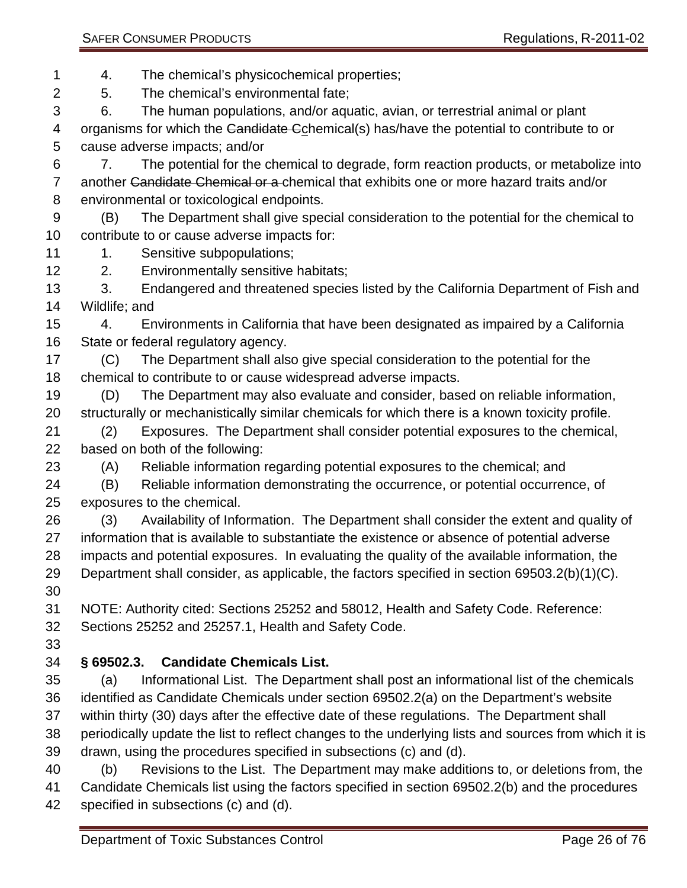4. The chemical's physicochemical properties;

5. The chemical's environmental fate;

6. The human populations, and/or aquatic, avian, or terrestrial animal or plant organisms for which the ~~Candidate C~~chemical(s) has/have the potential to contribute to or cause adverse impacts; and/or

7. The potential for the chemical to degrade, form reaction products, or metabolize into another ~~Candidate Chemical or a~~ chemical that exhibits one or more hazard traits and/or environmental or toxicological endpoints.

(B) The Department shall give special consideration to the potential for the chemical to contribute to or cause adverse impacts for:

1. Sensitive subpopulations;

2. Environmentally sensitive habitats;

3. Endangered and threatened species listed by the California Department of Fish and Wildlife; and

4. Environments in California that have been designated as impaired by a California State or federal regulatory agency.

(C) The Department shall also give special consideration to the potential for the chemical to contribute to or cause widespread adverse impacts.

(D) The Department may also evaluate and consider, based on reliable information, structurally or mechanistically similar chemicals for which there is a known toxicity profile.

(2) Exposures. The Department shall consider potential exposures to the chemical, based on both of the following:

(A) Reliable information regarding potential exposures to the chemical; and

(B) Reliable information demonstrating the occurrence, or potential occurrence, of exposures to the chemical.

(3) Availability of Information. The Department shall consider the extent and quality of information that is available to substantiate the existence or absence of potential adverse impacts and potential exposures. In evaluating the quality of the available information, the Department shall consider, as applicable, the factors specified in section 69503.2(b)(1)(C).

NOTE: Authority cited: Sections 25252 and 58012, Health and Safety Code. Reference: Sections 25252 and 25257.1, Health and Safety Code.

**§ 69502.3. Candidate Chemicals List.**

(a) Informational List. The Department shall post an informational list of the chemicals identified as Candidate Chemicals under section 69502.2(a) on the Department's website within thirty (30) days after the effective date of these regulations. The Department shall periodically update the list to reflect changes to the underlying lists and sources from which it is drawn, using the procedures specified in subsections (c) and (d).

(b) Revisions to the List. The Department may make additions to, or deletions from, the Candidate Chemicals list using the factors specified in section 69502.2(b) and the procedures specified in subsections (c) and (d).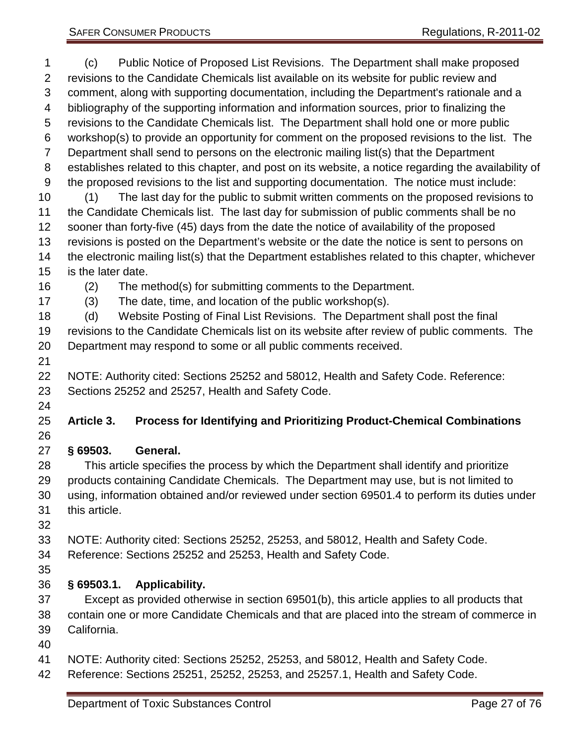(c) Public Notice of Proposed List Revisions. The Department shall make proposed revisions to the Candidate Chemicals list available on its website for public review and comment, along with supporting documentation, including the Department's rationale and a bibliography of the supporting information and information sources, prior to finalizing the revisions to the Candidate Chemicals list. The Department shall hold one or more public workshop(s) to provide an opportunity for comment on the proposed revisions to the list. The Department shall send to persons on the electronic mailing list(s) that the Department establishes related to this chapter, and post on its website, a notice regarding the availability of the proposed revisions to the list and supporting documentation. The notice must include:

(1) The last day for the public to submit written comments on the proposed revisions to the Candidate Chemicals list. The last day for submission of public comments shall be no sooner than forty-five (45) days from the date the notice of availability of the proposed revisions is posted on the Department's website or the date the notice is sent to persons on the electronic mailing list(s) that the Department establishes related to this chapter, whichever is the later date.

(2) The method(s) for submitting comments to the Department.

(3) The date, time, and location of the public workshop(s).

(d) Website Posting of Final List Revisions. The Department shall post the final revisions to the Candidate Chemicals list on its website after review of public comments. The Department may respond to some or all public comments received.

NOTE: Authority cited: Sections 25252 and 58012, Health and Safety Code. Reference: Sections 25252 and 25257, Health and Safety Code.

## Article 3. Process for Identifying and Prioritizing Product-Chemical Combinations

### § 69503. General.

This article specifies the process by which the Department shall identify and prioritize products containing Candidate Chemicals. The Department may use, but is not limited to using, information obtained and/or reviewed under section 69501.4 to perform its duties under this article.

NOTE: Authority cited: Sections 25252, 25253, and 58012, Health and Safety Code. Reference: Sections 25252 and 25253, Health and Safety Code.

### § 69503.1. Applicability.

Except as provided otherwise in section 69501(b), this article applies to all products that contain one or more Candidate Chemicals and that are placed into the stream of commerce in California.

NOTE: Authority cited: Sections 25252, 25253, and 58012, Health and Safety Code. Reference: Sections 25251, 25252, 25253, and 25257.1, Health and Safety Code.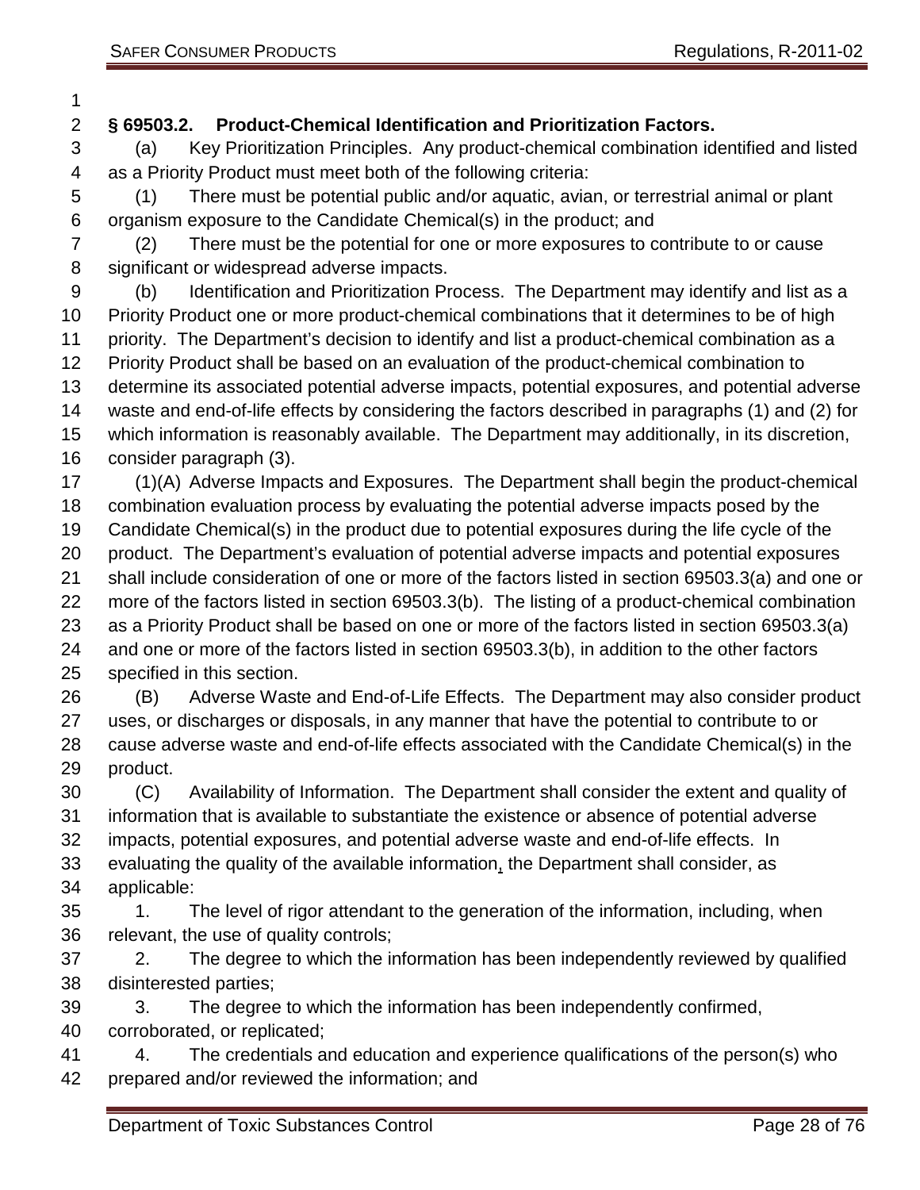## § 69503.2. Product-Chemical Identification and Prioritization Factors.

(a) Key Prioritization Principles. Any product-chemical combination identified and listed as a Priority Product must meet both of the following criteria:

(1) There must be potential public and/or aquatic, avian, or terrestrial animal or plant organism exposure to the Candidate Chemical(s) in the product; and

(2) There must be the potential for one or more exposures to contribute to or cause significant or widespread adverse impacts.

(b) Identification and Prioritization Process. The Department may identify and list as a Priority Product one or more product-chemical combinations that it determines to be of high priority. The Department's decision to identify and list a product-chemical combination as a Priority Product shall be based on an evaluation of the product-chemical combination to determine its associated potential adverse impacts, potential exposures, and potential adverse waste and end-of-life effects by considering the factors described in paragraphs (1) and (2) for which information is reasonably available. The Department may additionally, in its discretion, consider paragraph (3).

(1)(A) Adverse Impacts and Exposures. The Department shall begin the product-chemical combination evaluation process by evaluating the potential adverse impacts posed by the Candidate Chemical(s) in the product due to potential exposures during the life cycle of the product. The Department's evaluation of potential adverse impacts and potential exposures shall include consideration of one or more of the factors listed in section 69503.3(a) and one or more of the factors listed in section 69503.3(b). The listing of a product-chemical combination as a Priority Product shall be based on one or more of the factors listed in section 69503.3(a) and one or more of the factors listed in section 69503.3(b), in addition to the other factors specified in this section.

(B) Adverse Waste and End-of-Life Effects. The Department may also consider product uses, or discharges or disposals, in any manner that have the potential to contribute to or cause adverse waste and end-of-life effects associated with the Candidate Chemical(s) in the product.

(C) Availability of Information. The Department shall consider the extent and quality of information that is available to substantiate the existence or absence of potential adverse impacts, potential exposures, and potential adverse waste and end-of-life effects. In evaluating the quality of the available information, the Department shall consider, as applicable:

1. The level of rigor attendant to the generation of the information, including, when relevant, the use of quality controls;

2. The degree to which the information has been independently reviewed by qualified disinterested parties;

3. The degree to which the information has been independently confirmed, corroborated, or replicated;

4. The credentials and education and experience qualifications of the person(s) who prepared and/or reviewed the information; and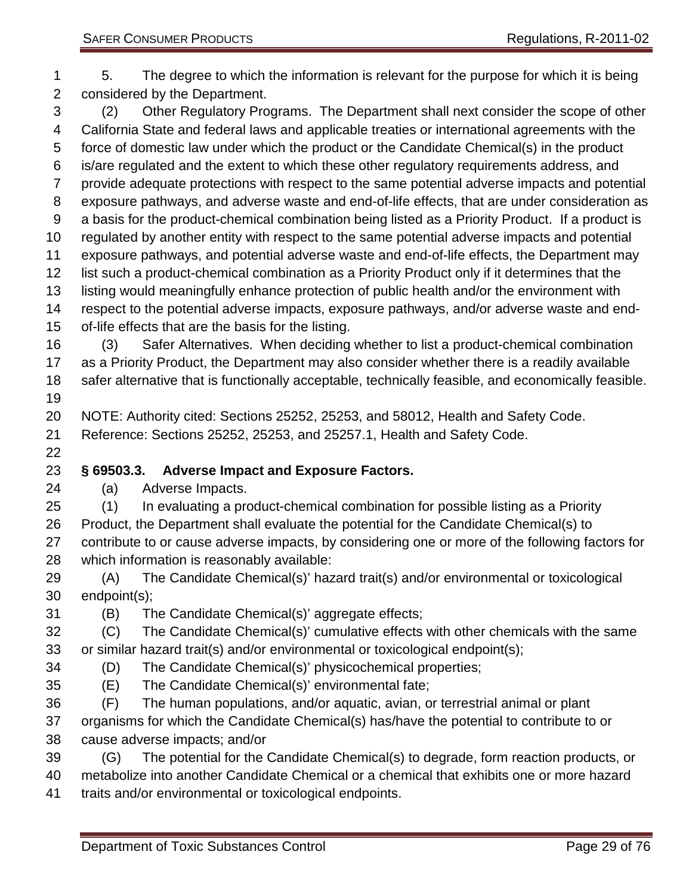5. The degree to which the information is relevant for the purpose for which it is being considered by the Department.

(2) Other Regulatory Programs. The Department shall next consider the scope of other California State and federal laws and applicable treaties or international agreements with the force of domestic law under which the product or the Candidate Chemical(s) in the product is/are regulated and the extent to which these other regulatory requirements address, and provide adequate protections with respect to the same potential adverse impacts and potential exposure pathways, and adverse waste and end-of-life effects, that are under consideration as a basis for the product-chemical combination being listed as a Priority Product. If a product is regulated by another entity with respect to the same potential adverse impacts and potential exposure pathways, and potential adverse waste and end-of-life effects, the Department may list such a product-chemical combination as a Priority Product only if it determines that the listing would meaningfully enhance protection of public health and/or the environment with respect to the potential adverse impacts, exposure pathways, and/or adverse waste and end-of-life effects that are the basis for the listing.

(3) Safer Alternatives. When deciding whether to list a product-chemical combination as a Priority Product, the Department may also consider whether there is a readily available safer alternative that is functionally acceptable, technically feasible, and economically feasible.

NOTE: Authority cited: Sections 25252, 25253, and 58012, Health and Safety Code. Reference: Sections 25252, 25253, and 25257.1, Health and Safety Code.

### § 69503.3. Adverse Impact and Exposure Factors.

(a) Adverse Impacts.

(1) In evaluating a product-chemical combination for possible listing as a Priority Product, the Department shall evaluate the potential for the Candidate Chemical(s) to contribute to or cause adverse impacts, by considering one or more of the following factors for which information is reasonably available:

(A) The Candidate Chemical(s)' hazard trait(s) and/or environmental or toxicological endpoint(s);

(B) The Candidate Chemical(s)' aggregate effects;

(C) The Candidate Chemical(s)' cumulative effects with other chemicals with the same or similar hazard trait(s) and/or environmental or toxicological endpoint(s);

(D) The Candidate Chemical(s)' physicochemical properties;

(E) The Candidate Chemical(s)' environmental fate;

(F) The human populations, and/or aquatic, avian, or terrestrial animal or plant organisms for which the Candidate Chemical(s) has/have the potential to contribute to or cause adverse impacts; and/or

(G) The potential for the Candidate Chemical(s) to degrade, form reaction products, or metabolize into another Candidate Chemical or a chemical that exhibits one or more hazard traits and/or environmental or toxicological endpoints.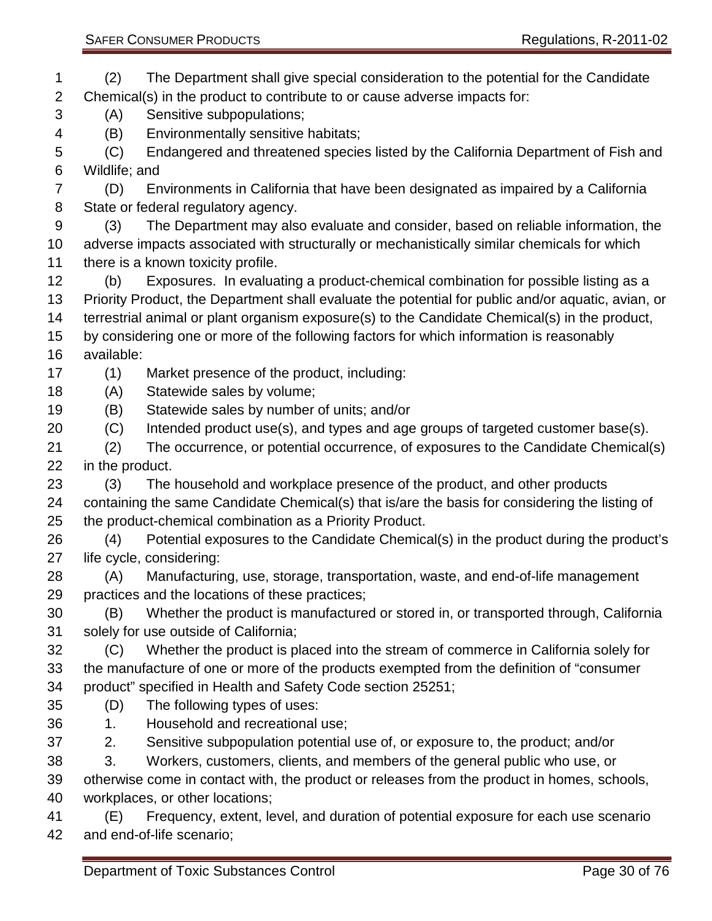(2) The Department shall give special consideration to the potential for the Candidate Chemical(s) in the product to contribute to or cause adverse impacts for:

(A) Sensitive subpopulations;

(B) Environmentally sensitive habitats;

(C) Endangered and threatened species listed by the California Department of Fish and Wildlife; and

(D) Environments in California that have been designated as impaired by a California State or federal regulatory agency.

(3) The Department may also evaluate and consider, based on reliable information, the adverse impacts associated with structurally or mechanistically similar chemicals for which there is a known toxicity profile.

(b) Exposures. In evaluating a product-chemical combination for possible listing as a Priority Product, the Department shall evaluate the potential for public and/or aquatic, avian, or terrestrial animal or plant organism exposure(s) to the Candidate Chemical(s) in the product, by considering one or more of the following factors for which information is reasonably available:

(1) Market presence of the product, including:

(A) Statewide sales by volume;

(B) Statewide sales by number of units; and/or

(C) Intended product use(s), and types and age groups of targeted customer base(s).

(2) The occurrence, or potential occurrence, of exposures to the Candidate Chemical(s) in the product.

(3) The household and workplace presence of the product, and other products containing the same Candidate Chemical(s) that is/are the basis for considering the listing of the product-chemical combination as a Priority Product.

(4) Potential exposures to the Candidate Chemical(s) in the product during the product's life cycle, considering:

(A) Manufacturing, use, storage, transportation, waste, and end-of-life management practices and the locations of these practices;

(B) Whether the product is manufactured or stored in, or transported through, California solely for use outside of California;

(C) Whether the product is placed into the stream of commerce in California solely for the manufacture of one or more of the products exempted from the definition of "consumer product" specified in Health and Safety Code section 25251;

(D) The following types of uses:

1. Household and recreational use;

2. Sensitive subpopulation potential use of, or exposure to, the product; and/or

3. Workers, customers, clients, and members of the general public who use, or otherwise come in contact with, the product or releases from the product in homes, schools, workplaces, or other locations;

(E) Frequency, extent, level, and duration of potential exposure for each use scenario and end-of-life scenario;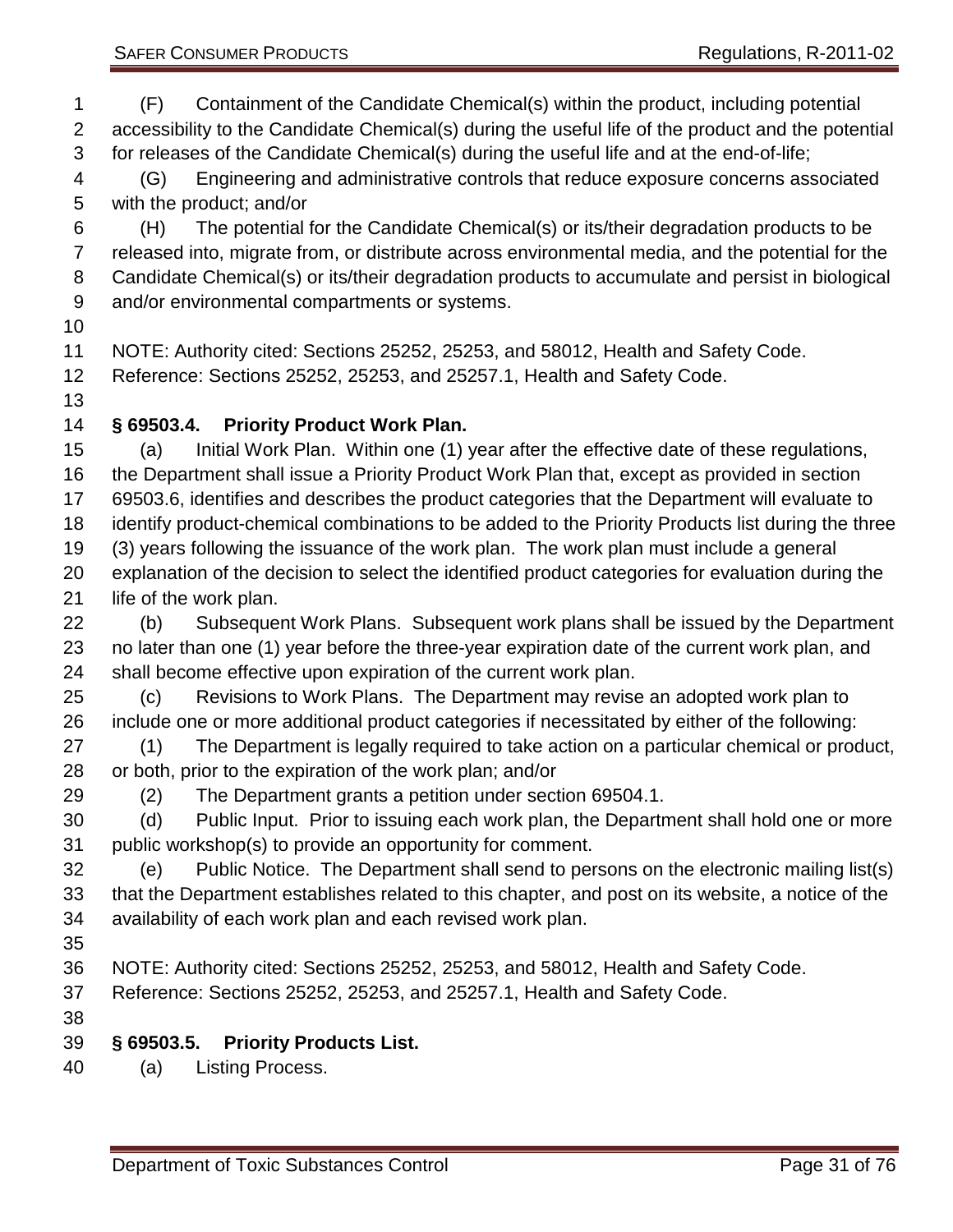(F) Containment of the Candidate Chemical(s) within the product, including potential accessibility to the Candidate Chemical(s) during the useful life of the product and the potential for releases of the Candidate Chemical(s) during the useful life and at the end-of-life;

(G) Engineering and administrative controls that reduce exposure concerns associated with the product; and/or

(H) The potential for the Candidate Chemical(s) or its/their degradation products to be released into, migrate from, or distribute across environmental media, and the potential for the Candidate Chemical(s) or its/their degradation products to accumulate and persist in biological and/or environmental compartments or systems.

NOTE: Authority cited: Sections 25252, 25253, and 58012, Health and Safety Code. Reference: Sections 25252, 25253, and 25257.1, Health and Safety Code.

### § 69503.4. Priority Product Work Plan.

(a) Initial Work Plan. Within one (1) year after the effective date of these regulations, the Department shall issue a Priority Product Work Plan that, except as provided in section 69503.6, identifies and describes the product categories that the Department will evaluate to identify product-chemical combinations to be added to the Priority Products list during the three (3) years following the issuance of the work plan. The work plan must include a general explanation of the decision to select the identified product categories for evaluation during the life of the work plan.

(b) Subsequent Work Plans. Subsequent work plans shall be issued by the Department no later than one (1) year before the three-year expiration date of the current work plan, and shall become effective upon expiration of the current work plan.

(c) Revisions to Work Plans. The Department may revise an adopted work plan to include one or more additional product categories if necessitated by either of the following:

(1) The Department is legally required to take action on a particular chemical or product, or both, prior to the expiration of the work plan; and/or

(2) The Department grants a petition under section 69504.1.

(d) Public Input. Prior to issuing each work plan, the Department shall hold one or more public workshop(s) to provide an opportunity for comment.

(e) Public Notice. The Department shall send to persons on the electronic mailing list(s) that the Department establishes related to this chapter, and post on its website, a notice of the availability of each work plan and each revised work plan.

NOTE: Authority cited: Sections 25252, 25253, and 58012, Health and Safety Code. Reference: Sections 25252, 25253, and 25257.1, Health and Safety Code.

### § 69503.5. Priority Products List.

(a) Listing Process.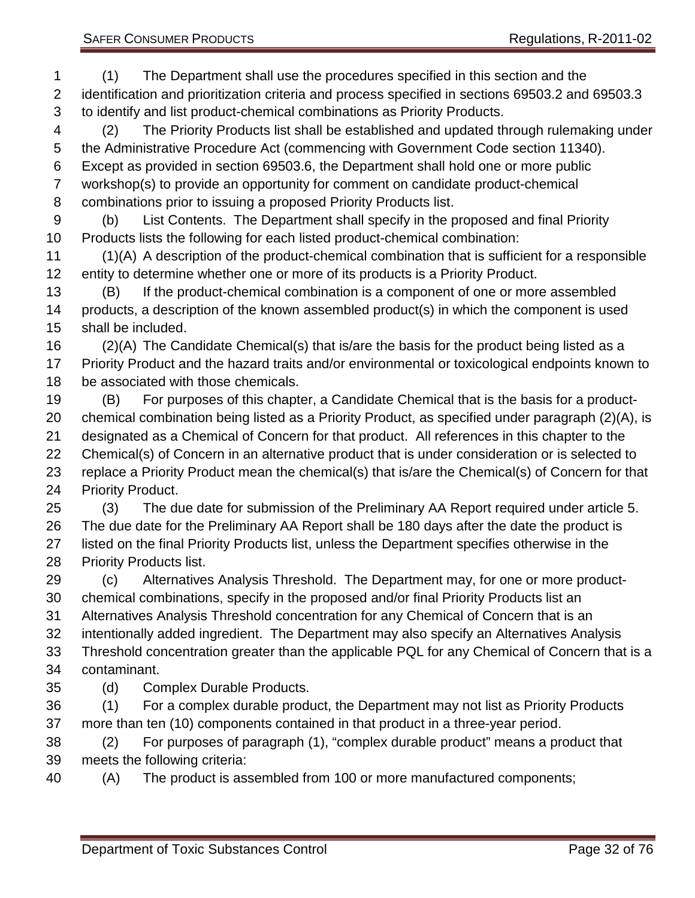(1) The Department shall use the procedures specified in this section and the identification and prioritization criteria and process specified in sections 69503.2 and 69503.3 to identify and list product-chemical combinations as Priority Products.

(2) The Priority Products list shall be established and updated through rulemaking under the Administrative Procedure Act (commencing with Government Code section 11340). Except as provided in section 69503.6, the Department shall hold one or more public workshop(s) to provide an opportunity for comment on candidate product-chemical combinations prior to issuing a proposed Priority Products list.

(b) List Contents. The Department shall specify in the proposed and final Priority Products lists the following for each listed product-chemical combination:

(1)(A) A description of the product-chemical combination that is sufficient for a responsible entity to determine whether one or more of its products is a Priority Product.

(B) If the product-chemical combination is a component of one or more assembled products, a description of the known assembled product(s) in which the component is used shall be included.

(2)(A) The Candidate Chemical(s) that is/are the basis for the product being listed as a Priority Product and the hazard traits and/or environmental or toxicological endpoints known to be associated with those chemicals.

(B) For purposes of this chapter, a Candidate Chemical that is the basis for a product-chemical combination being listed as a Priority Product, as specified under paragraph (2)(A), is designated as a Chemical of Concern for that product. All references in this chapter to the Chemical(s) of Concern in an alternative product that is under consideration or is selected to replace a Priority Product mean the chemical(s) that is/are the Chemical(s) of Concern for that Priority Product.

(3) The due date for submission of the Preliminary AA Report required under article 5. The due date for the Preliminary AA Report shall be 180 days after the date the product is listed on the final Priority Products list, unless the Department specifies otherwise in the Priority Products list.

(c) Alternatives Analysis Threshold. The Department may, for one or more product-chemical combinations, specify in the proposed and/or final Priority Products list an Alternatives Analysis Threshold concentration for any Chemical of Concern that is an intentionally added ingredient. The Department may also specify an Alternatives Analysis Threshold concentration greater than the applicable PQL for any Chemical of Concern that is a contaminant.

(d) Complex Durable Products.

(1) For a complex durable product, the Department may not list as Priority Products more than ten (10) components contained in that product in a three-year period.

(2) For purposes of paragraph (1), “complex durable product” means a product that meets the following criteria:

(A) The product is assembled from 100 or more manufactured components;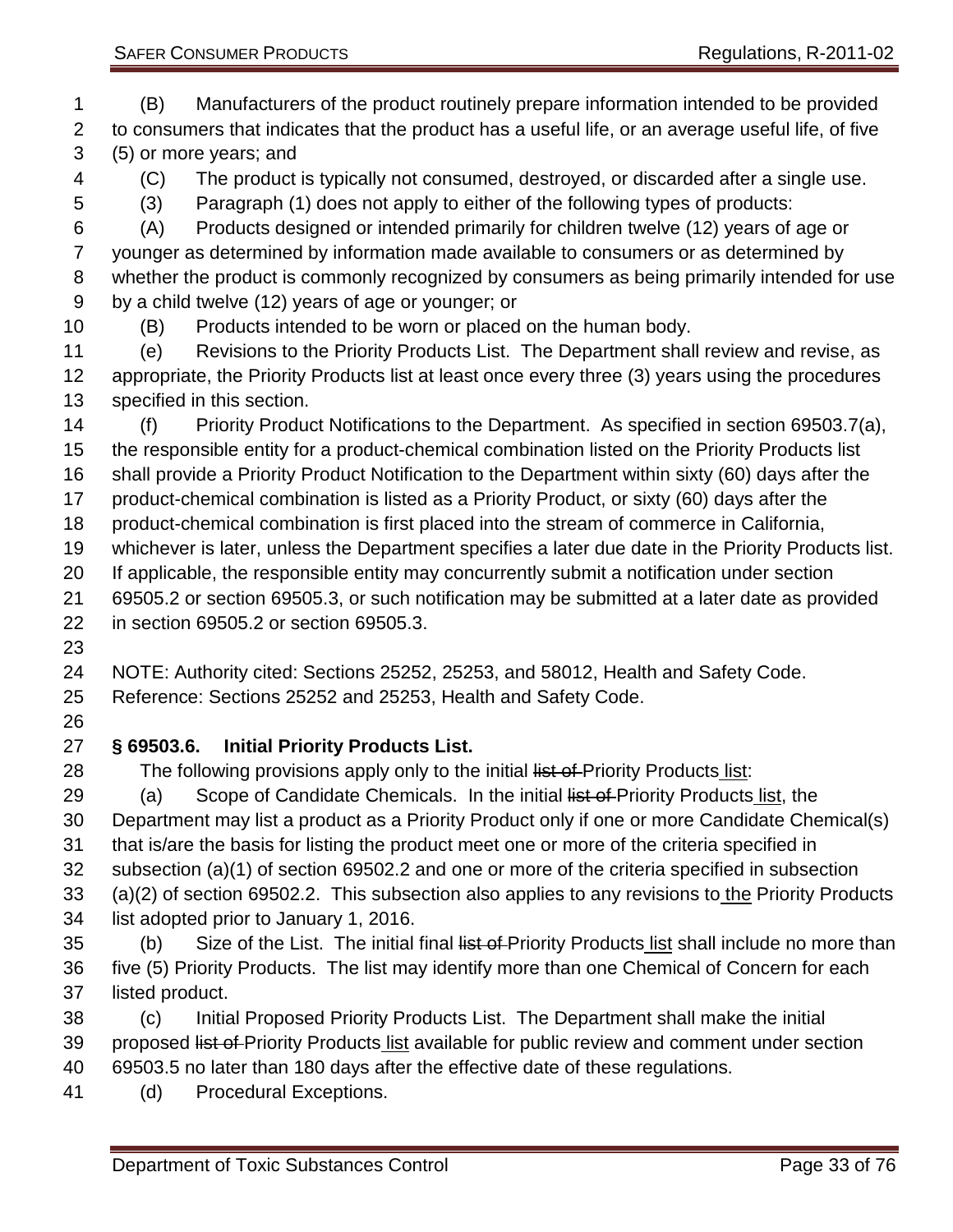(B) Manufacturers of the product routinely prepare information intended to be provided to consumers that indicates that the product has a useful life, or an average useful life, of five (5) or more years; and

(C) The product is typically not consumed, destroyed, or discarded after a single use.

(3) Paragraph (1) does not apply to either of the following types of products:

(A) Products designed or intended primarily for children twelve (12) years of age or younger as determined by information made available to consumers or as determined by whether the product is commonly recognized by consumers as being primarily intended for use by a child twelve (12) years of age or younger; or

(B) Products intended to be worn or placed on the human body.

(e) Revisions to the Priority Products List. The Department shall review and revise, as appropriate, the Priority Products list at least once every three (3) years using the procedures specified in this section.

(f) Priority Product Notifications to the Department. As specified in section 69503.7(a), the responsible entity for a product-chemical combination listed on the Priority Products list shall provide a Priority Product Notification to the Department within sixty (60) days after the product-chemical combination is listed as a Priority Product, or sixty (60) days after the product-chemical combination is first placed into the stream of commerce in California, whichever is later, unless the Department specifies a later due date in the Priority Products list. If applicable, the responsible entity may concurrently submit a notification under section 69505.2 or section 69505.3, or such notification may be submitted at a later date as provided in section 69505.2 or section 69505.3.

NOTE: Authority cited: Sections 25252, 25253, and 58012, Health and Safety Code. Reference: Sections 25252 and 25253, Health and Safety Code.

**§ 69503.6. Initial Priority Products List.**

The following provisions apply only to the initial ~~list of~~ Priority Products list:

(a) Scope of Candidate Chemicals. In the initial ~~list of~~ Priority Products list, the Department may list a product as a Priority Product only if one or more Candidate Chemical(s) that is/are the basis for listing the product meet one or more of the criteria specified in subsection (a)(1) of section 69502.2 and one or more of the criteria specified in subsection (a)(2) of section 69502.2. This subsection also applies to any revisions to the Priority Products list adopted prior to January 1, 2016.

(b) Size of the List. The initial final ~~list of~~ Priority Products list shall include no more than five (5) Priority Products. The list may identify more than one Chemical of Concern for each listed product.

(c) Initial Proposed Priority Products List. The Department shall make the initial proposed ~~list of~~ Priority Products list available for public review and comment under section 69503.5 no later than 180 days after the effective date of these regulations.

(d) Procedural Exceptions.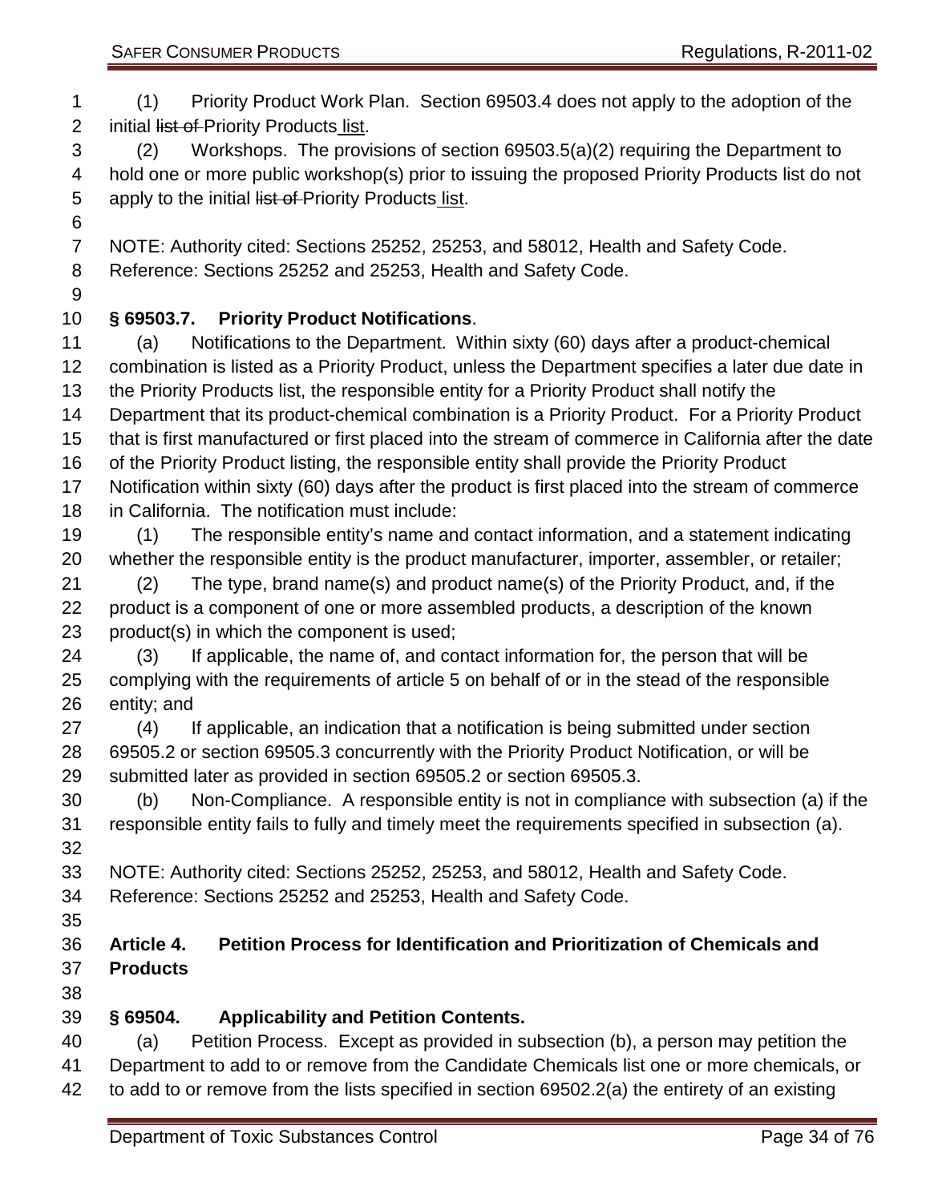(1) Priority Product Work Plan. Section 69503.4 does not apply to the adoption of the initial ~~list of~~ Priority Products list.

(2) Workshops. The provisions of section 69503.5(a)(2) requiring the Department to hold one or more public workshop(s) prior to issuing the proposed Priority Products list do not apply to the initial ~~list of~~ Priority Products list.

NOTE: Authority cited: Sections 25252, 25253, and 58012, Health and Safety Code. Reference: Sections 25252 and 25253, Health and Safety Code.

**§ 69503.7. Priority Product Notifications**.

(a) Notifications to the Department. Within sixty (60) days after a product-chemical combination is listed as a Priority Product, unless the Department specifies a later due date in the Priority Products list, the responsible entity for a Priority Product shall notify the Department that its product-chemical combination is a Priority Product. For a Priority Product that is first manufactured or first placed into the stream of commerce in California after the date of the Priority Product listing, the responsible entity shall provide the Priority Product Notification within sixty (60) days after the product is first placed into the stream of commerce in California. The notification must include:

(1) The responsible entity's name and contact information, and a statement indicating whether the responsible entity is the product manufacturer, importer, assembler, or retailer;

(2) The type, brand name(s) and product name(s) of the Priority Product, and, if the product is a component of one or more assembled products, a description of the known product(s) in which the component is used;

(3) If applicable, the name of, and contact information for, the person that will be complying with the requirements of article 5 on behalf of or in the stead of the responsible entity; and

(4) If applicable, an indication that a notification is being submitted under section 69505.2 or section 69505.3 concurrently with the Priority Product Notification, or will be submitted later as provided in section 69505.2 or section 69505.3.

(b) Non-Compliance. A responsible entity is not in compliance with subsection (a) if the responsible entity fails to fully and timely meet the requirements specified in subsection (a).

NOTE: Authority cited: Sections 25252, 25253, and 58012, Health and Safety Code. Reference: Sections 25252 and 25253, Health and Safety Code.

## Article 4. Petition Process for Identification and Prioritization of Chemicals and Products

**§ 69504. Applicability and Petition Contents.**

(a) Petition Process. Except as provided in subsection (b), a person may petition the Department to add to or remove from the Candidate Chemicals list one or more chemicals, or to add to or remove from the lists specified in section 69502.2(a) the entirety of an existing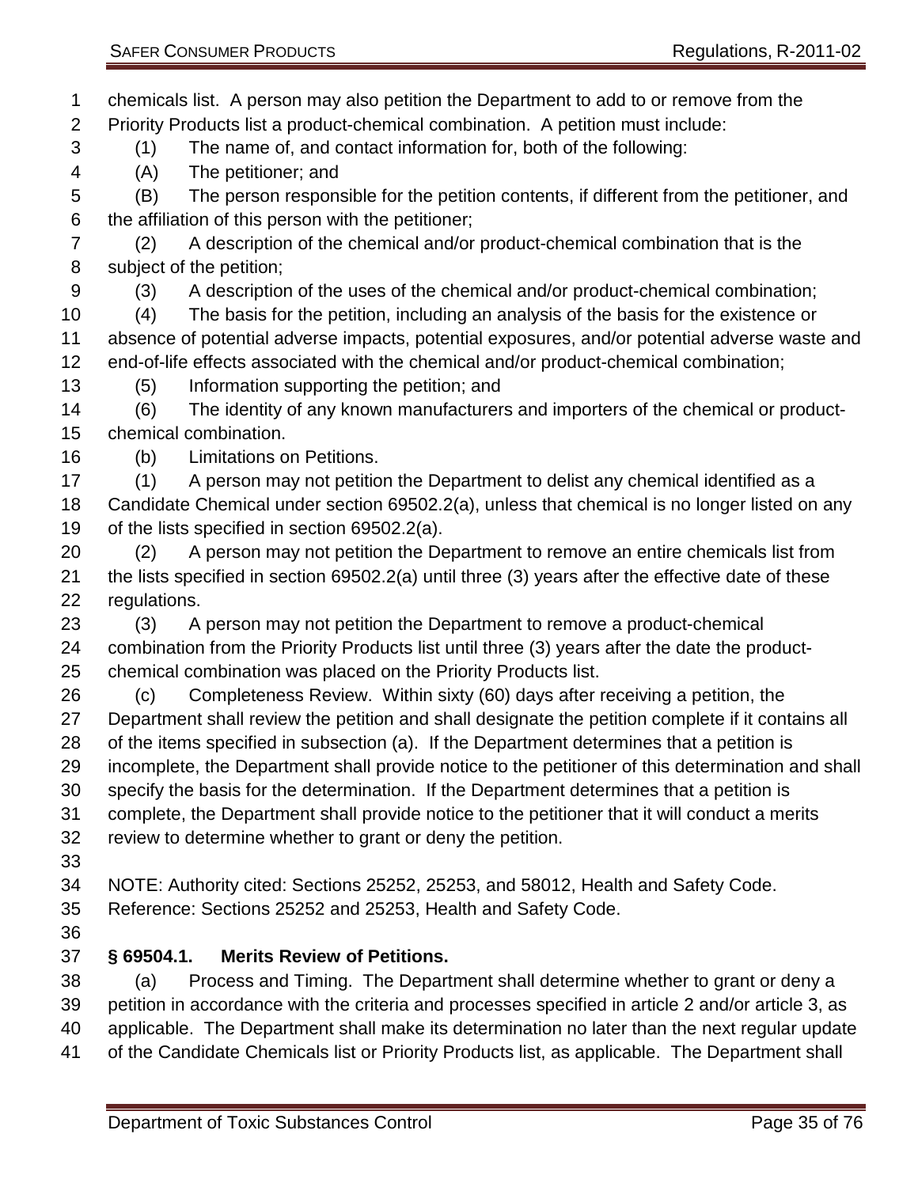chemicals list. A person may also petition the Department to add to or remove from the Priority Products list a product-chemical combination. A petition must include:

(1) The name of, and contact information for, both of the following:

(A) The petitioner; and

(B) The person responsible for the petition contents, if different from the petitioner, and the affiliation of this person with the petitioner;

(2) A description of the chemical and/or product-chemical combination that is the subject of the petition;

(3) A description of the uses of the chemical and/or product-chemical combination;

(4) The basis for the petition, including an analysis of the basis for the existence or absence of potential adverse impacts, potential exposures, and/or potential adverse waste and end-of-life effects associated with the chemical and/or product-chemical combination;

(5) Information supporting the petition; and

(6) The identity of any known manufacturers and importers of the chemical or product-chemical combination.

(b) Limitations on Petitions.

(1) A person may not petition the Department to delist any chemical identified as a Candidate Chemical under section 69502.2(a), unless that chemical is no longer listed on any of the lists specified in section 69502.2(a).

(2) A person may not petition the Department to remove an entire chemicals list from the lists specified in section 69502.2(a) until three (3) years after the effective date of these regulations.

(3) A person may not petition the Department to remove a product-chemical combination from the Priority Products list until three (3) years after the date the product-chemical combination was placed on the Priority Products list.

(c) Completeness Review. Within sixty (60) days after receiving a petition, the Department shall review the petition and shall designate the petition complete if it contains all of the items specified in subsection (a). If the Department determines that a petition is incomplete, the Department shall provide notice to the petitioner of this determination and shall specify the basis for the determination. If the Department determines that a petition is complete, the Department shall provide notice to the petitioner that it will conduct a merits review to determine whether to grant or deny the petition.

NOTE: Authority cited: Sections 25252, 25253, and 58012, Health and Safety Code. Reference: Sections 25252 and 25253, Health and Safety Code.

### § 69504.1. Merits Review of Petitions.

(a) Process and Timing. The Department shall determine whether to grant or deny a petition in accordance with the criteria and processes specified in article 2 and/or article 3, as applicable. The Department shall make its determination no later than the next regular update of the Candidate Chemicals list or Priority Products list, as applicable. The Department shall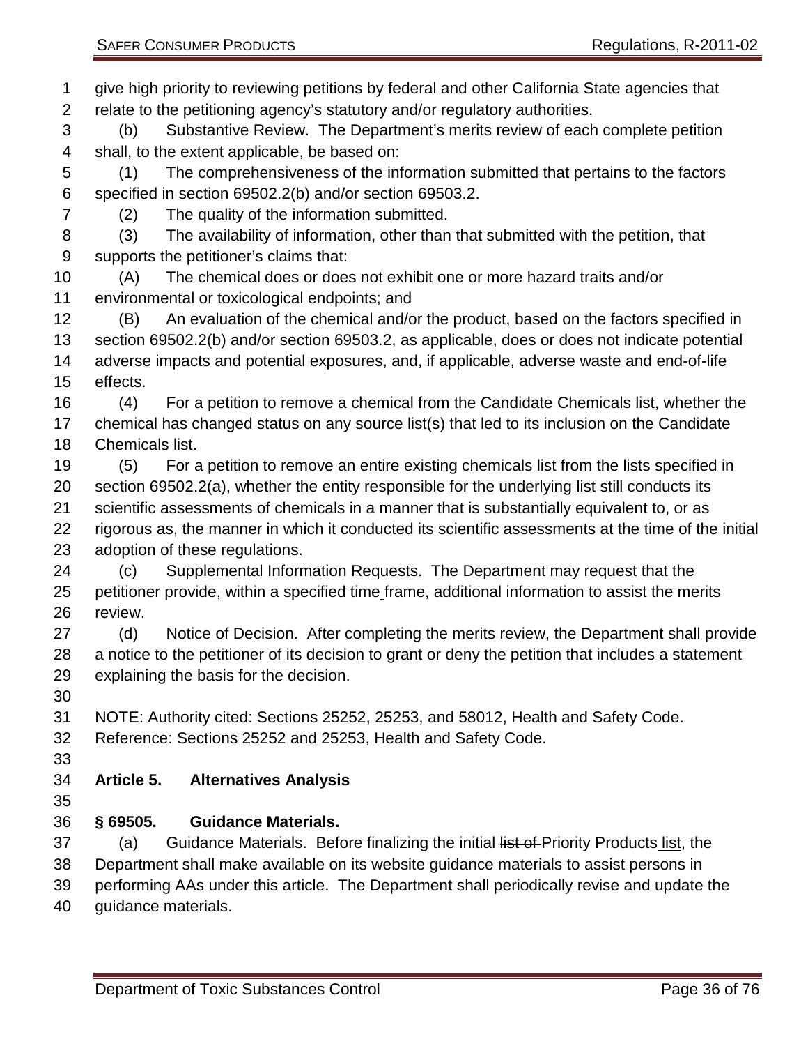give high priority to reviewing petitions by federal and other California State agencies that relate to the petitioning agency's statutory and/or regulatory authorities.

(b) Substantive Review. The Department's merits review of each complete petition shall, to the extent applicable, be based on:

(1) The comprehensiveness of the information submitted that pertains to the factors specified in section 69502.2(b) and/or section 69503.2.

(2) The quality of the information submitted.

(3) The availability of information, other than that submitted with the petition, that supports the petitioner's claims that:

(A) The chemical does or does not exhibit one or more hazard traits and/or environmental or toxicological endpoints; and

(B) An evaluation of the chemical and/or the product, based on the factors specified in section 69502.2(b) and/or section 69503.2, as applicable, does or does not indicate potential adverse impacts and potential exposures, and, if applicable, adverse waste and end-of-life effects.

(4) For a petition to remove a chemical from the Candidate Chemicals list, whether the chemical has changed status on any source list(s) that led to its inclusion on the Candidate Chemicals list.

(5) For a petition to remove an entire existing chemicals list from the lists specified in section 69502.2(a), whether the entity responsible for the underlying list still conducts its scientific assessments of chemicals in a manner that is substantially equivalent to, or as rigorous as, the manner in which it conducted its scientific assessments at the time of the initial adoption of these regulations.

(c) Supplemental Information Requests. The Department may request that the petitioner provide, within a specified time frame, additional information to assist the merits review.

(d) Notice of Decision. After completing the merits review, the Department shall provide a notice to the petitioner of its decision to grant or deny the petition that includes a statement explaining the basis for the decision.

NOTE: Authority cited: Sections 25252, 25253, and 58012, Health and Safety Code. Reference: Sections 25252 and 25253, Health and Safety Code.

## Article 5. Alternatives Analysis

### § 69505. Guidance Materials.

(a) Guidance Materials. Before finalizing the initial ~~list of~~ Priority Products list, the Department shall make available on its website guidance materials to assist persons in performing AAs under this article. The Department shall periodically revise and update the guidance materials.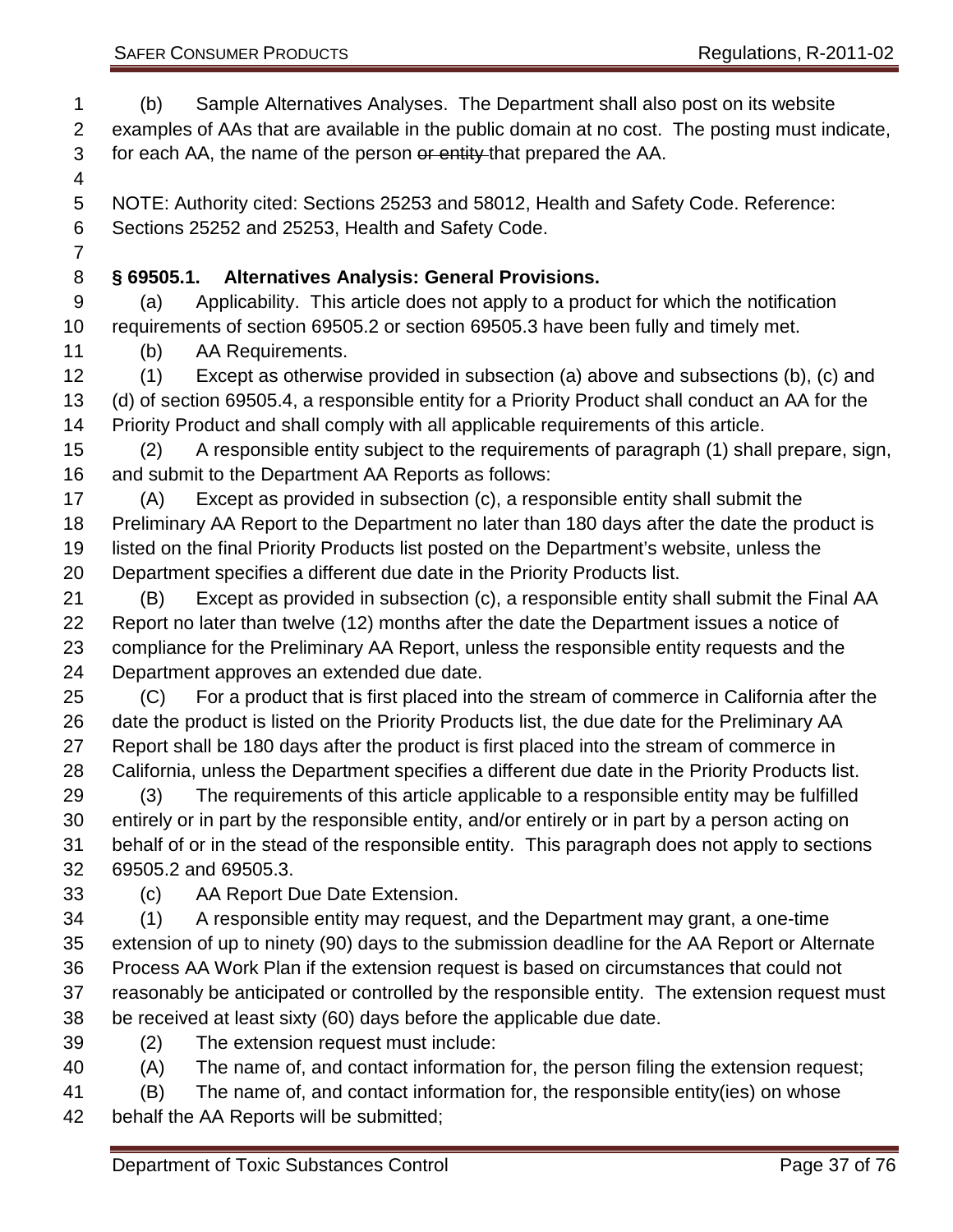(b) Sample Alternatives Analyses. The Department shall also post on its website examples of AAs that are available in the public domain at no cost. The posting must indicate, for each AA, the name of the person ~~or entity~~ that prepared the AA.

NOTE: Authority cited: Sections 25253 and 58012, Health and Safety Code. Reference: Sections 25252 and 25253, Health and Safety Code.

**§ 69505.1. Alternatives Analysis: General Provisions.**

(a) Applicability. This article does not apply to a product for which the notification requirements of section 69505.2 or section 69505.3 have been fully and timely met.

(b) AA Requirements.

(1) Except as otherwise provided in subsection (a) above and subsections (b), (c) and (d) of section 69505.4, a responsible entity for a Priority Product shall conduct an AA for the Priority Product and shall comply with all applicable requirements of this article.

(2) A responsible entity subject to the requirements of paragraph (1) shall prepare, sign, and submit to the Department AA Reports as follows:

(A) Except as provided in subsection (c), a responsible entity shall submit the Preliminary AA Report to the Department no later than 180 days after the date the product is listed on the final Priority Products list posted on the Department's website, unless the Department specifies a different due date in the Priority Products list.

(B) Except as provided in subsection (c), a responsible entity shall submit the Final AA Report no later than twelve (12) months after the date the Department issues a notice of compliance for the Preliminary AA Report, unless the responsible entity requests and the Department approves an extended due date.

(C) For a product that is first placed into the stream of commerce in California after the date the product is listed on the Priority Products list, the due date for the Preliminary AA Report shall be 180 days after the product is first placed into the stream of commerce in California, unless the Department specifies a different due date in the Priority Products list.

(3) The requirements of this article applicable to a responsible entity may be fulfilled entirely or in part by the responsible entity, and/or entirely or in part by a person acting on behalf of or in the stead of the responsible entity. This paragraph does not apply to sections 69505.2 and 69505.3.

(c) AA Report Due Date Extension.

(1) A responsible entity may request, and the Department may grant, a one-time extension of up to ninety (90) days to the submission deadline for the AA Report or Alternate Process AA Work Plan if the extension request is based on circumstances that could not reasonably be anticipated or controlled by the responsible entity. The extension request must be received at least sixty (60) days before the applicable due date.

(2) The extension request must include:

(A) The name of, and contact information for, the person filing the extension request;

(B) The name of, and contact information for, the responsible entity(ies) on whose behalf the AA Reports will be submitted;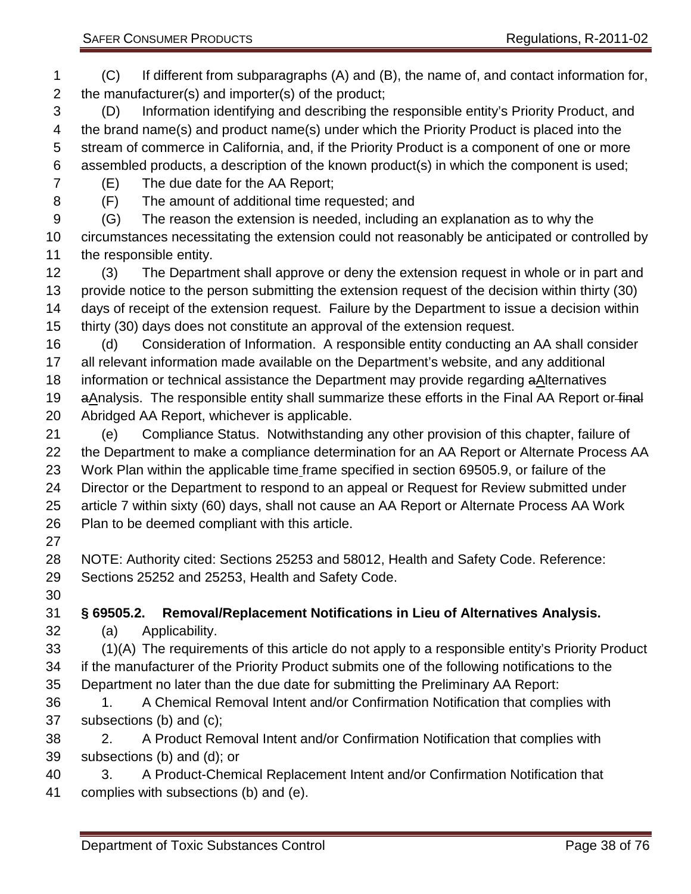(C) If different from subparagraphs (A) and (B), the name of, and contact information for, the manufacturer(s) and importer(s) of the product;

(D) Information identifying and describing the responsible entity's Priority Product, and the brand name(s) and product name(s) under which the Priority Product is placed into the stream of commerce in California, and, if the Priority Product is a component of one or more assembled products, a description of the known product(s) in which the component is used;

(E) The due date for the AA Report;

(F) The amount of additional time requested; and

(G) The reason the extension is needed, including an explanation as to why the circumstances necessitating the extension could not reasonably be anticipated or controlled by the responsible entity.

(3) The Department shall approve or deny the extension request in whole or in part and provide notice to the person submitting the extension request of the decision within thirty (30) days of receipt of the extension request. Failure by the Department to issue a decision within thirty (30) days does not constitute an approval of the extension request.

(d) Consideration of Information. A responsible entity conducting an AA shall consider all relevant information made available on the Department's website, and any additional information or technical assistance the Department may provide regarding ~~a~~Alternatives ~~a~~Analysis. The responsible entity shall summarize these efforts in the Final AA Report or ~~final~~ Abridged AA Report, whichever is applicable.

(e) Compliance Status. Notwithstanding any other provision of this chapter, failure of the Department to make a compliance determination for an AA Report or Alternate Process AA Work Plan within the applicable time frame specified in section 69505.9, or failure of the Director or the Department to respond to an appeal or Request for Review submitted under article 7 within sixty (60) days, shall not cause an AA Report or Alternate Process AA Work Plan to be deemed compliant with this article.

NOTE: Authority cited: Sections 25253 and 58012, Health and Safety Code. Reference: Sections 25252 and 25253, Health and Safety Code.

**§ 69505.2. Removal/Replacement Notifications in Lieu of Alternatives Analysis.**

(a) Applicability.

(1)(A) The requirements of this article do not apply to a responsible entity's Priority Product if the manufacturer of the Priority Product submits one of the following notifications to the Department no later than the due date for submitting the Preliminary AA Report:

1. A Chemical Removal Intent and/or Confirmation Notification that complies with subsections (b) and (c);

2. A Product Removal Intent and/or Confirmation Notification that complies with subsections (b) and (d); or

3. A Product-Chemical Replacement Intent and/or Confirmation Notification that complies with subsections (b) and (e).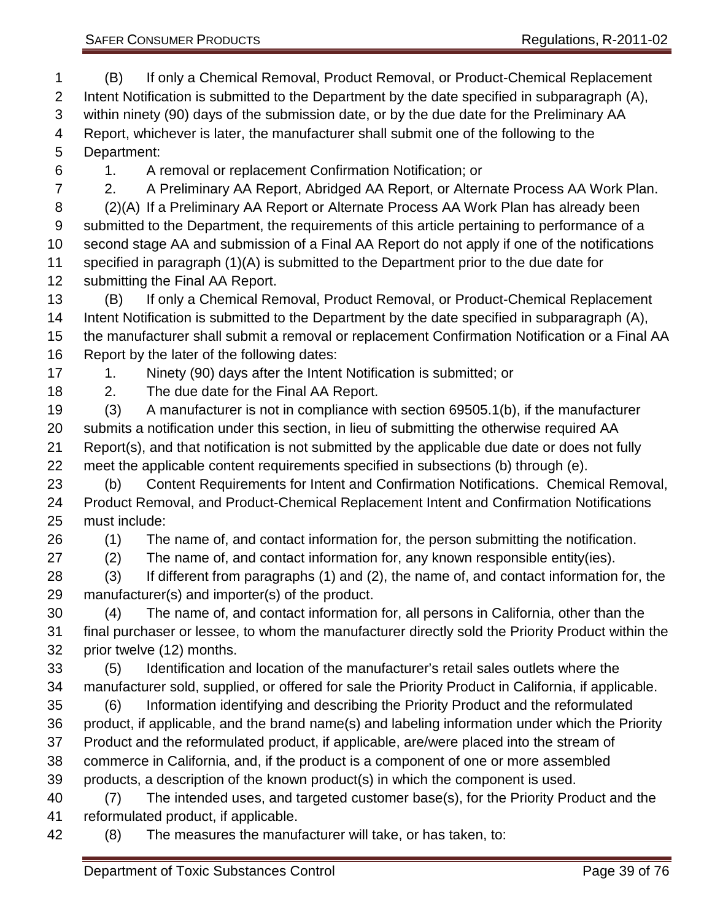(B) If only a Chemical Removal, Product Removal, or Product-Chemical Replacement Intent Notification is submitted to the Department by the date specified in subparagraph (A), within ninety (90) days of the submission date, or by the due date for the Preliminary AA Report, whichever is later, the manufacturer shall submit one of the following to the Department:

1. A removal or replacement Confirmation Notification; or
2. A Preliminary AA Report, Abridged AA Report, or Alternate Process AA Work Plan.

(2)(A) If a Preliminary AA Report or Alternate Process AA Work Plan has already been submitted to the Department, the requirements of this article pertaining to performance of a second stage AA and submission of a Final AA Report do not apply if one of the notifications specified in paragraph (1)(A) is submitted to the Department prior to the due date for submitting the Final AA Report.

(B) If only a Chemical Removal, Product Removal, or Product-Chemical Replacement Intent Notification is submitted to the Department by the date specified in subparagraph (A), the manufacturer shall submit a removal or replacement Confirmation Notification or a Final AA Report by the later of the following dates:

1. Ninety (90) days after the Intent Notification is submitted; or
2. The due date for the Final AA Report.

(3) A manufacturer is not in compliance with section 69505.1(b), if the manufacturer submits a notification under this section, in lieu of submitting the otherwise required AA Report(s), and that notification is not submitted by the applicable due date or does not fully meet the applicable content requirements specified in subsections (b) through (e).

(b) Content Requirements for Intent and Confirmation Notifications. Chemical Removal, Product Removal, and Product-Chemical Replacement Intent and Confirmation Notifications must include:

(1) The name of, and contact information for, the person submitting the notification.

(2) The name of, and contact information for, any known responsible entity(ies).

(3) If different from paragraphs (1) and (2), the name of, and contact information for, the manufacturer(s) and importer(s) of the product.

(4) The name of, and contact information for, all persons in California, other than the final purchaser or lessee, to whom the manufacturer directly sold the Priority Product within the prior twelve (12) months.

(5) Identification and location of the manufacturer's retail sales outlets where the manufacturer sold, supplied, or offered for sale the Priority Product in California, if applicable.

(6) Information identifying and describing the Priority Product and the reformulated product, if applicable, and the brand name(s) and labeling information under which the Priority Product and the reformulated product, if applicable, are/were placed into the stream of commerce in California, and, if the product is a component of one or more assembled products, a description of the known product(s) in which the component is used.

(7) The intended uses, and targeted customer base(s), for the Priority Product and the reformulated product, if applicable.

(8) The measures the manufacturer will take, or has taken, to: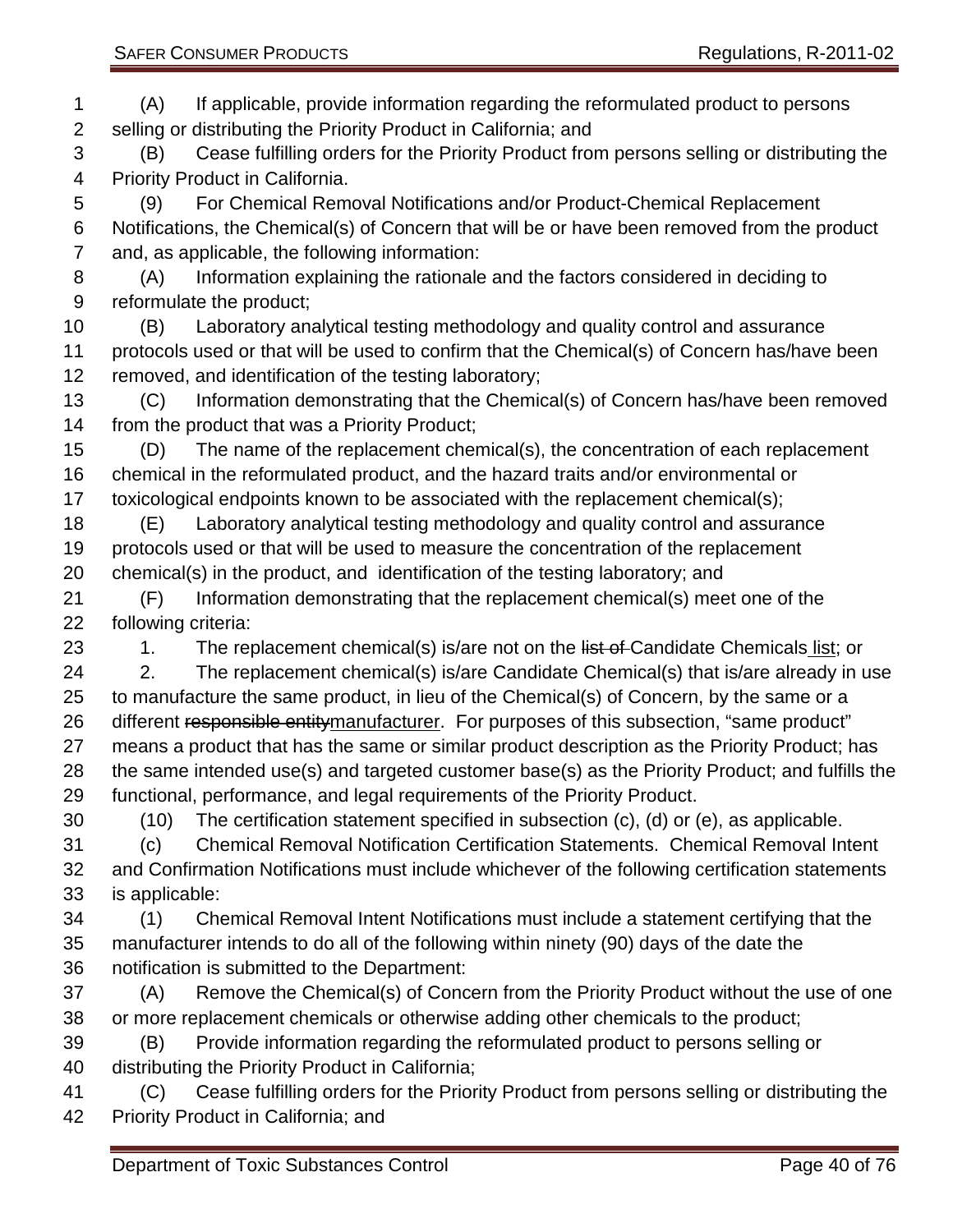(A) If applicable, provide information regarding the reformulated product to persons selling or distributing the Priority Product in California; and

(B) Cease fulfilling orders for the Priority Product from persons selling or distributing the Priority Product in California.

(9) For Chemical Removal Notifications and/or Product-Chemical Replacement Notifications, the Chemical(s) of Concern that will be or have been removed from the product and, as applicable, the following information:

(A) Information explaining the rationale and the factors considered in deciding to reformulate the product;

(B) Laboratory analytical testing methodology and quality control and assurance protocols used or that will be used to confirm that the Chemical(s) of Concern has/have been removed, and identification of the testing laboratory;

(C) Information demonstrating that the Chemical(s) of Concern has/have been removed from the product that was a Priority Product;

(D) The name of the replacement chemical(s), the concentration of each replacement chemical in the reformulated product, and the hazard traits and/or environmental or toxicological endpoints known to be associated with the replacement chemical(s);

(E) Laboratory analytical testing methodology and quality control and assurance protocols used or that will be used to measure the concentration of the replacement chemical(s) in the product, and identification of the testing laboratory; and

(F) Information demonstrating that the replacement chemical(s) meet one of the following criteria:

1. The replacement chemical(s) is/are not on the ~~list of~~ Candidate Chemicals list; or

2. The replacement chemical(s) is/are Candidate Chemical(s) that is/are already in use to manufacture the same product, in lieu of the Chemical(s) of Concern, by the same or a different ~~responsible entity~~manufacturer. For purposes of this subsection, "same product" means a product that has the same or similar product description as the Priority Product; has the same intended use(s) and targeted customer base(s) as the Priority Product; and fulfills the functional, performance, and legal requirements of the Priority Product.

(10) The certification statement specified in subsection (c), (d) or (e), as applicable.

(c) Chemical Removal Notification Certification Statements. Chemical Removal Intent and Confirmation Notifications must include whichever of the following certification statements is applicable:

(1) Chemical Removal Intent Notifications must include a statement certifying that the manufacturer intends to do all of the following within ninety (90) days of the date the notification is submitted to the Department:

(A) Remove the Chemical(s) of Concern from the Priority Product without the use of one or more replacement chemicals or otherwise adding other chemicals to the product;

(B) Provide information regarding the reformulated product to persons selling or distributing the Priority Product in California;

(C) Cease fulfilling orders for the Priority Product from persons selling or distributing the Priority Product in California; and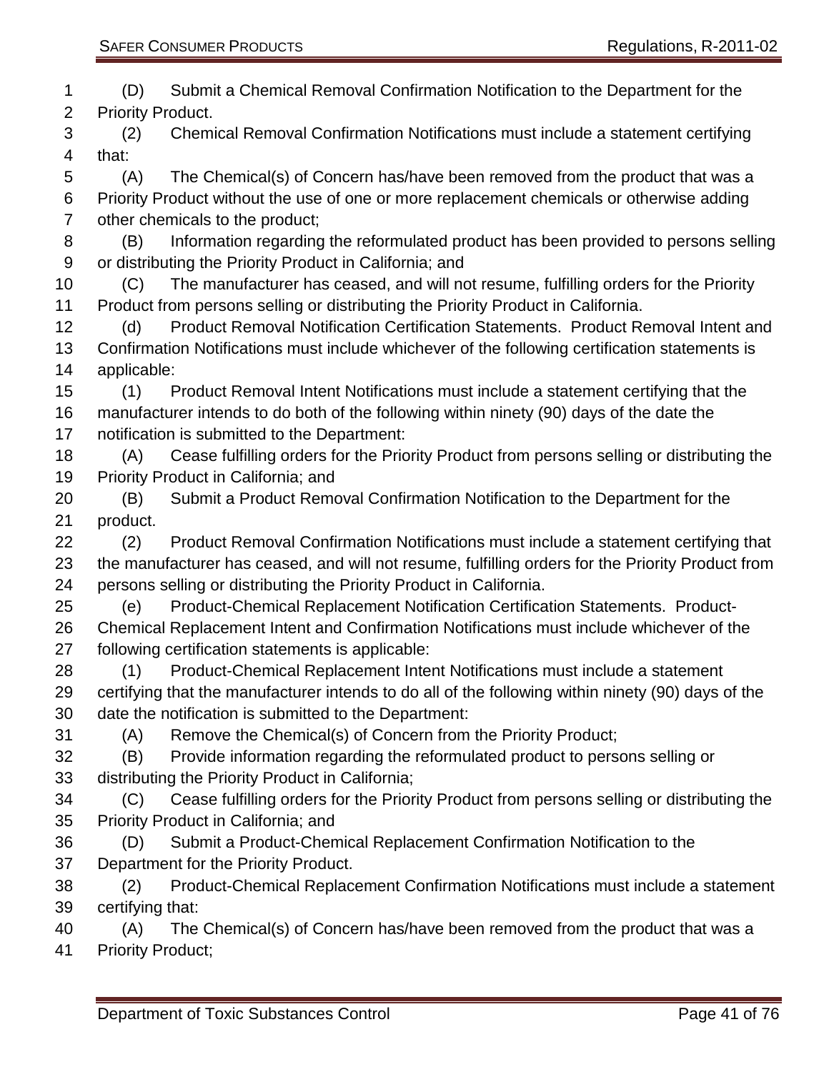(D) Submit a Chemical Removal Confirmation Notification to the Department for the Priority Product.

(2) Chemical Removal Confirmation Notifications must include a statement certifying that:

(A) The Chemical(s) of Concern has/have been removed from the product that was a Priority Product without the use of one or more replacement chemicals or otherwise adding other chemicals to the product;

(B) Information regarding the reformulated product has been provided to persons selling or distributing the Priority Product in California; and

(C) The manufacturer has ceased, and will not resume, fulfilling orders for the Priority Product from persons selling or distributing the Priority Product in California.

(d) Product Removal Notification Certification Statements. Product Removal Intent and Confirmation Notifications must include whichever of the following certification statements is applicable:

(1) Product Removal Intent Notifications must include a statement certifying that the manufacturer intends to do both of the following within ninety (90) days of the date the notification is submitted to the Department:

(A) Cease fulfilling orders for the Priority Product from persons selling or distributing the Priority Product in California; and

(B) Submit a Product Removal Confirmation Notification to the Department for the product.

(2) Product Removal Confirmation Notifications must include a statement certifying that the manufacturer has ceased, and will not resume, fulfilling orders for the Priority Product from persons selling or distributing the Priority Product in California.

(e) Product-Chemical Replacement Notification Certification Statements. Product-Chemical Replacement Intent and Confirmation Notifications must include whichever of the following certification statements is applicable:

(1) Product-Chemical Replacement Intent Notifications must include a statement certifying that the manufacturer intends to do all of the following within ninety (90) days of the date the notification is submitted to the Department:

(A) Remove the Chemical(s) of Concern from the Priority Product;

(B) Provide information regarding the reformulated product to persons selling or distributing the Priority Product in California;

(C) Cease fulfilling orders for the Priority Product from persons selling or distributing the Priority Product in California; and

(D) Submit a Product-Chemical Replacement Confirmation Notification to the Department for the Priority Product.

(2) Product-Chemical Replacement Confirmation Notifications must include a statement certifying that:

(A) The Chemical(s) of Concern has/have been removed from the product that was a Priority Product;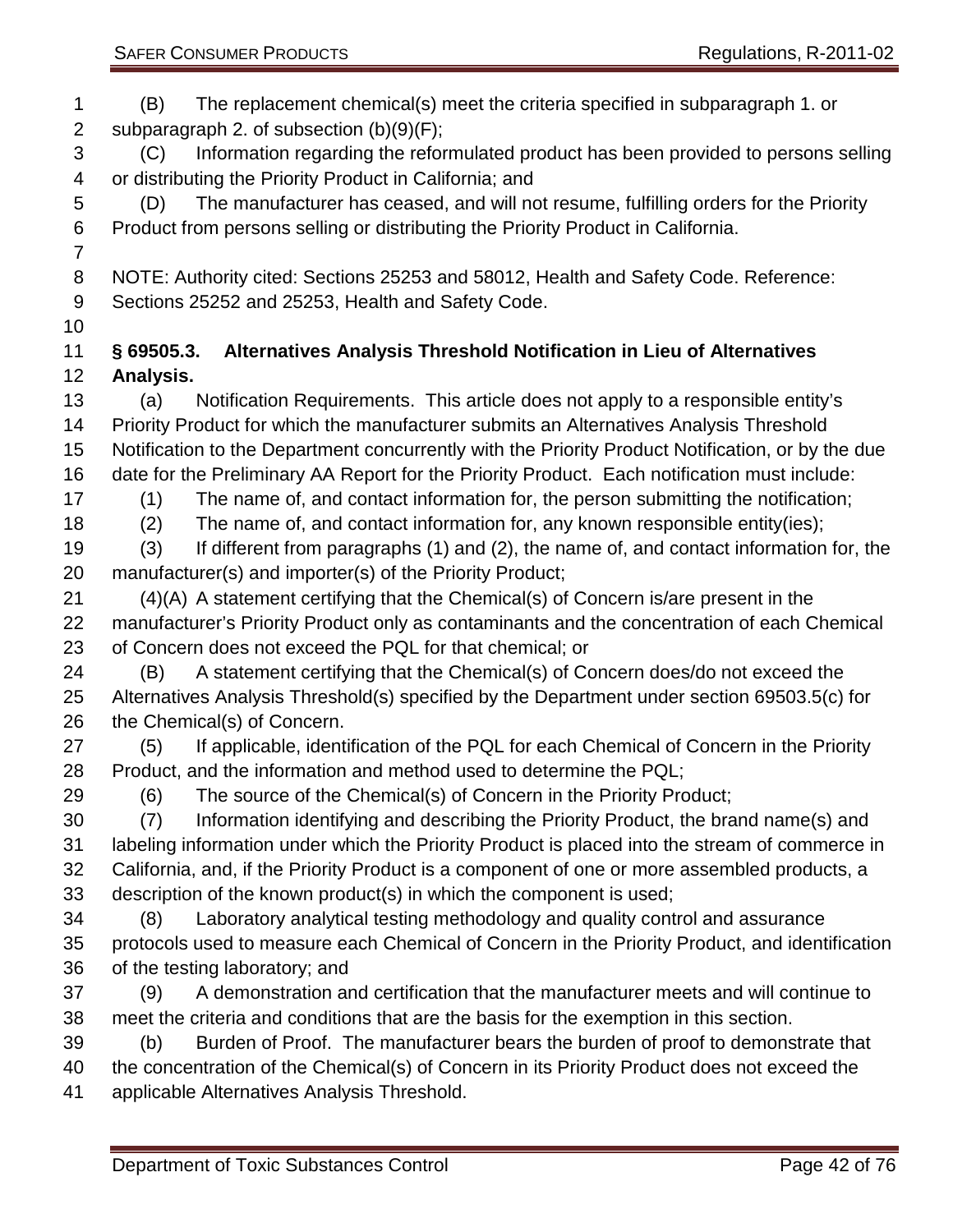(B) The replacement chemical(s) meet the criteria specified in subparagraph 1. or subparagraph 2. of subsection (b)(9)(F);

(C) Information regarding the reformulated product has been provided to persons selling or distributing the Priority Product in California; and

(D) The manufacturer has ceased, and will not resume, fulfilling orders for the Priority Product from persons selling or distributing the Priority Product in California.

NOTE: Authority cited: Sections 25253 and 58012, Health and Safety Code. Reference: Sections 25252 and 25253, Health and Safety Code.

**§ 69505.3. Alternatives Analysis Threshold Notification in Lieu of Alternatives Analysis.**

(a) Notification Requirements. This article does not apply to a responsible entity's Priority Product for which the manufacturer submits an Alternatives Analysis Threshold Notification to the Department concurrently with the Priority Product Notification, or by the due date for the Preliminary AA Report for the Priority Product. Each notification must include:

(1) The name of, and contact information for, the person submitting the notification;

(2) The name of, and contact information for, any known responsible entity(ies);

(3) If different from paragraphs (1) and (2), the name of, and contact information for, the manufacturer(s) and importer(s) of the Priority Product;

(4)(A) A statement certifying that the Chemical(s) of Concern is/are present in the manufacturer's Priority Product only as contaminants and the concentration of each Chemical of Concern does not exceed the PQL for that chemical; or

(B) A statement certifying that the Chemical(s) of Concern does/do not exceed the Alternatives Analysis Threshold(s) specified by the Department under section 69503.5(c) for the Chemical(s) of Concern.

(5) If applicable, identification of the PQL for each Chemical of Concern in the Priority Product, and the information and method used to determine the PQL;

(6) The source of the Chemical(s) of Concern in the Priority Product;

(7) Information identifying and describing the Priority Product, the brand name(s) and labeling information under which the Priority Product is placed into the stream of commerce in California, and, if the Priority Product is a component of one or more assembled products, a description of the known product(s) in which the component is used;

(8) Laboratory analytical testing methodology and quality control and assurance protocols used to measure each Chemical of Concern in the Priority Product, and identification of the testing laboratory; and

(9) A demonstration and certification that the manufacturer meets and will continue to meet the criteria and conditions that are the basis for the exemption in this section.

(b) Burden of Proof. The manufacturer bears the burden of proof to demonstrate that the concentration of the Chemical(s) of Concern in its Priority Product does not exceed the applicable Alternatives Analysis Threshold.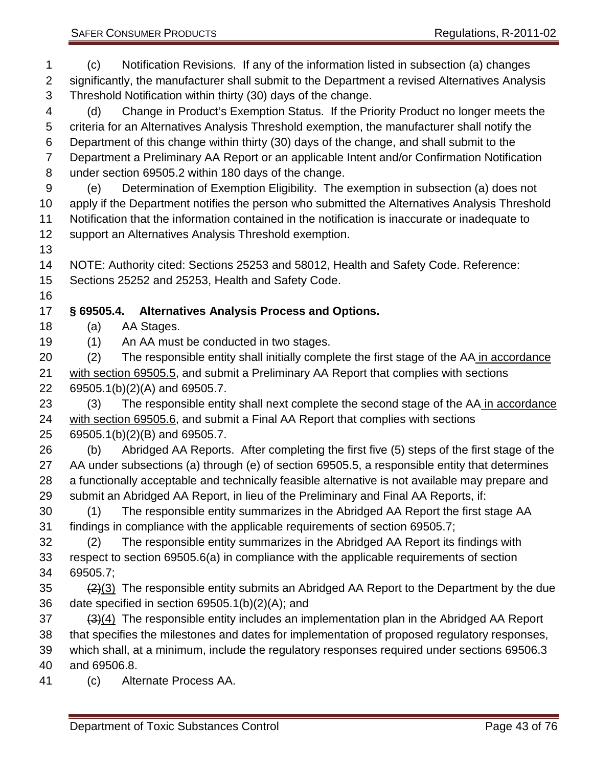(c) Notification Revisions. If any of the information listed in subsection (a) changes significantly, the manufacturer shall submit to the Department a revised Alternatives Analysis Threshold Notification within thirty (30) days of the change.

(d) Change in Product's Exemption Status. If the Priority Product no longer meets the criteria for an Alternatives Analysis Threshold exemption, the manufacturer shall notify the Department of this change within thirty (30) days of the change, and shall submit to the Department a Preliminary AA Report or an applicable Intent and/or Confirmation Notification under section 69505.2 within 180 days of the change.

(e) Determination of Exemption Eligibility. The exemption in subsection (a) does not apply if the Department notifies the person who submitted the Alternatives Analysis Threshold Notification that the information contained in the notification is inaccurate or inadequate to support an Alternatives Analysis Threshold exemption.

NOTE: Authority cited: Sections 25253 and 58012, Health and Safety Code. Reference: Sections 25252 and 25253, Health and Safety Code.

### § 69505.4. Alternatives Analysis Process and Options.

(a) AA Stages.

(1) An AA must be conducted in two stages.

(2) The responsible entity shall initially complete the first stage of the AA <u>in accordance with section 69505.5</u>, and submit a Preliminary AA Report that complies with sections 69505.1(b)(2)(A) and 69505.7.

(3) The responsible entity shall next complete the second stage of the AA <u>in accordance with section 69505.6</u>, and submit a Final AA Report that complies with sections 69505.1(b)(2)(B) and 69505.7.

(b) Abridged AA Reports. After completing the first five (5) steps of the first stage of the AA under subsections (a) through (e) of section 69505.5, a responsible entity that determines a functionally acceptable and technically feasible alternative is not available may prepare and submit an Abridged AA Report, in lieu of the Preliminary and Final AA Reports, if:

(1) The responsible entity summarizes in the Abridged AA Report the first stage AA findings in compliance with the applicable requirements of section 69505.7;

(2) The responsible entity summarizes in the Abridged AA Report its findings with respect to section 69505.6(a) in compliance with the applicable requirements of section 69505.7;

~~(2)~~<u>(3)</u> The responsible entity submits an Abridged AA Report to the Department by the due date specified in section 69505.1(b)(2)(A); and

~~(3)~~<u>(4)</u> The responsible entity includes an implementation plan in the Abridged AA Report that specifies the milestones and dates for implementation of proposed regulatory responses, which shall, at a minimum, include the regulatory responses required under sections 69506.3 and 69506.8.

(c) Alternate Process AA.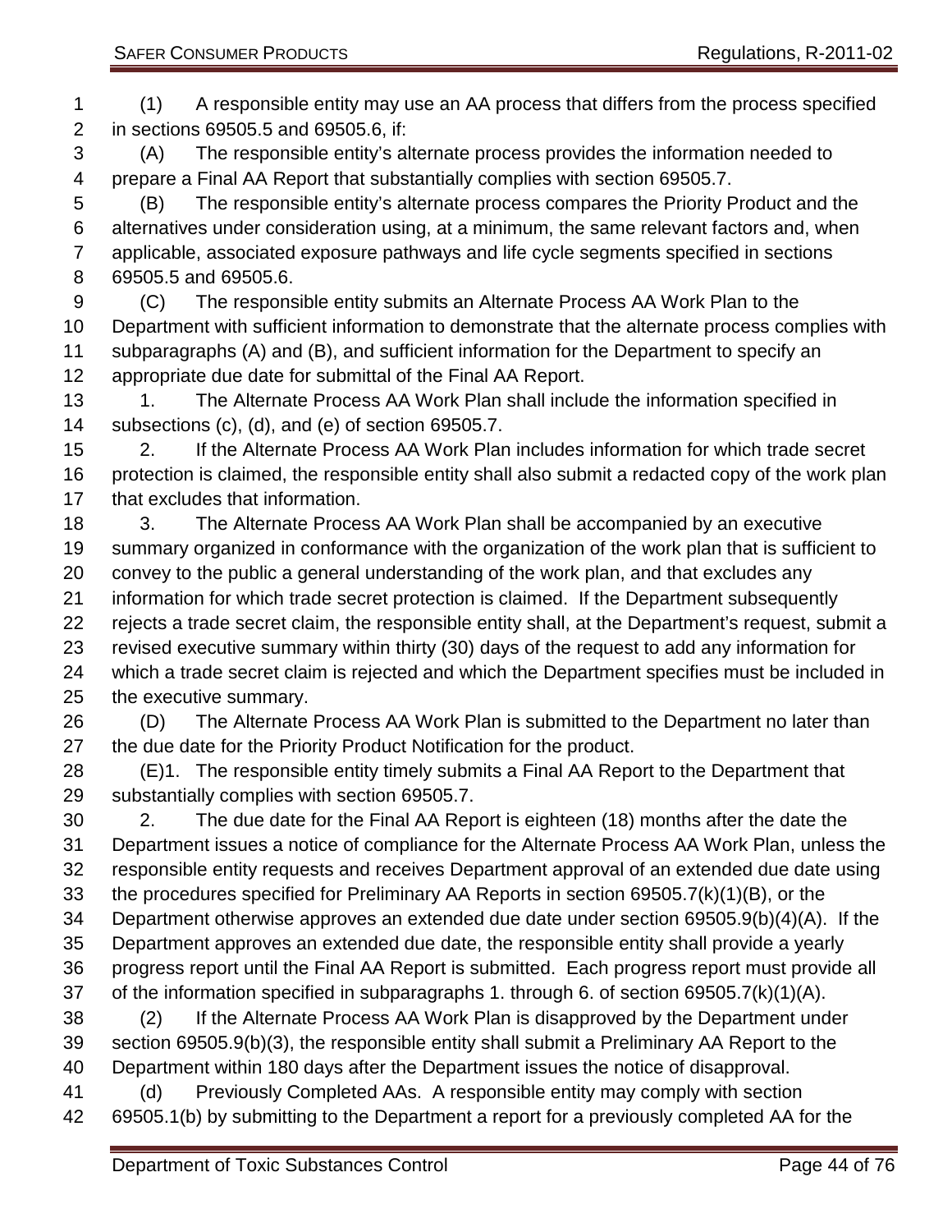(1) A responsible entity may use an AA process that differs from the process specified in sections 69505.5 and 69505.6, if:

(A) The responsible entity's alternate process provides the information needed to prepare a Final AA Report that substantially complies with section 69505.7.

(B) The responsible entity's alternate process compares the Priority Product and the alternatives under consideration using, at a minimum, the same relevant factors and, when applicable, associated exposure pathways and life cycle segments specified in sections 69505.5 and 69505.6.

(C) The responsible entity submits an Alternate Process AA Work Plan to the Department with sufficient information to demonstrate that the alternate process complies with subparagraphs (A) and (B), and sufficient information for the Department to specify an appropriate due date for submittal of the Final AA Report.

1. The Alternate Process AA Work Plan shall include the information specified in subsections (c), (d), and (e) of section 69505.7.

2. If the Alternate Process AA Work Plan includes information for which trade secret protection is claimed, the responsible entity shall also submit a redacted copy of the work plan that excludes that information.

3. The Alternate Process AA Work Plan shall be accompanied by an executive summary organized in conformance with the organization of the work plan that is sufficient to convey to the public a general understanding of the work plan, and that excludes any information for which trade secret protection is claimed. If the Department subsequently rejects a trade secret claim, the responsible entity shall, at the Department's request, submit a revised executive summary within thirty (30) days of the request to add any information for which a trade secret claim is rejected and which the Department specifies must be included in the executive summary.

(D) The Alternate Process AA Work Plan is submitted to the Department no later than the due date for the Priority Product Notification for the product.

(E)1. The responsible entity timely submits a Final AA Report to the Department that substantially complies with section 69505.7.

2. The due date for the Final AA Report is eighteen (18) months after the date the Department issues a notice of compliance for the Alternate Process AA Work Plan, unless the responsible entity requests and receives Department approval of an extended due date using the procedures specified for Preliminary AA Reports in section 69505.7(k)(1)(B), or the Department otherwise approves an extended due date under section 69505.9(b)(4)(A). If the Department approves an extended due date, the responsible entity shall provide a yearly progress report until the Final AA Report is submitted. Each progress report must provide all of the information specified in subparagraphs 1. through 6. of section 69505.7(k)(1)(A).

(2) If the Alternate Process AA Work Plan is disapproved by the Department under section 69505.9(b)(3), the responsible entity shall submit a Preliminary AA Report to the Department within 180 days after the Department issues the notice of disapproval.

(d) Previously Completed AAs. A responsible entity may comply with section 69505.1(b) by submitting to the Department a report for a previously completed AA for the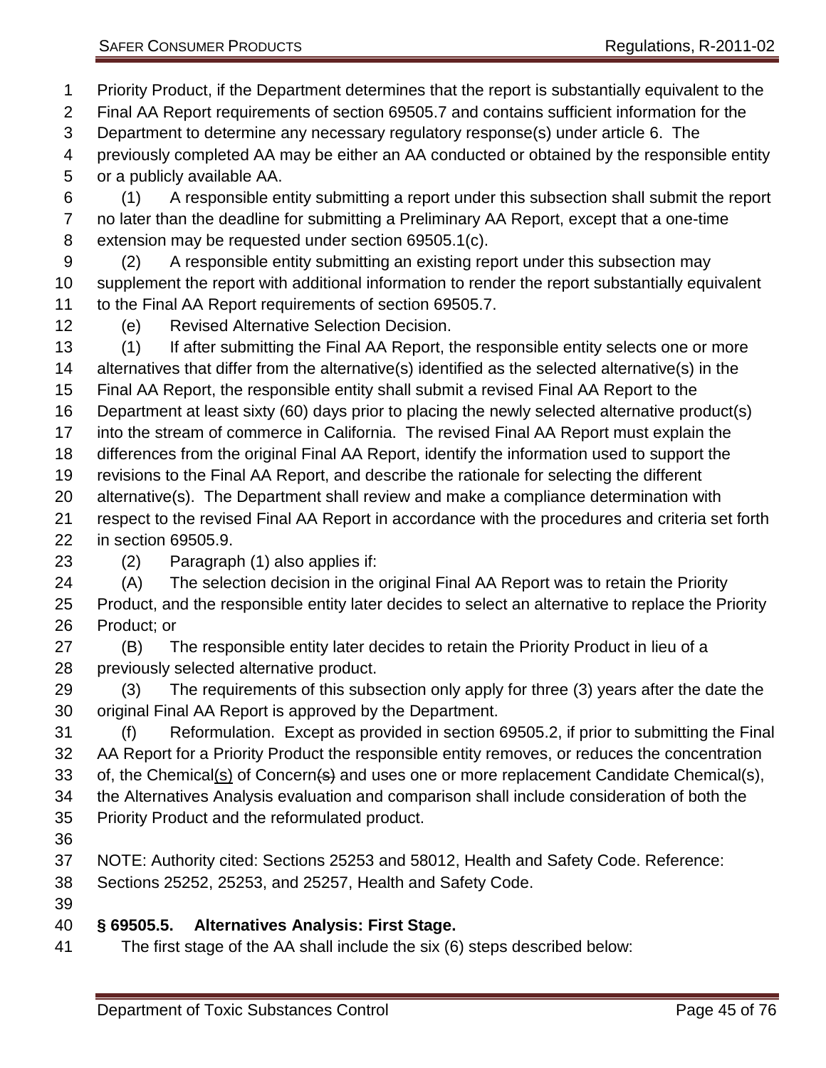Priority Product, if the Department determines that the report is substantially equivalent to the Final AA Report requirements of section 69505.7 and contains sufficient information for the Department to determine any necessary regulatory response(s) under article 6. The previously completed AA may be either an AA conducted or obtained by the responsible entity or a publicly available AA.

(1) A responsible entity submitting a report under this subsection shall submit the report no later than the deadline for submitting a Preliminary AA Report, except that a one-time extension may be requested under section 69505.1(c).

(2) A responsible entity submitting an existing report under this subsection may supplement the report with additional information to render the report substantially equivalent to the Final AA Report requirements of section 69505.7.

(e) Revised Alternative Selection Decision.

(1) If after submitting the Final AA Report, the responsible entity selects one or more alternatives that differ from the alternative(s) identified as the selected alternative(s) in the Final AA Report, the responsible entity shall submit a revised Final AA Report to the Department at least sixty (60) days prior to placing the newly selected alternative product(s) into the stream of commerce in California. The revised Final AA Report must explain the differences from the original Final AA Report, identify the information used to support the revisions to the Final AA Report, and describe the rationale for selecting the different alternative(s). The Department shall review and make a compliance determination with respect to the revised Final AA Report in accordance with the procedures and criteria set forth in section 69505.9.

(2) Paragraph (1) also applies if:

(A) The selection decision in the original Final AA Report was to retain the Priority Product, and the responsible entity later decides to select an alternative to replace the Priority Product; or

(B) The responsible entity later decides to retain the Priority Product in lieu of a previously selected alternative product.

(3) The requirements of this subsection only apply for three (3) years after the date the original Final AA Report is approved by the Department.

(f) Reformulation. Except as provided in section 69505.2, if prior to submitting the Final AA Report for a Priority Product the responsible entity removes, or reduces the concentration of, the Chemical<u>(s)</u> of Concern~~(s)~~ and uses one or more replacement Candidate Chemical(s), the Alternatives Analysis evaluation and comparison shall include consideration of both the Priority Product and the reformulated product.

NOTE: Authority cited: Sections 25253 and 58012, Health and Safety Code. Reference: Sections 25252, 25253, and 25257, Health and Safety Code.

### § 69505.5. Alternatives Analysis: First Stage.

The first stage of the AA shall include the six (6) steps described below: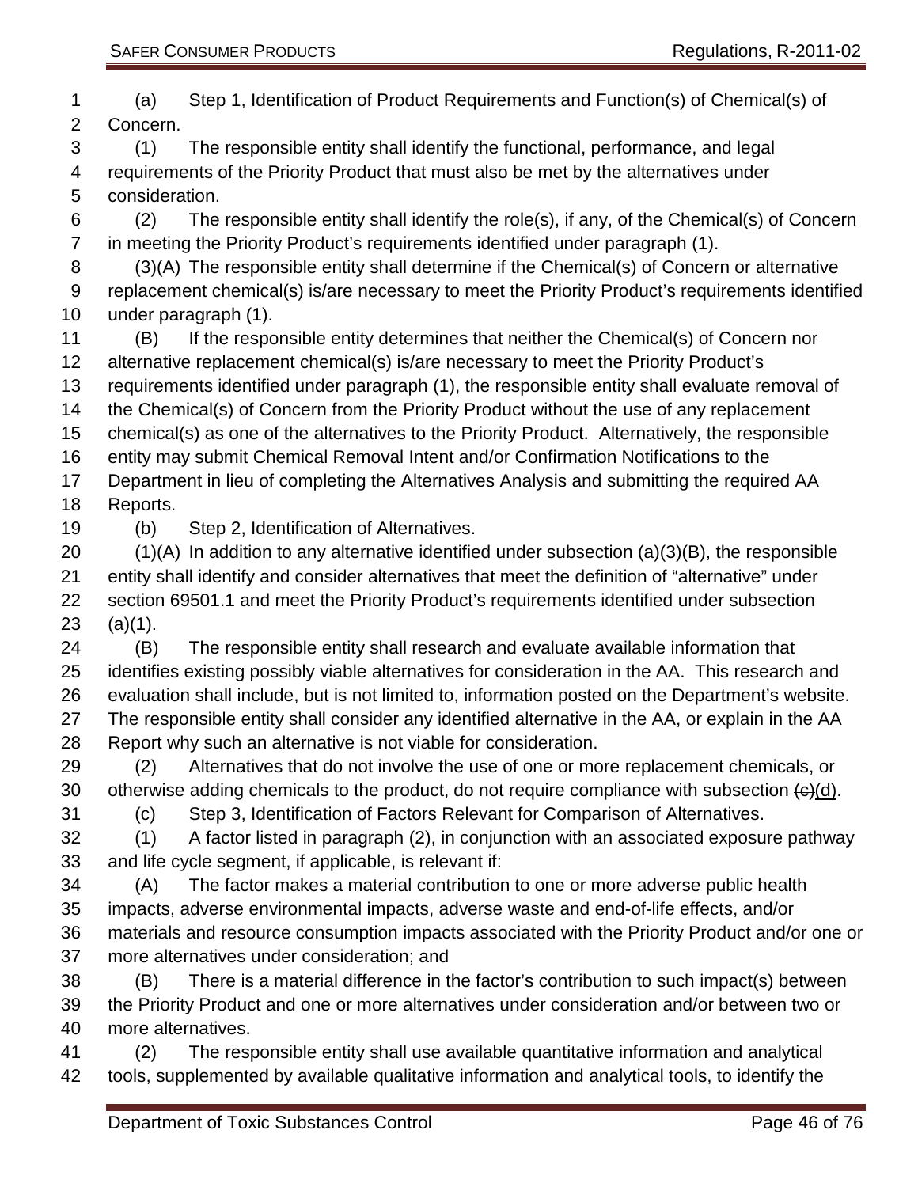(a) Step 1, Identification of Product Requirements and Function(s) of Chemical(s) of Concern.

(1) The responsible entity shall identify the functional, performance, and legal requirements of the Priority Product that must also be met by the alternatives under consideration.

(2) The responsible entity shall identify the role(s), if any, of the Chemical(s) of Concern in meeting the Priority Product's requirements identified under paragraph (1).

(3)(A) The responsible entity shall determine if the Chemical(s) of Concern or alternative replacement chemical(s) is/are necessary to meet the Priority Product's requirements identified under paragraph (1).

(B) If the responsible entity determines that neither the Chemical(s) of Concern nor alternative replacement chemical(s) is/are necessary to meet the Priority Product's requirements identified under paragraph (1), the responsible entity shall evaluate removal of the Chemical(s) of Concern from the Priority Product without the use of any replacement chemical(s) as one of the alternatives to the Priority Product. Alternatively, the responsible entity may submit Chemical Removal Intent and/or Confirmation Notifications to the Department in lieu of completing the Alternatives Analysis and submitting the required AA Reports.

(b) Step 2, Identification of Alternatives.

(1)(A) In addition to any alternative identified under subsection (a)(3)(B), the responsible entity shall identify and consider alternatives that meet the definition of "alternative" under section 69501.1 and meet the Priority Product's requirements identified under subsection (a)(1).

(B) The responsible entity shall research and evaluate available information that identifies existing possibly viable alternatives for consideration in the AA. This research and evaluation shall include, but is not limited to, information posted on the Department's website. The responsible entity shall consider any identified alternative in the AA, or explain in the AA Report why such an alternative is not viable for consideration.

(2) Alternatives that do not involve the use of one or more replacement chemicals, or otherwise adding chemicals to the product, do not require compliance with subsection ~~(c)~~<u>(d)</u>.

(c) Step 3, Identification of Factors Relevant for Comparison of Alternatives.

(1) A factor listed in paragraph (2), in conjunction with an associated exposure pathway and life cycle segment, if applicable, is relevant if:

(A) The factor makes a material contribution to one or more adverse public health impacts, adverse environmental impacts, adverse waste and end-of-life effects, and/or materials and resource consumption impacts associated with the Priority Product and/or one or more alternatives under consideration; and

(B) There is a material difference in the factor's contribution to such impact(s) between the Priority Product and one or more alternatives under consideration and/or between two or more alternatives.

(2) The responsible entity shall use available quantitative information and analytical tools, supplemented by available qualitative information and analytical tools, to identify the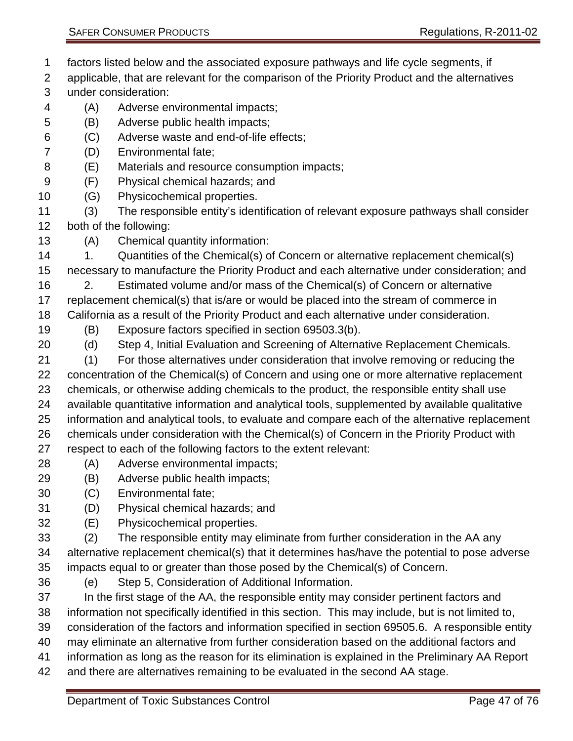factors listed below and the associated exposure pathways and life cycle segments, if applicable, that are relevant for the comparison of the Priority Product and the alternatives under consideration:

(A) Adverse environmental impacts;

(B) Adverse public health impacts;

(C) Adverse waste and end-of-life effects;

(D) Environmental fate;

(E) Materials and resource consumption impacts;

(F) Physical chemical hazards; and

(G) Physicochemical properties.

(3) The responsible entity's identification of relevant exposure pathways shall consider both of the following:

(A) Chemical quantity information:

1. Quantities of the Chemical(s) of Concern or alternative replacement chemical(s) necessary to manufacture the Priority Product and each alternative under consideration; and

2. Estimated volume and/or mass of the Chemical(s) of Concern or alternative replacement chemical(s) that is/are or would be placed into the stream of commerce in California as a result of the Priority Product and each alternative under consideration.

(B) Exposure factors specified in section 69503.3(b).

(d) Step 4, Initial Evaluation and Screening of Alternative Replacement Chemicals.

(1) For those alternatives under consideration that involve removing or reducing the concentration of the Chemical(s) of Concern and using one or more alternative replacement chemicals, or otherwise adding chemicals to the product, the responsible entity shall use available quantitative information and analytical tools, supplemented by available qualitative information and analytical tools, to evaluate and compare each of the alternative replacement chemicals under consideration with the Chemical(s) of Concern in the Priority Product with respect to each of the following factors to the extent relevant:

(A) Adverse environmental impacts;

(B) Adverse public health impacts;

(C) Environmental fate;

(D) Physical chemical hazards; and

(E) Physicochemical properties.

(2) The responsible entity may eliminate from further consideration in the AA any alternative replacement chemical(s) that it determines has/have the potential to pose adverse impacts equal to or greater than those posed by the Chemical(s) of Concern.

(e) Step 5, Consideration of Additional Information.

In the first stage of the AA, the responsible entity may consider pertinent factors and information not specifically identified in this section. This may include, but is not limited to, consideration of the factors and information specified in section 69505.6. A responsible entity may eliminate an alternative from further consideration based on the additional factors and information as long as the reason for its elimination is explained in the Preliminary AA Report and there are alternatives remaining to be evaluated in the second AA stage.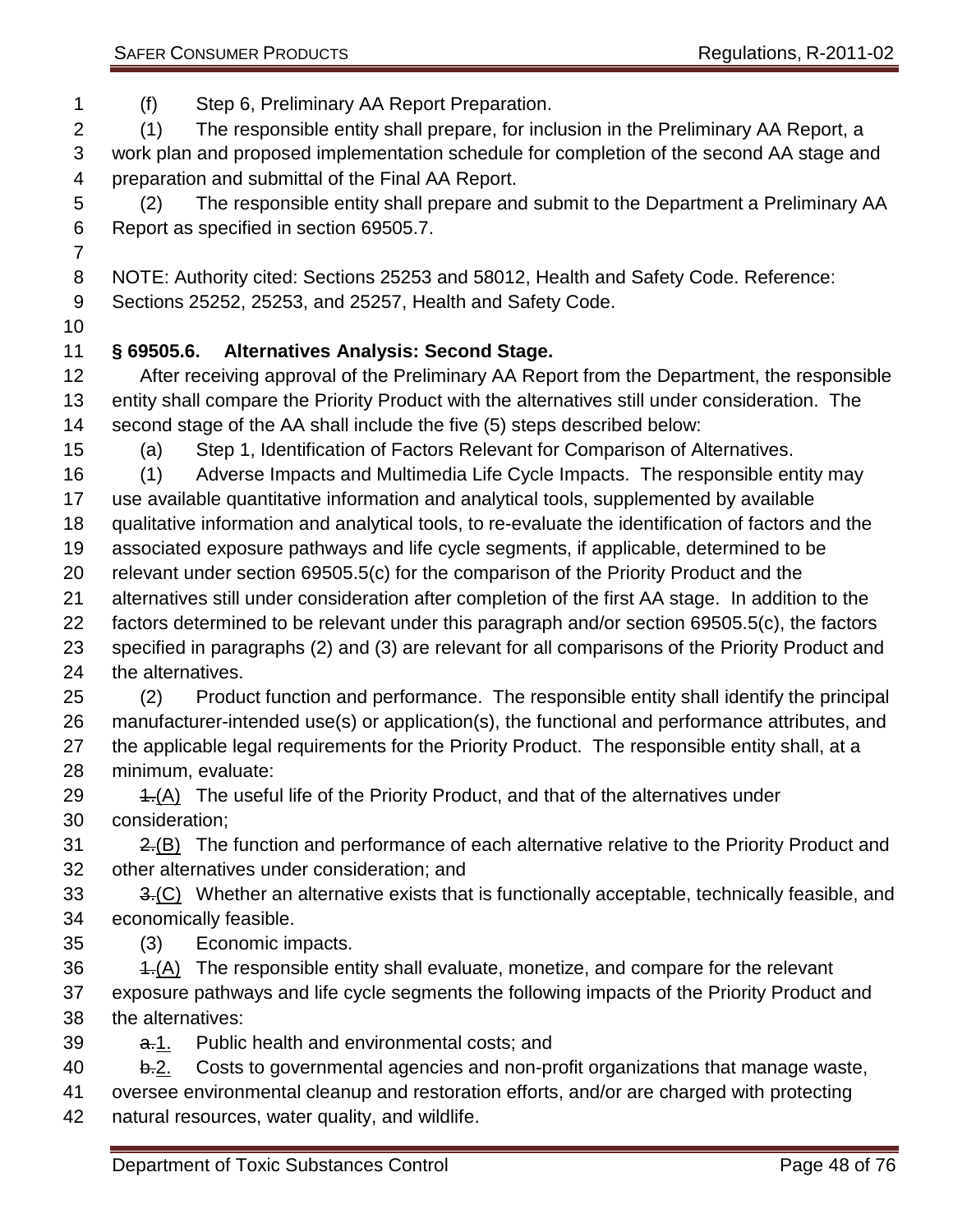(f) Step 6, Preliminary AA Report Preparation.

(1) The responsible entity shall prepare, for inclusion in the Preliminary AA Report, a work plan and proposed implementation schedule for completion of the second AA stage and preparation and submittal of the Final AA Report.

(2) The responsible entity shall prepare and submit to the Department a Preliminary AA Report as specified in section 69505.7.

NOTE: Authority cited: Sections 25253 and 58012, Health and Safety Code. Reference: Sections 25252, 25253, and 25257, Health and Safety Code.

**§ 69505.6. Alternatives Analysis: Second Stage.**

After receiving approval of the Preliminary AA Report from the Department, the responsible entity shall compare the Priority Product with the alternatives still under consideration. The second stage of the AA shall include the five (5) steps described below:

(a) Step 1, Identification of Factors Relevant for Comparison of Alternatives.

(1) Adverse Impacts and Multimedia Life Cycle Impacts. The responsible entity may use available quantitative information and analytical tools, supplemented by available qualitative information and analytical tools, to re-evaluate the identification of factors and the associated exposure pathways and life cycle segments, if applicable, determined to be relevant under section 69505.5(c) for the comparison of the Priority Product and the alternatives still under consideration after completion of the first AA stage. In addition to the factors determined to be relevant under this paragraph and/or section 69505.5(c), the factors specified in paragraphs (2) and (3) are relevant for all comparisons of the Priority Product and the alternatives.

(2) Product function and performance. The responsible entity shall identify the principal manufacturer-intended use(s) or application(s), the functional and performance attributes, and the applicable legal requirements for the Priority Product. The responsible entity shall, at a minimum, evaluate:

~~1.~~(A) The useful life of the Priority Product, and that of the alternatives under consideration;

~~2.~~(B) The function and performance of each alternative relative to the Priority Product and other alternatives under consideration; and

~~3.~~(C) Whether an alternative exists that is functionally acceptable, technically feasible, and economically feasible.

(3) Economic impacts.

~~1.~~(A) The responsible entity shall evaluate, monetize, and compare for the relevant exposure pathways and life cycle segments the following impacts of the Priority Product and the alternatives:

~~a.~~1. Public health and environmental costs; and

~~b.~~2. Costs to governmental agencies and non-profit organizations that manage waste, oversee environmental cleanup and restoration efforts, and/or are charged with protecting natural resources, water quality, and wildlife.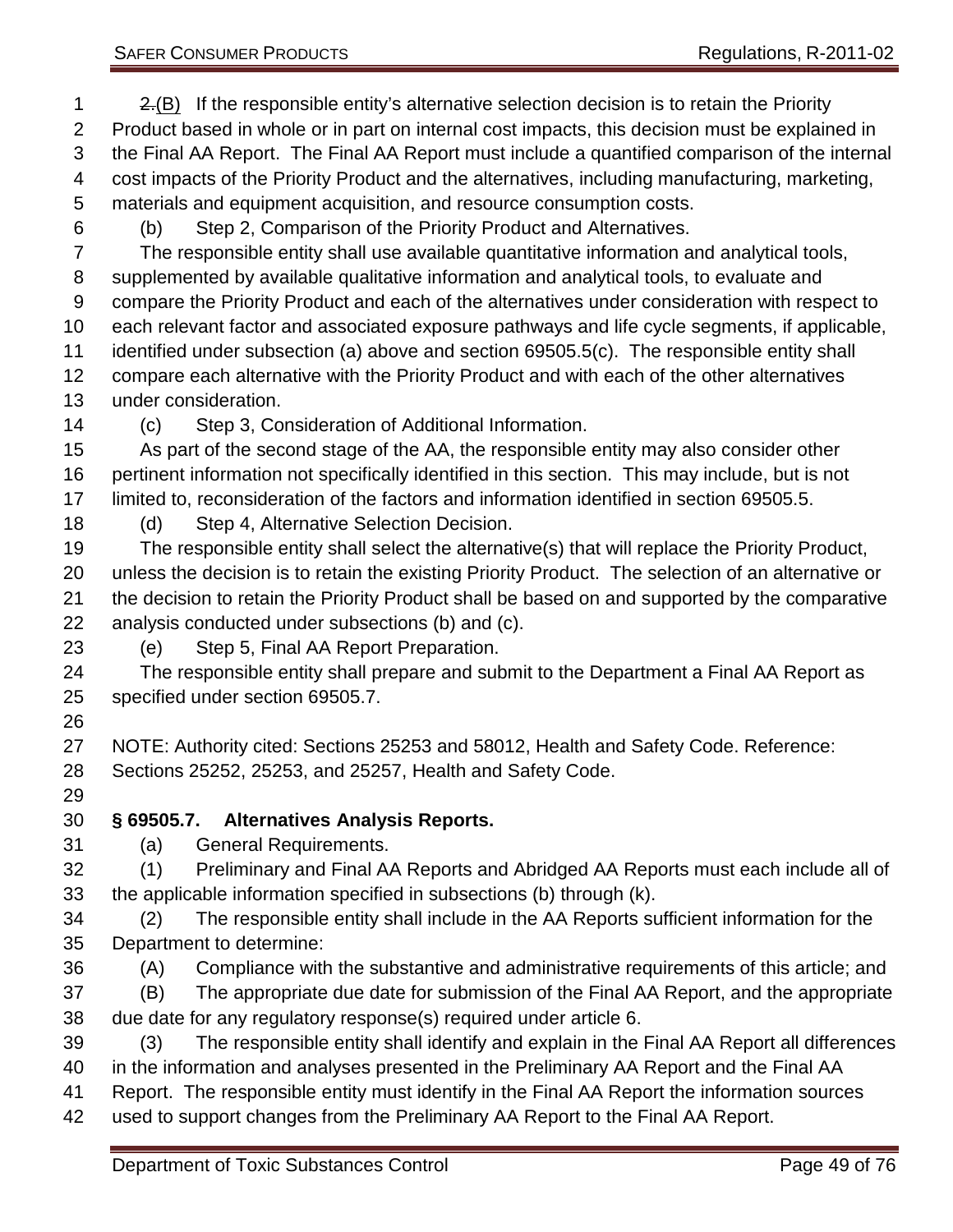~~2.~~(B) If the responsible entity's alternative selection decision is to retain the Priority Product based in whole or in part on internal cost impacts, this decision must be explained in the Final AA Report. The Final AA Report must include a quantified comparison of the internal cost impacts of the Priority Product and the alternatives, including manufacturing, marketing, materials and equipment acquisition, and resource consumption costs.

(b) Step 2, Comparison of the Priority Product and Alternatives.

The responsible entity shall use available quantitative information and analytical tools, supplemented by available qualitative information and analytical tools, to evaluate and compare the Priority Product and each of the alternatives under consideration with respect to each relevant factor and associated exposure pathways and life cycle segments, if applicable, identified under subsection (a) above and section 69505.5(c). The responsible entity shall compare each alternative with the Priority Product and with each of the other alternatives under consideration.

(c) Step 3, Consideration of Additional Information.

As part of the second stage of the AA, the responsible entity may also consider other pertinent information not specifically identified in this section. This may include, but is not limited to, reconsideration of the factors and information identified in section 69505.5.

(d) Step 4, Alternative Selection Decision.

The responsible entity shall select the alternative(s) that will replace the Priority Product, unless the decision is to retain the existing Priority Product. The selection of an alternative or the decision to retain the Priority Product shall be based on and supported by the comparative analysis conducted under subsections (b) and (c).

(e) Step 5, Final AA Report Preparation.

The responsible entity shall prepare and submit to the Department a Final AA Report as specified under section 69505.7.

NOTE: Authority cited: Sections 25253 and 58012, Health and Safety Code. Reference: Sections 25252, 25253, and 25257, Health and Safety Code.

**§ 69505.7. Alternatives Analysis Reports.**

(a) General Requirements.

(1) Preliminary and Final AA Reports and Abridged AA Reports must each include all of the applicable information specified in subsections (b) through (k).

(2) The responsible entity shall include in the AA Reports sufficient information for the Department to determine:

(A) Compliance with the substantive and administrative requirements of this article; and

(B) The appropriate due date for submission of the Final AA Report, and the appropriate due date for any regulatory response(s) required under article 6.

(3) The responsible entity shall identify and explain in the Final AA Report all differences in the information and analyses presented in the Preliminary AA Report and the Final AA Report. The responsible entity must identify in the Final AA Report the information sources used to support changes from the Preliminary AA Report to the Final AA Report.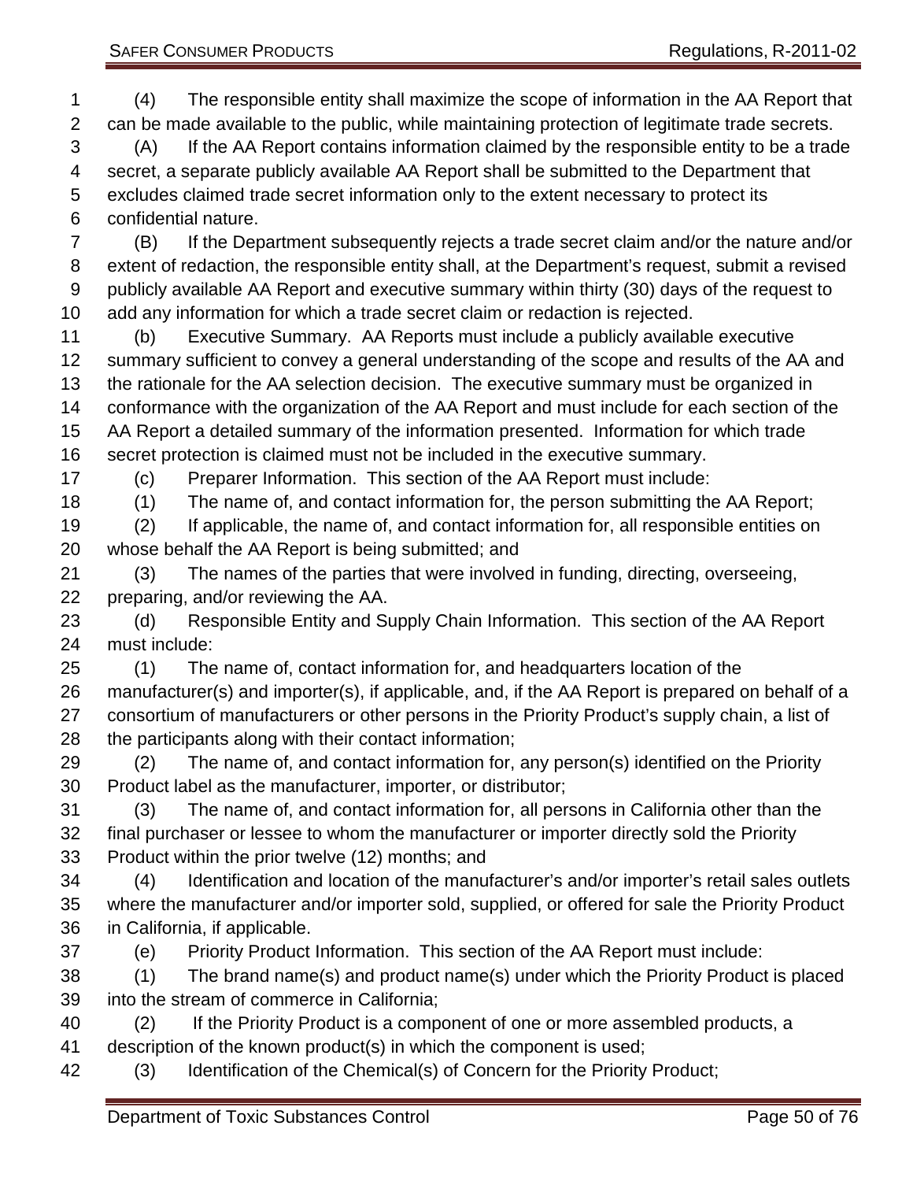(4) The responsible entity shall maximize the scope of information in the AA Report that can be made available to the public, while maintaining protection of legitimate trade secrets.

(A) If the AA Report contains information claimed by the responsible entity to be a trade secret, a separate publicly available AA Report shall be submitted to the Department that excludes claimed trade secret information only to the extent necessary to protect its confidential nature.

(B) If the Department subsequently rejects a trade secret claim and/or the nature and/or extent of redaction, the responsible entity shall, at the Department's request, submit a revised publicly available AA Report and executive summary within thirty (30) days of the request to add any information for which a trade secret claim or redaction is rejected.

(b) Executive Summary. AA Reports must include a publicly available executive summary sufficient to convey a general understanding of the scope and results of the AA and the rationale for the AA selection decision. The executive summary must be organized in conformance with the organization of the AA Report and must include for each section of the AA Report a detailed summary of the information presented. Information for which trade secret protection is claimed must not be included in the executive summary.

(c) Preparer Information. This section of the AA Report must include:

(1) The name of, and contact information for, the person submitting the AA Report;

(2) If applicable, the name of, and contact information for, all responsible entities on whose behalf the AA Report is being submitted; and

(3) The names of the parties that were involved in funding, directing, overseeing, preparing, and/or reviewing the AA.

(d) Responsible Entity and Supply Chain Information. This section of the AA Report must include:

(1) The name of, contact information for, and headquarters location of the manufacturer(s) and importer(s), if applicable, and, if the AA Report is prepared on behalf of a consortium of manufacturers or other persons in the Priority Product's supply chain, a list of the participants along with their contact information;

(2) The name of, and contact information for, any person(s) identified on the Priority Product label as the manufacturer, importer, or distributor;

(3) The name of, and contact information for, all persons in California other than the final purchaser or lessee to whom the manufacturer or importer directly sold the Priority Product within the prior twelve (12) months; and

(4) Identification and location of the manufacturer's and/or importer's retail sales outlets where the manufacturer and/or importer sold, supplied, or offered for sale the Priority Product in California, if applicable.

(e) Priority Product Information. This section of the AA Report must include:

(1) The brand name(s) and product name(s) under which the Priority Product is placed into the stream of commerce in California;

(2) If the Priority Product is a component of one or more assembled products, a description of the known product(s) in which the component is used;

(3) Identification of the Chemical(s) of Concern for the Priority Product;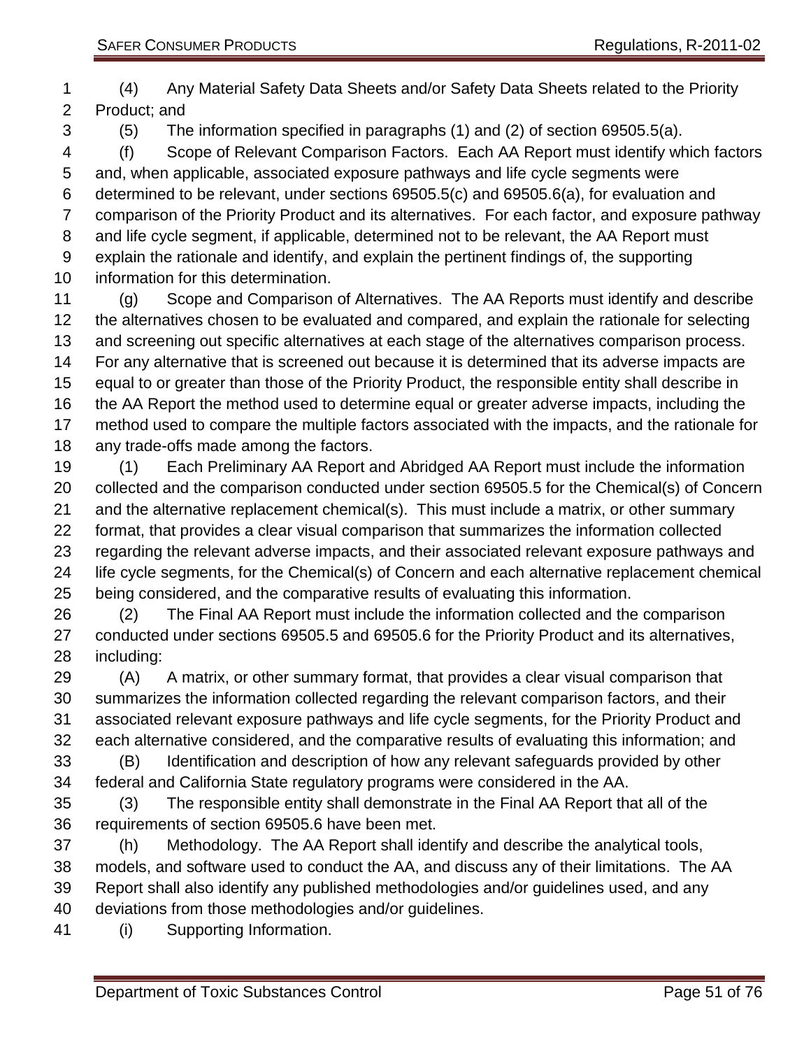(4) Any Material Safety Data Sheets and/or Safety Data Sheets related to the Priority Product; and

(5) The information specified in paragraphs (1) and (2) of section 69505.5(a).

(f) Scope of Relevant Comparison Factors. Each AA Report must identify which factors and, when applicable, associated exposure pathways and life cycle segments were determined to be relevant, under sections 69505.5(c) and 69505.6(a), for evaluation and comparison of the Priority Product and its alternatives. For each factor, and exposure pathway and life cycle segment, if applicable, determined not to be relevant, the AA Report must explain the rationale and identify, and explain the pertinent findings of, the supporting information for this determination.

(g) Scope and Comparison of Alternatives. The AA Reports must identify and describe the alternatives chosen to be evaluated and compared, and explain the rationale for selecting and screening out specific alternatives at each stage of the alternatives comparison process. For any alternative that is screened out because it is determined that its adverse impacts are equal to or greater than those of the Priority Product, the responsible entity shall describe in the AA Report the method used to determine equal or greater adverse impacts, including the method used to compare the multiple factors associated with the impacts, and the rationale for any trade-offs made among the factors.

(1) Each Preliminary AA Report and Abridged AA Report must include the information collected and the comparison conducted under section 69505.5 for the Chemical(s) of Concern and the alternative replacement chemical(s). This must include a matrix, or other summary format, that provides a clear visual comparison that summarizes the information collected regarding the relevant adverse impacts, and their associated relevant exposure pathways and life cycle segments, for the Chemical(s) of Concern and each alternative replacement chemical being considered, and the comparative results of evaluating this information.

(2) The Final AA Report must include the information collected and the comparison conducted under sections 69505.5 and 69505.6 for the Priority Product and its alternatives, including:

(A) A matrix, or other summary format, that provides a clear visual comparison that summarizes the information collected regarding the relevant comparison factors, and their associated relevant exposure pathways and life cycle segments, for the Priority Product and each alternative considered, and the comparative results of evaluating this information; and

(B) Identification and description of how any relevant safeguards provided by other federal and California State regulatory programs were considered in the AA.

(3) The responsible entity shall demonstrate in the Final AA Report that all of the requirements of section 69505.6 have been met.

(h) Methodology. The AA Report shall identify and describe the analytical tools, models, and software used to conduct the AA, and discuss any of their limitations. The AA Report shall also identify any published methodologies and/or guidelines used, and any deviations from those methodologies and/or guidelines.

(i) Supporting Information.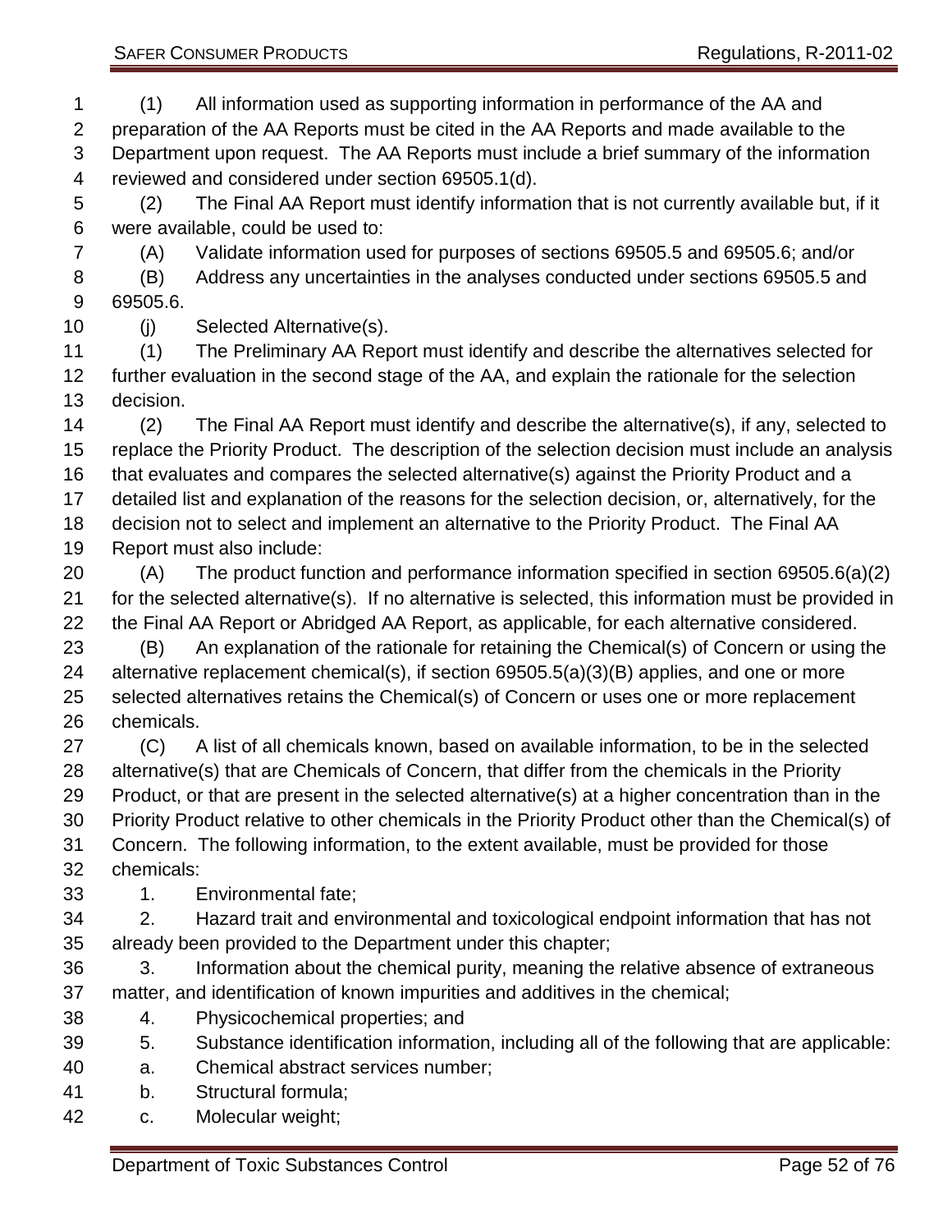(1) All information used as supporting information in performance of the AA and preparation of the AA Reports must be cited in the AA Reports and made available to the Department upon request. The AA Reports must include a brief summary of the information reviewed and considered under section 69505.1(d).

(2) The Final AA Report must identify information that is not currently available but, if it were available, could be used to:

(A) Validate information used for purposes of sections 69505.5 and 69505.6; and/or

(B) Address any uncertainties in the analyses conducted under sections 69505.5 and 69505.6.

(j) Selected Alternative(s).

(1) The Preliminary AA Report must identify and describe the alternatives selected for further evaluation in the second stage of the AA, and explain the rationale for the selection decision.

(2) The Final AA Report must identify and describe the alternative(s), if any, selected to replace the Priority Product. The description of the selection decision must include an analysis that evaluates and compares the selected alternative(s) against the Priority Product and a detailed list and explanation of the reasons for the selection decision, or, alternatively, for the decision not to select and implement an alternative to the Priority Product. The Final AA Report must also include:

(A) The product function and performance information specified in section 69505.6(a)(2) for the selected alternative(s). If no alternative is selected, this information must be provided in the Final AA Report or Abridged AA Report, as applicable, for each alternative considered.

(B) An explanation of the rationale for retaining the Chemical(s) of Concern or using the alternative replacement chemical(s), if section 69505.5(a)(3)(B) applies, and one or more selected alternatives retains the Chemical(s) of Concern or uses one or more replacement chemicals.

(C) A list of all chemicals known, based on available information, to be in the selected alternative(s) that are Chemicals of Concern, that differ from the chemicals in the Priority Product, or that are present in the selected alternative(s) at a higher concentration than in the Priority Product relative to other chemicals in the Priority Product other than the Chemical(s) of Concern. The following information, to the extent available, must be provided for those chemicals:

1. Environmental fate;

2. Hazard trait and environmental and toxicological endpoint information that has not already been provided to the Department under this chapter;

3. Information about the chemical purity, meaning the relative absence of extraneous matter, and identification of known impurities and additives in the chemical;

4. Physicochemical properties; and

5. Substance identification information, including all of the following that are applicable:

a. Chemical abstract services number;

b. Structural formula;

c. Molecular weight;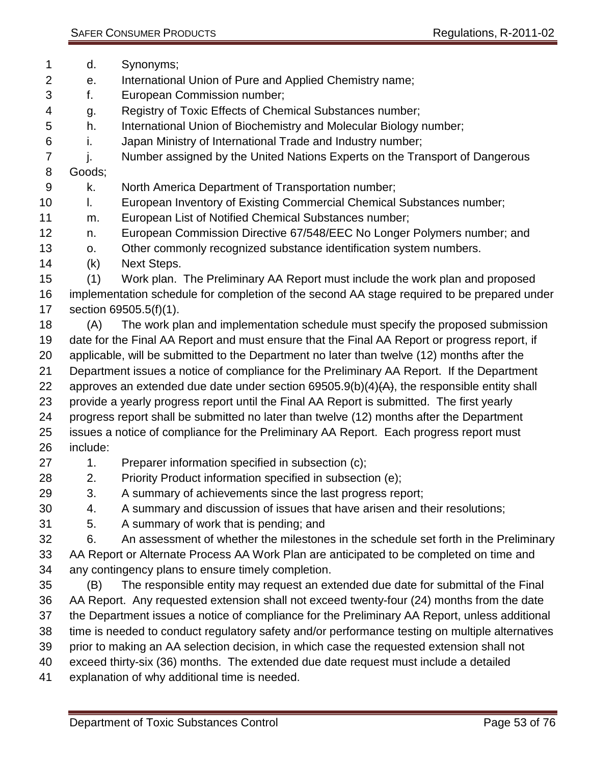d. Synonyms;

e. International Union of Pure and Applied Chemistry name;

f. European Commission number;

g. Registry of Toxic Effects of Chemical Substances number;

h. International Union of Biochemistry and Molecular Biology number;

i. Japan Ministry of International Trade and Industry number;

j. Number assigned by the United Nations Experts on the Transport of Dangerous Goods;

k. North America Department of Transportation number;

l. European Inventory of Existing Commercial Chemical Substances number;

m. European List of Notified Chemical Substances number;

n. European Commission Directive 67/548/EEC No Longer Polymers number; and

o. Other commonly recognized substance identification system numbers.

(k) Next Steps.

(1) Work plan. The Preliminary AA Report must include the work plan and proposed implementation schedule for completion of the second AA stage required to be prepared under section 69505.5(f)(1).

(A) The work plan and implementation schedule must specify the proposed submission date for the Final AA Report and must ensure that the Final AA Report or progress report, if applicable, will be submitted to the Department no later than twelve (12) months after the Department issues a notice of compliance for the Preliminary AA Report. If the Department approves an extended due date under section 69505.9(b)(4)~~(A)~~, the responsible entity shall provide a yearly progress report until the Final AA Report is submitted. The first yearly progress report shall be submitted no later than twelve (12) months after the Department issues a notice of compliance for the Preliminary AA Report. Each progress report must include:

1. Preparer information specified in subsection (c);

2. Priority Product information specified in subsection (e);

3. A summary of achievements since the last progress report;

4. A summary and discussion of issues that have arisen and their resolutions;

5. A summary of work that is pending; and

6. An assessment of whether the milestones in the schedule set forth in the Preliminary AA Report or Alternate Process AA Work Plan are anticipated to be completed on time and any contingency plans to ensure timely completion.

(B) The responsible entity may request an extended due date for submittal of the Final AA Report. Any requested extension shall not exceed twenty-four (24) months from the date the Department issues a notice of compliance for the Preliminary AA Report, unless additional time is needed to conduct regulatory safety and/or performance testing on multiple alternatives prior to making an AA selection decision, in which case the requested extension shall not exceed thirty-six (36) months. The extended due date request must include a detailed explanation of why additional time is needed.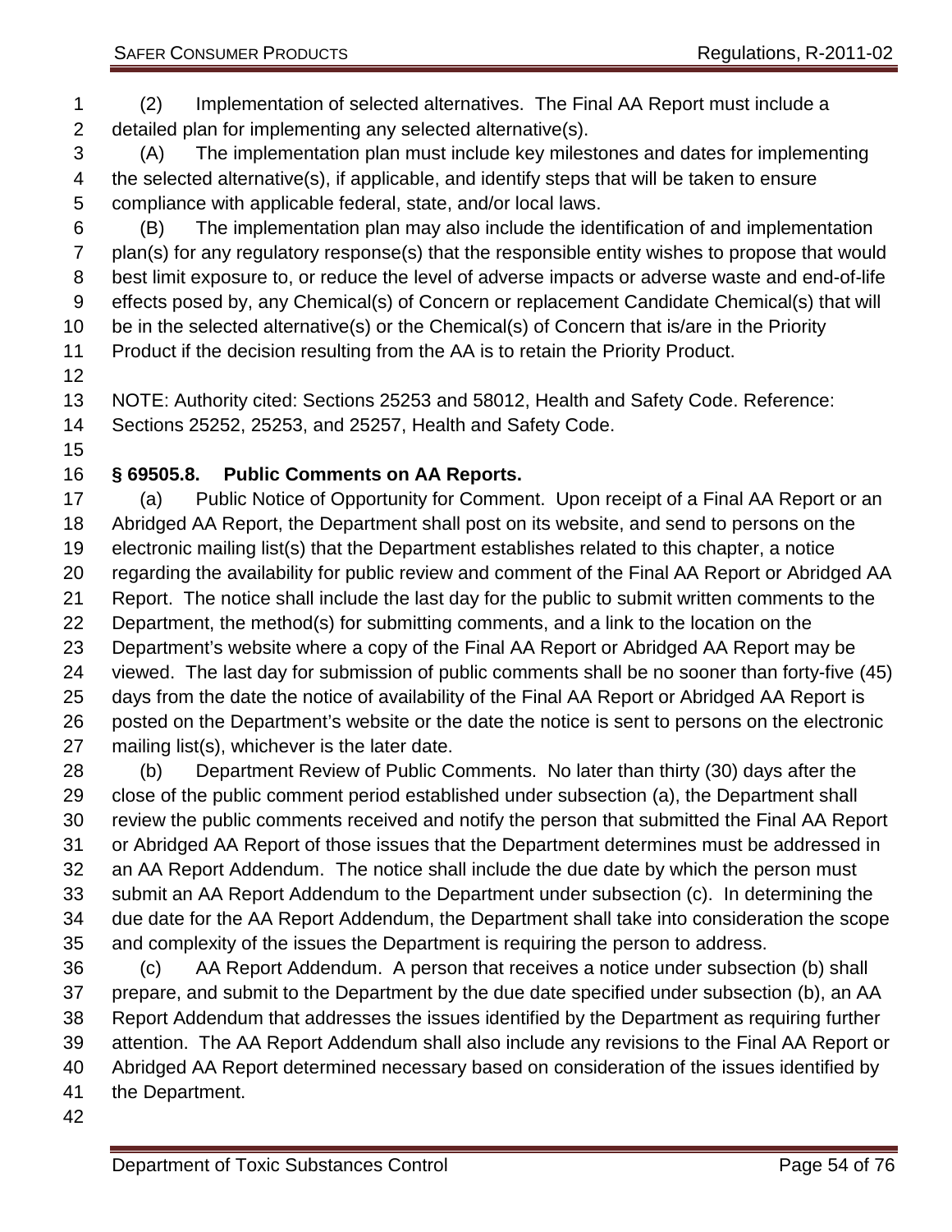(2) Implementation of selected alternatives. The Final AA Report must include a detailed plan for implementing any selected alternative(s).

(A) The implementation plan must include key milestones and dates for implementing the selected alternative(s), if applicable, and identify steps that will be taken to ensure compliance with applicable federal, state, and/or local laws.

(B) The implementation plan may also include the identification of and implementation plan(s) for any regulatory response(s) that the responsible entity wishes to propose that would best limit exposure to, or reduce the level of adverse impacts or adverse waste and end-of-life effects posed by, any Chemical(s) of Concern or replacement Candidate Chemical(s) that will be in the selected alternative(s) or the Chemical(s) of Concern that is/are in the Priority Product if the decision resulting from the AA is to retain the Priority Product.

NOTE: Authority cited: Sections 25253 and 58012, Health and Safety Code. Reference: Sections 25252, 25253, and 25257, Health and Safety Code.

### § 69505.8. Public Comments on AA Reports.

(a) Public Notice of Opportunity for Comment. Upon receipt of a Final AA Report or an Abridged AA Report, the Department shall post on its website, and send to persons on the electronic mailing list(s) that the Department establishes related to this chapter, a notice regarding the availability for public review and comment of the Final AA Report or Abridged AA Report. The notice shall include the last day for the public to submit written comments to the Department, the method(s) for submitting comments, and a link to the location on the Department's website where a copy of the Final AA Report or Abridged AA Report may be viewed. The last day for submission of public comments shall be no sooner than forty-five (45) days from the date the notice of availability of the Final AA Report or Abridged AA Report is posted on the Department's website or the date the notice is sent to persons on the electronic mailing list(s), whichever is the later date.

(b) Department Review of Public Comments. No later than thirty (30) days after the close of the public comment period established under subsection (a), the Department shall review the public comments received and notify the person that submitted the Final AA Report or Abridged AA Report of those issues that the Department determines must be addressed in an AA Report Addendum. The notice shall include the due date by which the person must submit an AA Report Addendum to the Department under subsection (c). In determining the due date for the AA Report Addendum, the Department shall take into consideration the scope and complexity of the issues the Department is requiring the person to address.

(c) AA Report Addendum. A person that receives a notice under subsection (b) shall prepare, and submit to the Department by the due date specified under subsection (b), an AA Report Addendum that addresses the issues identified by the Department as requiring further attention. The AA Report Addendum shall also include any revisions to the Final AA Report or Abridged AA Report determined necessary based on consideration of the issues identified by the Department.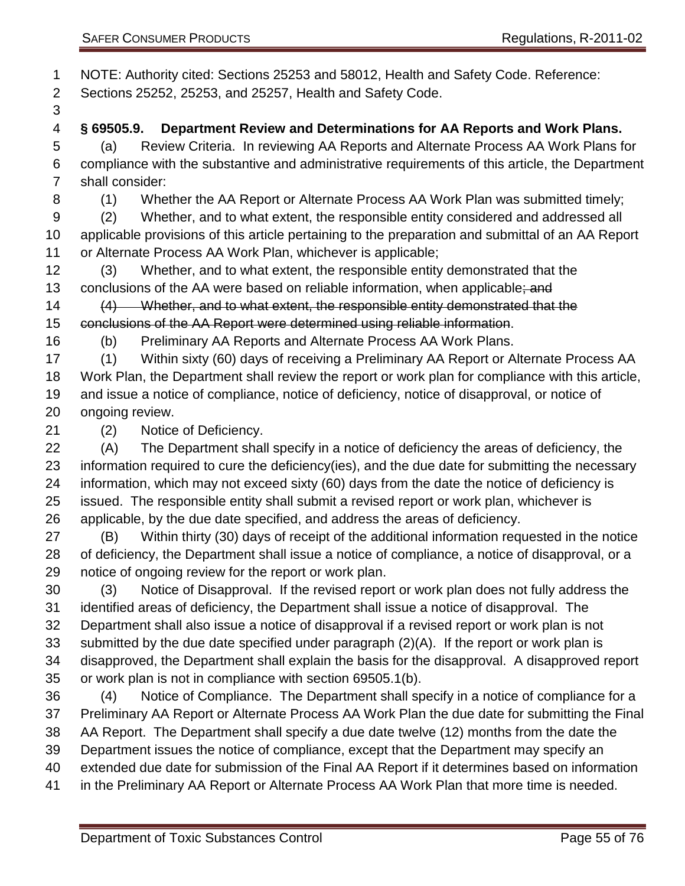NOTE: Authority cited: Sections 25253 and 58012, Health and Safety Code. Reference: Sections 25252, 25253, and 25257, Health and Safety Code.

**§ 69505.9. Department Review and Determinations for AA Reports and Work Plans.**

(a) Review Criteria. In reviewing AA Reports and Alternate Process AA Work Plans for compliance with the substantive and administrative requirements of this article, the Department shall consider:

(1) Whether the AA Report or Alternate Process AA Work Plan was submitted timely;

(2) Whether, and to what extent, the responsible entity considered and addressed all applicable provisions of this article pertaining to the preparation and submittal of an AA Report or Alternate Process AA Work Plan, whichever is applicable;

(3) Whether, and to what extent, the responsible entity demonstrated that the conclusions of the AA were based on reliable information, when applicable~~; and~~

~~(4) Whether, and to what extent, the responsible entity demonstrated that the conclusions of the AA Report were determined using reliable information~~.

(b) Preliminary AA Reports and Alternate Process AA Work Plans.

(1) Within sixty (60) days of receiving a Preliminary AA Report or Alternate Process AA Work Plan, the Department shall review the report or work plan for compliance with this article, and issue a notice of compliance, notice of deficiency, notice of disapproval, or notice of ongoing review.

(2) Notice of Deficiency.

(A) The Department shall specify in a notice of deficiency the areas of deficiency, the information required to cure the deficiency(ies), and the due date for submitting the necessary information, which may not exceed sixty (60) days from the date the notice of deficiency is issued. The responsible entity shall submit a revised report or work plan, whichever is applicable, by the due date specified, and address the areas of deficiency.

(B) Within thirty (30) days of receipt of the additional information requested in the notice of deficiency, the Department shall issue a notice of compliance, a notice of disapproval, or a notice of ongoing review for the report or work plan.

(3) Notice of Disapproval. If the revised report or work plan does not fully address the identified areas of deficiency, the Department shall issue a notice of disapproval. The Department shall also issue a notice of disapproval if a revised report or work plan is not submitted by the due date specified under paragraph (2)(A). If the report or work plan is disapproved, the Department shall explain the basis for the disapproval. A disapproved report or work plan is not in compliance with section 69505.1(b).

(4) Notice of Compliance. The Department shall specify in a notice of compliance for a Preliminary AA Report or Alternate Process AA Work Plan the due date for submitting the Final AA Report. The Department shall specify a due date twelve (12) months from the date the Department issues the notice of compliance, except that the Department may specify an extended due date for submission of the Final AA Report if it determines based on information in the Preliminary AA Report or Alternate Process AA Work Plan that more time is needed.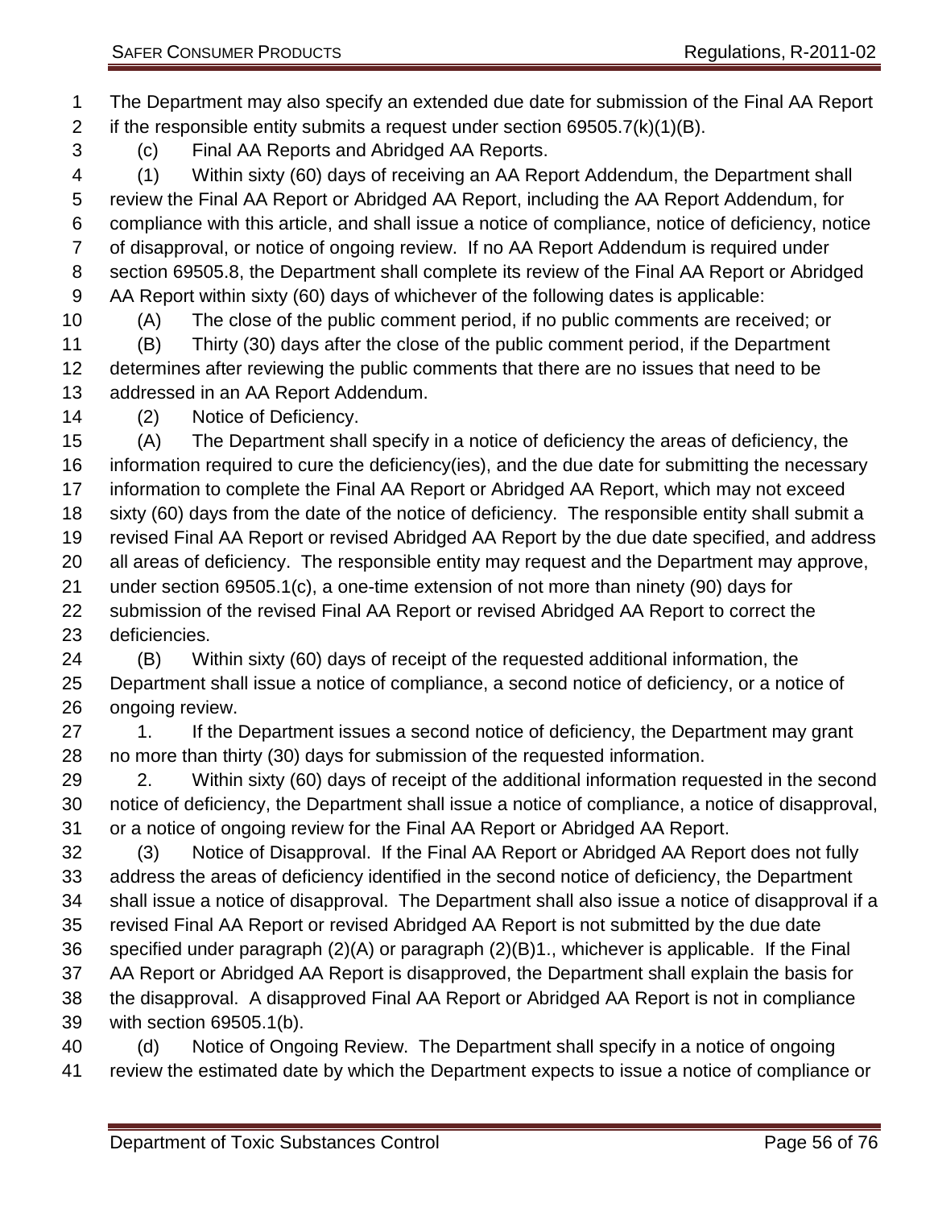The Department may also specify an extended due date for submission of the Final AA Report if the responsible entity submits a request under section 69505.7(k)(1)(B).

(c) Final AA Reports and Abridged AA Reports.

(1) Within sixty (60) days of receiving an AA Report Addendum, the Department shall review the Final AA Report or Abridged AA Report, including the AA Report Addendum, for compliance with this article, and shall issue a notice of compliance, notice of deficiency, notice of disapproval, or notice of ongoing review. If no AA Report Addendum is required under section 69505.8, the Department shall complete its review of the Final AA Report or Abridged AA Report within sixty (60) days of whichever of the following dates is applicable:

(A) The close of the public comment period, if no public comments are received; or

(B) Thirty (30) days after the close of the public comment period, if the Department determines after reviewing the public comments that there are no issues that need to be addressed in an AA Report Addendum.

(2) Notice of Deficiency.

(A) The Department shall specify in a notice of deficiency the areas of deficiency, the information required to cure the deficiency(ies), and the due date for submitting the necessary information to complete the Final AA Report or Abridged AA Report, which may not exceed sixty (60) days from the date of the notice of deficiency. The responsible entity shall submit a revised Final AA Report or revised Abridged AA Report by the due date specified, and address all areas of deficiency. The responsible entity may request and the Department may approve, under section 69505.1(c), a one-time extension of not more than ninety (90) days for submission of the revised Final AA Report or revised Abridged AA Report to correct the deficiencies.

(B) Within sixty (60) days of receipt of the requested additional information, the Department shall issue a notice of compliance, a second notice of deficiency, or a notice of ongoing review.

1. If the Department issues a second notice of deficiency, the Department may grant no more than thirty (30) days for submission of the requested information.

2. Within sixty (60) days of receipt of the additional information requested in the second notice of deficiency, the Department shall issue a notice of compliance, a notice of disapproval, or a notice of ongoing review for the Final AA Report or Abridged AA Report.

(3) Notice of Disapproval. If the Final AA Report or Abridged AA Report does not fully address the areas of deficiency identified in the second notice of deficiency, the Department shall issue a notice of disapproval. The Department shall also issue a notice of disapproval if a revised Final AA Report or revised Abridged AA Report is not submitted by the due date specified under paragraph (2)(A) or paragraph (2)(B)1., whichever is applicable. If the Final AA Report or Abridged AA Report is disapproved, the Department shall explain the basis for the disapproval. A disapproved Final AA Report or Abridged AA Report is not in compliance with section 69505.1(b).

(d) Notice of Ongoing Review. The Department shall specify in a notice of ongoing review the estimated date by which the Department expects to issue a notice of compliance or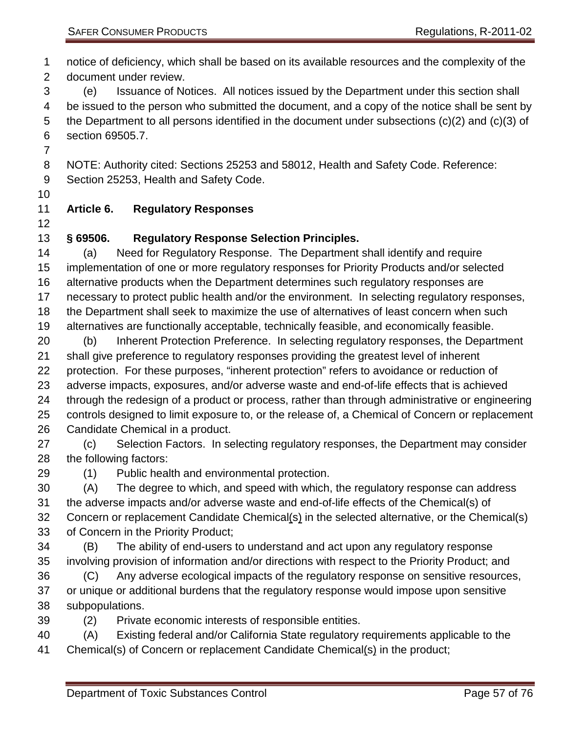notice of deficiency, which shall be based on its available resources and the complexity of the document under review.

(e) Issuance of Notices. All notices issued by the Department under this section shall be issued to the person who submitted the document, and a copy of the notice shall be sent by the Department to all persons identified in the document under subsections (c)(2) and (c)(3) of section 69505.7.

NOTE: Authority cited: Sections 25253 and 58012, Health and Safety Code. Reference: Section 25253, Health and Safety Code.

## Article 6. Regulatory Responses

### § 69506. Regulatory Response Selection Principles.

(a) Need for Regulatory Response. The Department shall identify and require implementation of one or more regulatory responses for Priority Products and/or selected alternative products when the Department determines such regulatory responses are necessary to protect public health and/or the environment. In selecting regulatory responses, the Department shall seek to maximize the use of alternatives of least concern when such alternatives are functionally acceptable, technically feasible, and economically feasible.

(b) Inherent Protection Preference. In selecting regulatory responses, the Department shall give preference to regulatory responses providing the greatest level of inherent protection. For these purposes, "inherent protection" refers to avoidance or reduction of adverse impacts, exposures, and/or adverse waste and end-of-life effects that is achieved through the redesign of a product or process, rather than through administrative or engineering controls designed to limit exposure to, or the release of, a Chemical of Concern or replacement Candidate Chemical in a product.

(c) Selection Factors. In selecting regulatory responses, the Department may consider the following factors:

(1) Public health and environmental protection.

(A) The degree to which, and speed with which, the regulatory response can address the adverse impacts and/or adverse waste and end-of-life effects of the Chemical(s) of Concern or replacement Candidate Chemical(s) in the selected alternative, or the Chemical(s) of Concern in the Priority Product;

(B) The ability of end-users to understand and act upon any regulatory response involving provision of information and/or directions with respect to the Priority Product; and

(C) Any adverse ecological impacts of the regulatory response on sensitive resources, or unique or additional burdens that the regulatory response would impose upon sensitive subpopulations.

(2) Private economic interests of responsible entities.

(A) Existing federal and/or California State regulatory requirements applicable to the Chemical(s) of Concern or replacement Candidate Chemical(s) in the product;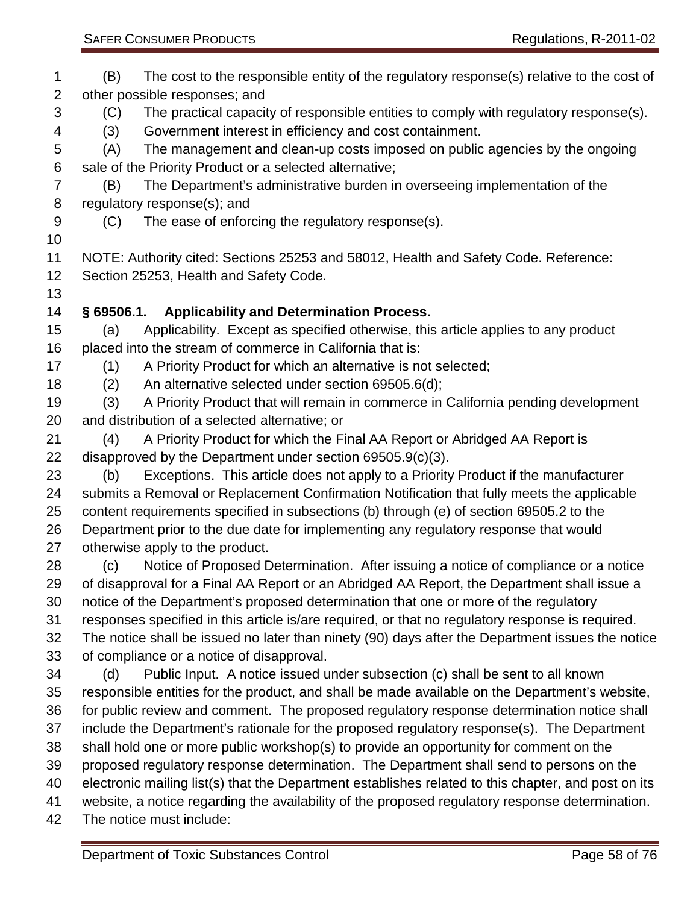(B) The cost to the responsible entity of the regulatory response(s) relative to the cost of other possible responses; and

(C) The practical capacity of responsible entities to comply with regulatory response(s).

(3) Government interest in efficiency and cost containment.

(A) The management and clean-up costs imposed on public agencies by the ongoing sale of the Priority Product or a selected alternative;

(B) The Department's administrative burden in overseeing implementation of the regulatory response(s); and

(C) The ease of enforcing the regulatory response(s).

NOTE: Authority cited: Sections 25253 and 58012, Health and Safety Code. Reference: Section 25253, Health and Safety Code.

**§ 69506.1. Applicability and Determination Process.**

(a) Applicability. Except as specified otherwise, this article applies to any product placed into the stream of commerce in California that is:

(1) A Priority Product for which an alternative is not selected;

(2) An alternative selected under section 69505.6(d);

(3) A Priority Product that will remain in commerce in California pending development and distribution of a selected alternative; or

(4) A Priority Product for which the Final AA Report or Abridged AA Report is disapproved by the Department under section 69505.9(c)(3).

(b) Exceptions. This article does not apply to a Priority Product if the manufacturer submits a Removal or Replacement Confirmation Notification that fully meets the applicable content requirements specified in subsections (b) through (e) of section 69505.2 to the Department prior to the due date for implementing any regulatory response that would otherwise apply to the product.

(c) Notice of Proposed Determination. After issuing a notice of compliance or a notice of disapproval for a Final AA Report or an Abridged AA Report, the Department shall issue a notice of the Department's proposed determination that one or more of the regulatory responses specified in this article is/are required, or that no regulatory response is required. The notice shall be issued no later than ninety (90) days after the Department issues the notice of compliance or a notice of disapproval.

(d) Public Input. A notice issued under subsection (c) shall be sent to all known responsible entities for the product, and shall be made available on the Department's website, for public review and comment. ~~The proposed regulatory response determination notice shall include the Department's rationale for the proposed regulatory response(s).~~ The Department shall hold one or more public workshop(s) to provide an opportunity for comment on the proposed regulatory response determination. The Department shall send to persons on the electronic mailing list(s) that the Department establishes related to this chapter, and post on its website, a notice regarding the availability of the proposed regulatory response determination. The notice must include: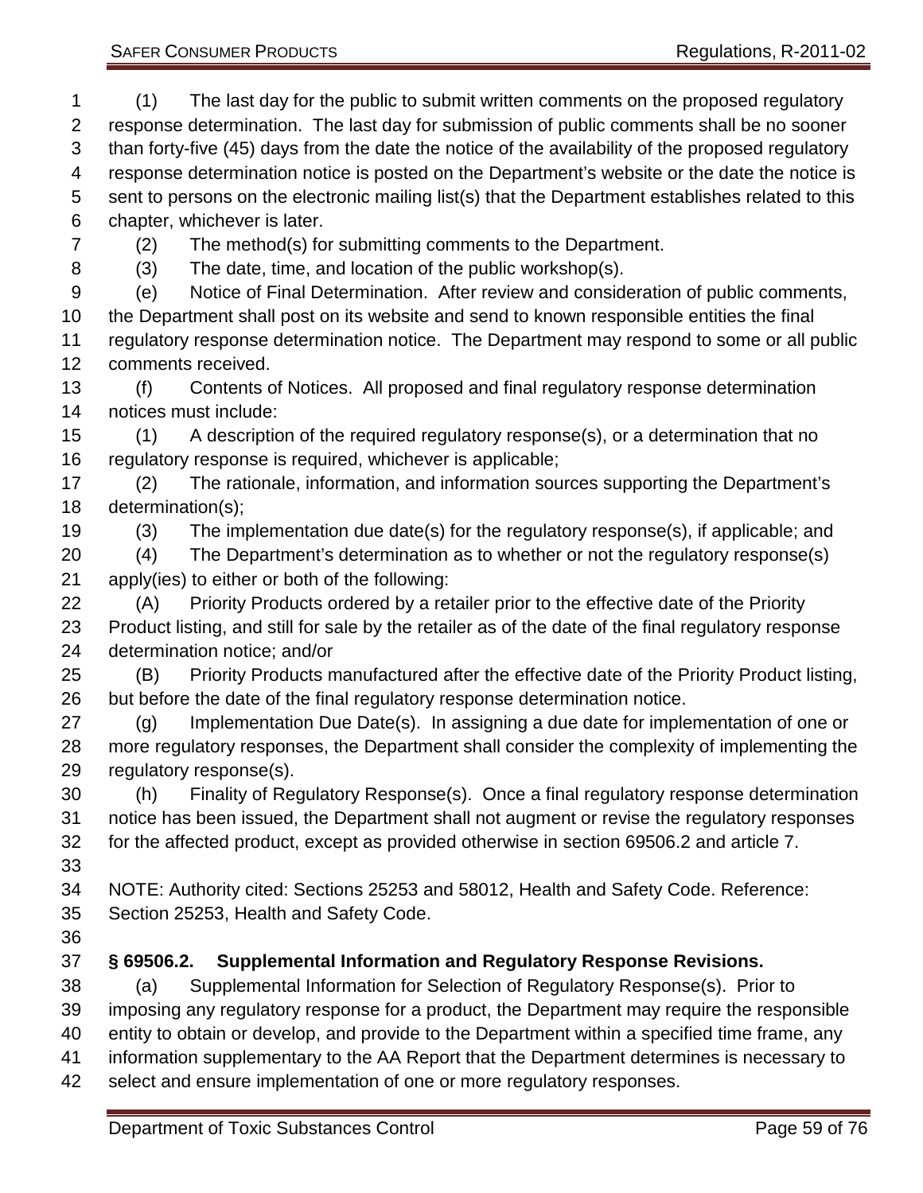(1) The last day for the public to submit written comments on the proposed regulatory response determination. The last day for submission of public comments shall be no sooner than forty-five (45) days from the date the notice of the availability of the proposed regulatory response determination notice is posted on the Department's website or the date the notice is sent to persons on the electronic mailing list(s) that the Department establishes related to this chapter, whichever is later.

(2) The method(s) for submitting comments to the Department.

(3) The date, time, and location of the public workshop(s).

(e) Notice of Final Determination. After review and consideration of public comments, the Department shall post on its website and send to known responsible entities the final regulatory response determination notice. The Department may respond to some or all public comments received.

(f) Contents of Notices. All proposed and final regulatory response determination notices must include:

(1) A description of the required regulatory response(s), or a determination that no regulatory response is required, whichever is applicable;

(2) The rationale, information, and information sources supporting the Department's determination(s);

(3) The implementation due date(s) for the regulatory response(s), if applicable; and

(4) The Department's determination as to whether or not the regulatory response(s) apply(ies) to either or both of the following:

(A) Priority Products ordered by a retailer prior to the effective date of the Priority Product listing, and still for sale by the retailer as of the date of the final regulatory response determination notice; and/or

(B) Priority Products manufactured after the effective date of the Priority Product listing, but before the date of the final regulatory response determination notice.

(g) Implementation Due Date(s). In assigning a due date for implementation of one or more regulatory responses, the Department shall consider the complexity of implementing the regulatory response(s).

(h) Finality of Regulatory Response(s). Once a final regulatory response determination notice has been issued, the Department shall not augment or revise the regulatory responses for the affected product, except as provided otherwise in section 69506.2 and article 7.

NOTE: Authority cited: Sections 25253 and 58012, Health and Safety Code. Reference: Section 25253, Health and Safety Code.

### § 69506.2. Supplemental Information and Regulatory Response Revisions.

(a) Supplemental Information for Selection of Regulatory Response(s). Prior to imposing any regulatory response for a product, the Department may require the responsible entity to obtain or develop, and provide to the Department within a specified time frame, any information supplementary to the AA Report that the Department determines is necessary to select and ensure implementation of one or more regulatory responses.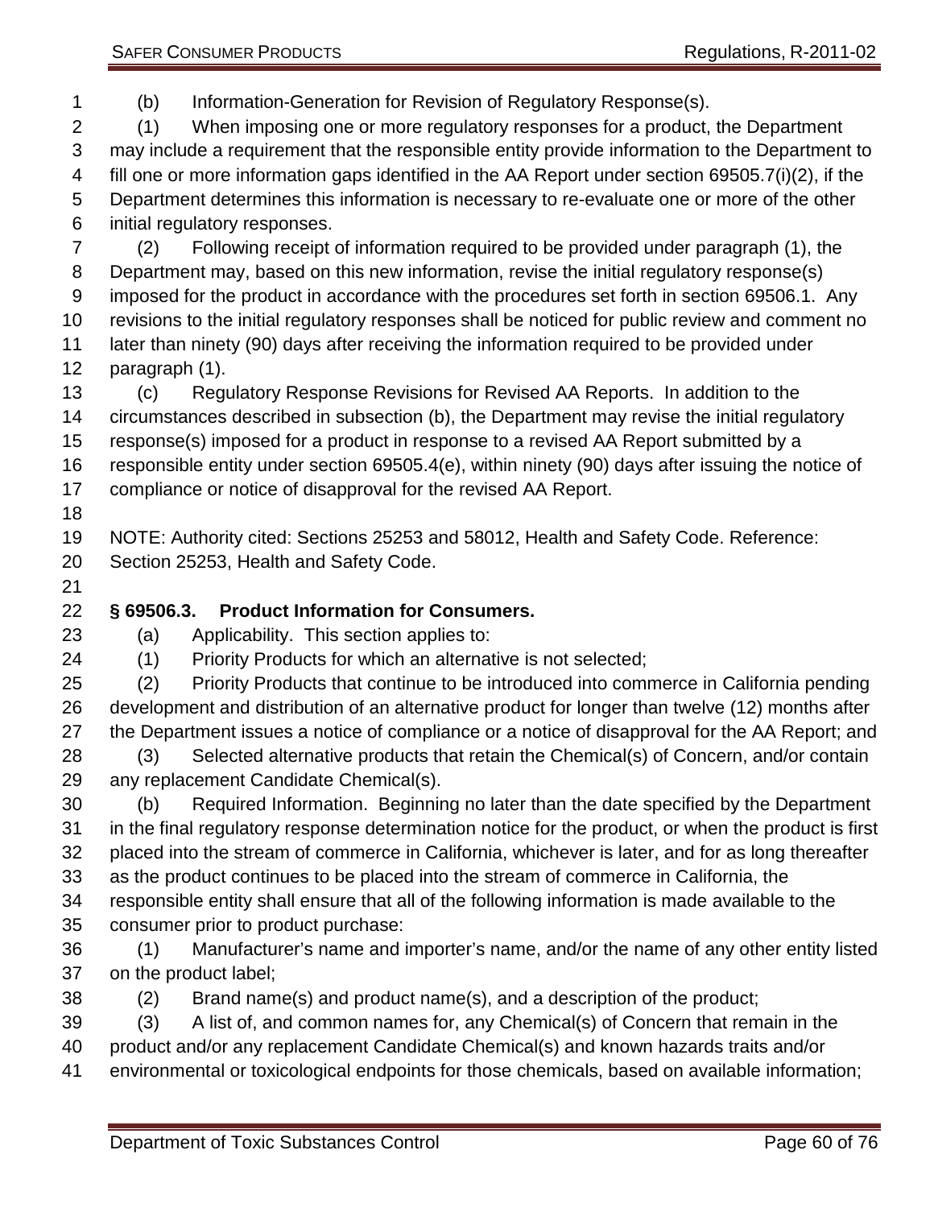(b) Information-Generation for Revision of Regulatory Response(s).

(1) When imposing one or more regulatory responses for a product, the Department may include a requirement that the responsible entity provide information to the Department to fill one or more information gaps identified in the AA Report under section 69505.7(i)(2), if the Department determines this information is necessary to re-evaluate one or more of the other initial regulatory responses.

(2) Following receipt of information required to be provided under paragraph (1), the Department may, based on this new information, revise the initial regulatory response(s) imposed for the product in accordance with the procedures set forth in section 69506.1. Any revisions to the initial regulatory responses shall be noticed for public review and comment no later than ninety (90) days after receiving the information required to be provided under paragraph (1).

(c) Regulatory Response Revisions for Revised AA Reports. In addition to the circumstances described in subsection (b), the Department may revise the initial regulatory response(s) imposed for a product in response to a revised AA Report submitted by a responsible entity under section 69505.4(e), within ninety (90) days after issuing the notice of compliance or notice of disapproval for the revised AA Report.

NOTE: Authority cited: Sections 25253 and 58012, Health and Safety Code. Reference: Section 25253, Health and Safety Code.

**§ 69506.3. Product Information for Consumers.**

(a) Applicability. This section applies to:

(1) Priority Products for which an alternative is not selected;

(2) Priority Products that continue to be introduced into commerce in California pending development and distribution of an alternative product for longer than twelve (12) months after the Department issues a notice of compliance or a notice of disapproval for the AA Report; and

(3) Selected alternative products that retain the Chemical(s) of Concern, and/or contain any replacement Candidate Chemical(s).

(b) Required Information. Beginning no later than the date specified by the Department in the final regulatory response determination notice for the product, or when the product is first placed into the stream of commerce in California, whichever is later, and for as long thereafter as the product continues to be placed into the stream of commerce in California, the responsible entity shall ensure that all of the following information is made available to the consumer prior to product purchase:

(1) Manufacturer's name and importer's name, and/or the name of any other entity listed on the product label;

(2) Brand name(s) and product name(s), and a description of the product;

(3) A list of, and common names for, any Chemical(s) of Concern that remain in the product and/or any replacement Candidate Chemical(s) and known hazards traits and/or environmental or toxicological endpoints for those chemicals, based on available information;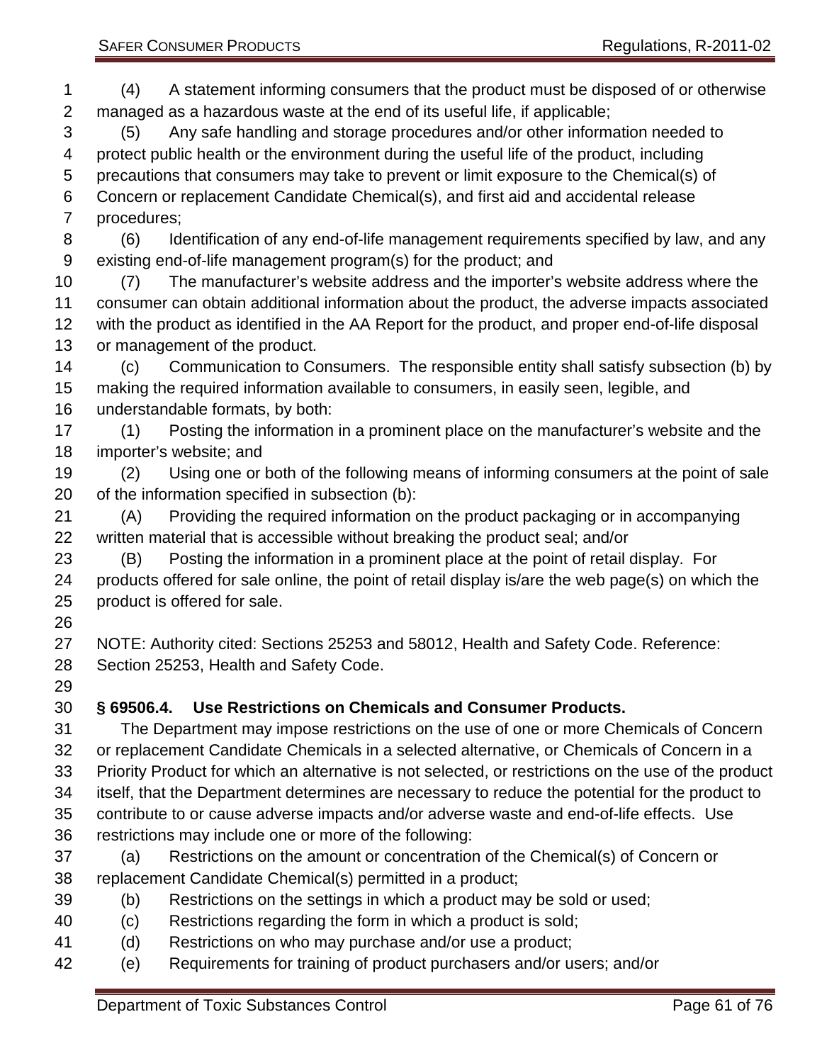(4) A statement informing consumers that the product must be disposed of or otherwise managed as a hazardous waste at the end of its useful life, if applicable;

(5) Any safe handling and storage procedures and/or other information needed to protect public health or the environment during the useful life of the product, including precautions that consumers may take to prevent or limit exposure to the Chemical(s) of Concern or replacement Candidate Chemical(s), and first aid and accidental release procedures;

(6) Identification of any end-of-life management requirements specified by law, and any existing end-of-life management program(s) for the product; and

(7) The manufacturer's website address and the importer's website address where the consumer can obtain additional information about the product, the adverse impacts associated with the product as identified in the AA Report for the product, and proper end-of-life disposal or management of the product.

(c) Communication to Consumers. The responsible entity shall satisfy subsection (b) by making the required information available to consumers, in easily seen, legible, and understandable formats, by both:

(1) Posting the information in a prominent place on the manufacturer's website and the importer's website; and

(2) Using one or both of the following means of informing consumers at the point of sale of the information specified in subsection (b):

(A) Providing the required information on the product packaging or in accompanying written material that is accessible without breaking the product seal; and/or

(B) Posting the information in a prominent place at the point of retail display. For products offered for sale online, the point of retail display is/are the web page(s) on which the product is offered for sale.

NOTE: Authority cited: Sections 25253 and 58012, Health and Safety Code. Reference: Section 25253, Health and Safety Code.

**§ 69506.4. Use Restrictions on Chemicals and Consumer Products.**

The Department may impose restrictions on the use of one or more Chemicals of Concern or replacement Candidate Chemicals in a selected alternative, or Chemicals of Concern in a Priority Product for which an alternative is not selected, or restrictions on the use of the product itself, that the Department determines are necessary to reduce the potential for the product to contribute to or cause adverse impacts and/or adverse waste and end-of-life effects. Use restrictions may include one or more of the following:

(a) Restrictions on the amount or concentration of the Chemical(s) of Concern or replacement Candidate Chemical(s) permitted in a product;

(b) Restrictions on the settings in which a product may be sold or used;

(c) Restrictions regarding the form in which a product is sold;

(d) Restrictions on who may purchase and/or use a product;

(e) Requirements for training of product purchasers and/or users; and/or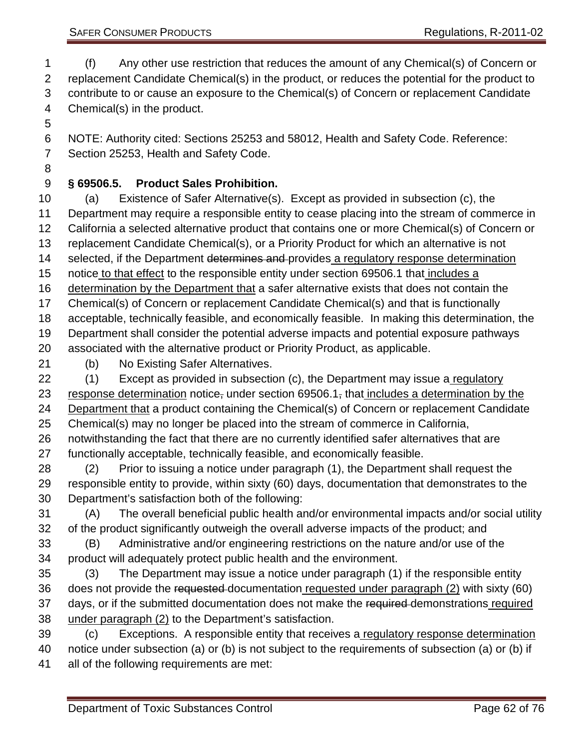(f) Any other use restriction that reduces the amount of any Chemical(s) of Concern or replacement Candidate Chemical(s) in the product, or reduces the potential for the product to contribute to or cause an exposure to the Chemical(s) of Concern or replacement Candidate Chemical(s) in the product.

NOTE: Authority cited: Sections 25253 and 58012, Health and Safety Code. Reference: Section 25253, Health and Safety Code.

**§ 69506.5. Product Sales Prohibition.**

(a) Existence of Safer Alternative(s). Except as provided in subsection (c), the Department may require a responsible entity to cease placing into the stream of commerce in California a selected alternative product that contains one or more Chemical(s) of Concern or replacement Candidate Chemical(s), or a Priority Product for which an alternative is not selected, if the Department ~~determines and~~ provides a regulatory response determination notice to that effect to the responsible entity under section 69506.1 that includes a determination by the Department that a safer alternative exists that does not contain the Chemical(s) of Concern or replacement Candidate Chemical(s) and that is functionally acceptable, technically feasible, and economically feasible. In making this determination, the Department shall consider the potential adverse impacts and potential exposure pathways associated with the alternative product or Priority Product, as applicable.

(b) No Existing Safer Alternatives.

(1) Except as provided in subsection (c), the Department may issue a regulatory response determination notice~~,~~ under section 69506.1~~,~~ that includes a determination by the Department that a product containing the Chemical(s) of Concern or replacement Candidate Chemical(s) may no longer be placed into the stream of commerce in California, notwithstanding the fact that there are no currently identified safer alternatives that are functionally acceptable, technically feasible, and economically feasible.

(2) Prior to issuing a notice under paragraph (1), the Department shall request the responsible entity to provide, within sixty (60) days, documentation that demonstrates to the Department's satisfaction both of the following:

(A) The overall beneficial public health and/or environmental impacts and/or social utility of the product significantly outweigh the overall adverse impacts of the product; and

(B) Administrative and/or engineering restrictions on the nature and/or use of the product will adequately protect public health and the environment.

(3) The Department may issue a notice under paragraph (1) if the responsible entity does not provide the ~~requested~~ documentation requested under paragraph (2) with sixty (60) days, or if the submitted documentation does not make the ~~required~~ demonstrations required under paragraph (2) to the Department's satisfaction.

(c) Exceptions. A responsible entity that receives a regulatory response determination notice under subsection (a) or (b) is not subject to the requirements of subsection (a) or (b) if all of the following requirements are met: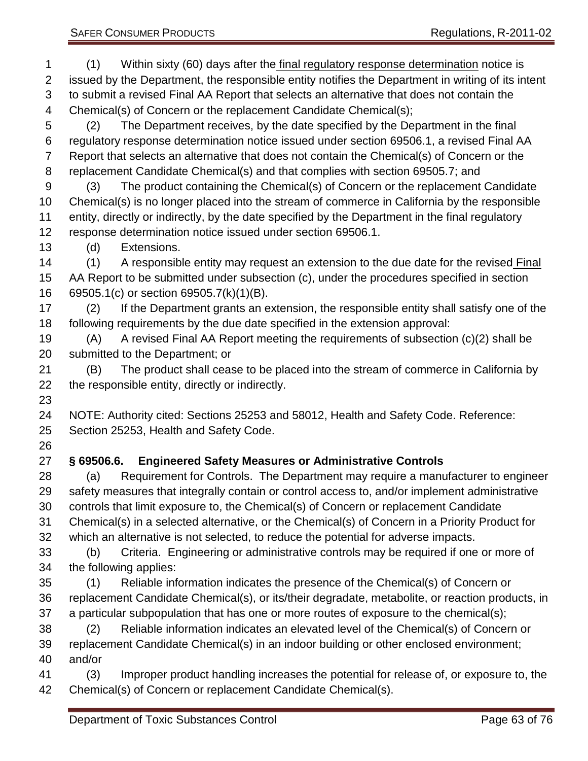(1) Within sixty (60) days after the final regulatory response determination notice is issued by the Department, the responsible entity notifies the Department in writing of its intent to submit a revised Final AA Report that selects an alternative that does not contain the Chemical(s) of Concern or the replacement Candidate Chemical(s);

(2) The Department receives, by the date specified by the Department in the final regulatory response determination notice issued under section 69506.1, a revised Final AA Report that selects an alternative that does not contain the Chemical(s) of Concern or the replacement Candidate Chemical(s) and that complies with section 69505.7; and

(3) The product containing the Chemical(s) of Concern or the replacement Candidate Chemical(s) is no longer placed into the stream of commerce in California by the responsible entity, directly or indirectly, by the date specified by the Department in the final regulatory response determination notice issued under section 69506.1.

(d) Extensions.

(1) A responsible entity may request an extension to the due date for the revised Final AA Report to be submitted under subsection (c), under the procedures specified in section 69505.1(c) or section 69505.7(k)(1)(B).

(2) If the Department grants an extension, the responsible entity shall satisfy one of the following requirements by the due date specified in the extension approval:

(A) A revised Final AA Report meeting the requirements of subsection (c)(2) shall be submitted to the Department; or

(B) The product shall cease to be placed into the stream of commerce in California by the responsible entity, directly or indirectly.

NOTE: Authority cited: Sections 25253 and 58012, Health and Safety Code. Reference: Section 25253, Health and Safety Code.

**§ 69506.6. Engineered Safety Measures or Administrative Controls**

(a) Requirement for Controls. The Department may require a manufacturer to engineer safety measures that integrally contain or control access to, and/or implement administrative controls that limit exposure to, the Chemical(s) of Concern or replacement Candidate Chemical(s) in a selected alternative, or the Chemical(s) of Concern in a Priority Product for which an alternative is not selected, to reduce the potential for adverse impacts.

(b) Criteria. Engineering or administrative controls may be required if one or more of the following applies:

(1) Reliable information indicates the presence of the Chemical(s) of Concern or replacement Candidate Chemical(s), or its/their degradate, metabolite, or reaction products, in a particular subpopulation that has one or more routes of exposure to the chemical(s);

(2) Reliable information indicates an elevated level of the Chemical(s) of Concern or replacement Candidate Chemical(s) in an indoor building or other enclosed environment; and/or

(3) Improper product handling increases the potential for release of, or exposure to, the Chemical(s) of Concern or replacement Candidate Chemical(s).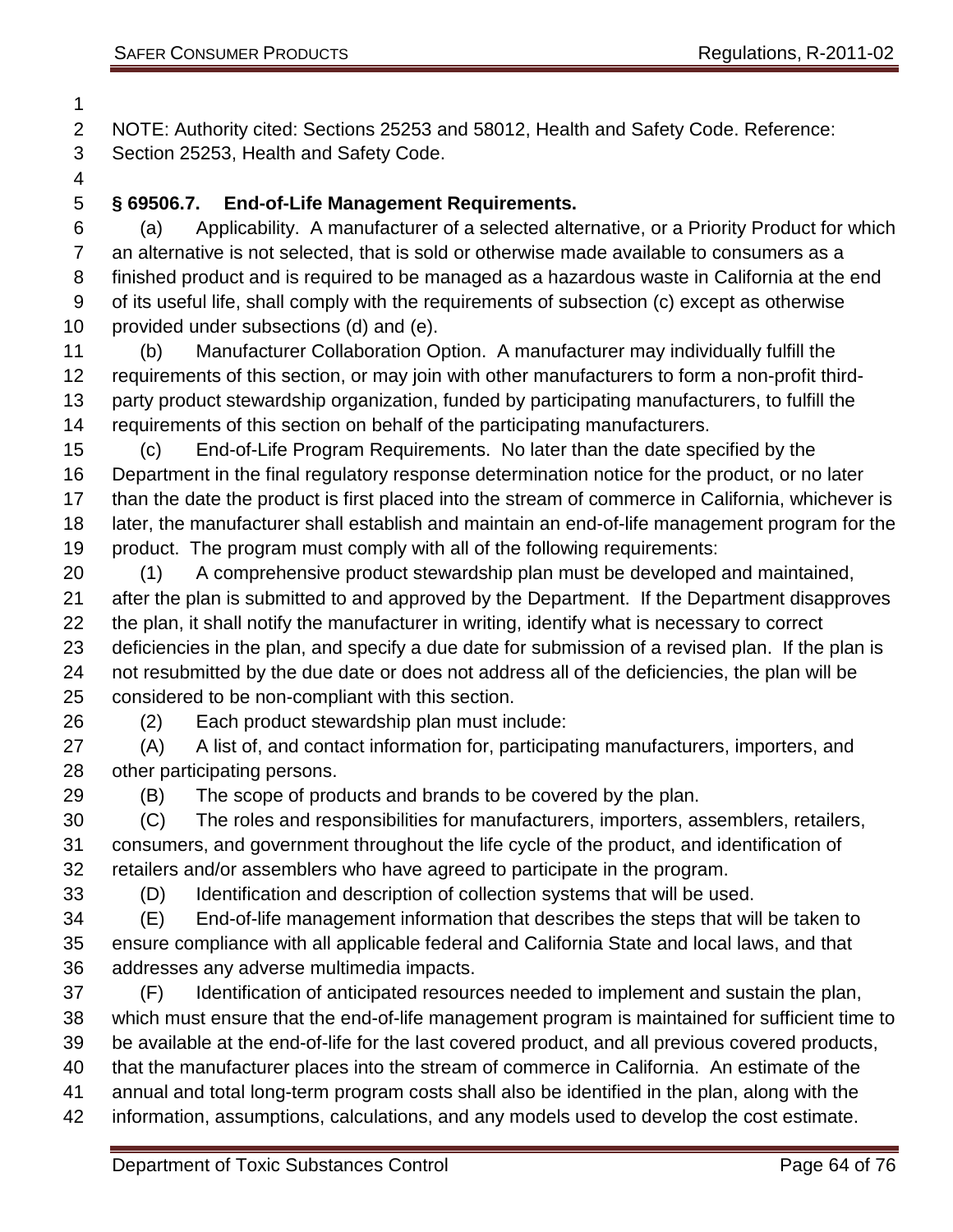NOTE: Authority cited: Sections 25253 and 58012, Health and Safety Code. Reference: Section 25253, Health and Safety Code.

**§ 69506.7. End-of-Life Management Requirements.**

(a) Applicability. A manufacturer of a selected alternative, or a Priority Product for which an alternative is not selected, that is sold or otherwise made available to consumers as a finished product and is required to be managed as a hazardous waste in California at the end of its useful life, shall comply with the requirements of subsection (c) except as otherwise provided under subsections (d) and (e).

(b) Manufacturer Collaboration Option. A manufacturer may individually fulfill the requirements of this section, or may join with other manufacturers to form a non-profit third-party product stewardship organization, funded by participating manufacturers, to fulfill the requirements of this section on behalf of the participating manufacturers.

(c) End-of-Life Program Requirements. No later than the date specified by the Department in the final regulatory response determination notice for the product, or no later than the date the product is first placed into the stream of commerce in California, whichever is later, the manufacturer shall establish and maintain an end-of-life management program for the product. The program must comply with all of the following requirements:

(1) A comprehensive product stewardship plan must be developed and maintained, after the plan is submitted to and approved by the Department. If the Department disapproves the plan, it shall notify the manufacturer in writing, identify what is necessary to correct deficiencies in the plan, and specify a due date for submission of a revised plan. If the plan is not resubmitted by the due date or does not address all of the deficiencies, the plan will be considered to be non-compliant with this section.

(2) Each product stewardship plan must include:

(A) A list of, and contact information for, participating manufacturers, importers, and other participating persons.

(B) The scope of products and brands to be covered by the plan.

(C) The roles and responsibilities for manufacturers, importers, assemblers, retailers, consumers, and government throughout the life cycle of the product, and identification of retailers and/or assemblers who have agreed to participate in the program.

(D) Identification and description of collection systems that will be used.

(E) End-of-life management information that describes the steps that will be taken to ensure compliance with all applicable federal and California State and local laws, and that addresses any adverse multimedia impacts.

(F) Identification of anticipated resources needed to implement and sustain the plan, which must ensure that the end-of-life management program is maintained for sufficient time to be available at the end-of-life for the last covered product, and all previous covered products, that the manufacturer places into the stream of commerce in California. An estimate of the annual and total long-term program costs shall also be identified in the plan, along with the information, assumptions, calculations, and any models used to develop the cost estimate.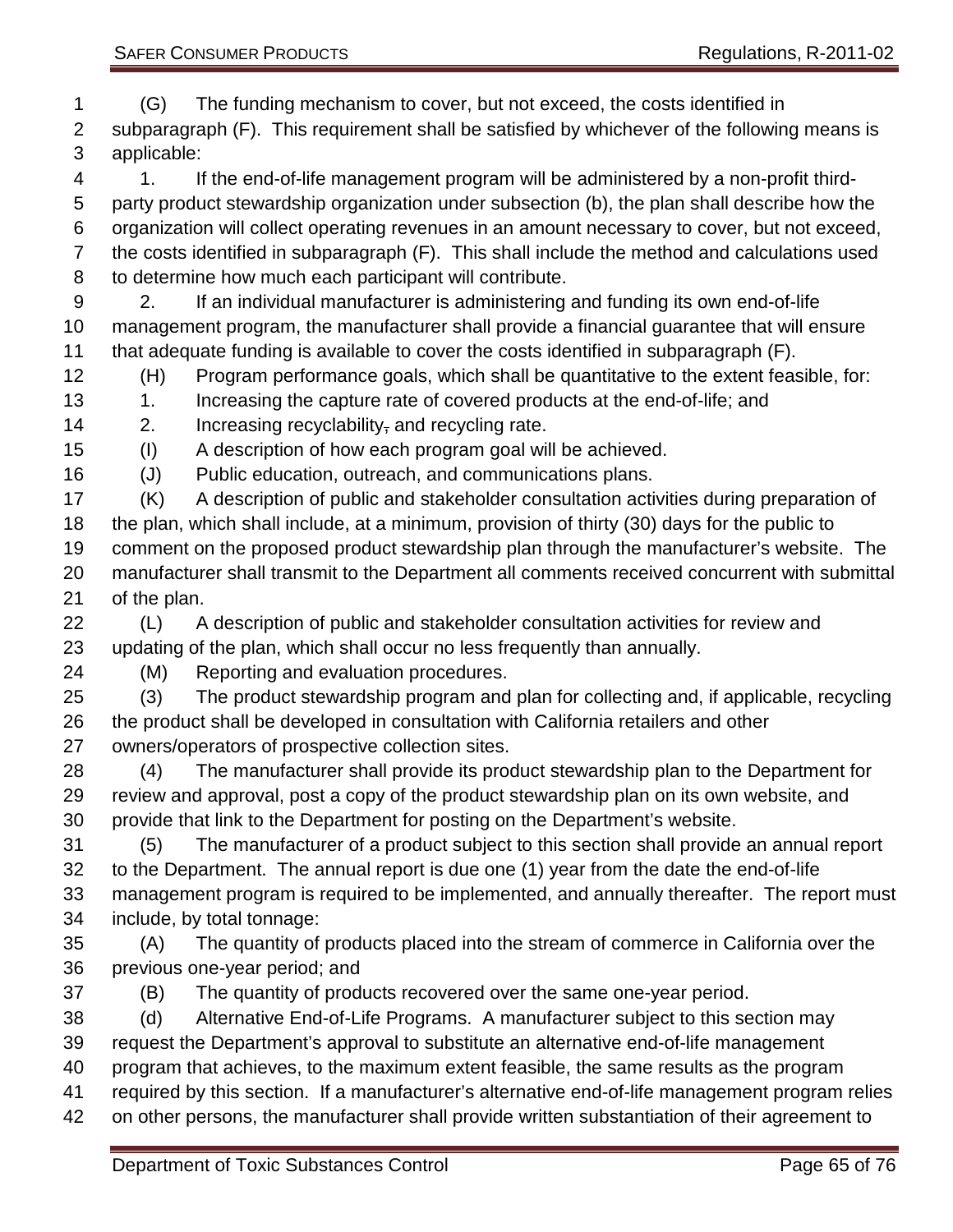(G) The funding mechanism to cover, but not exceed, the costs identified in subparagraph (F). This requirement shall be satisfied by whichever of the following means is applicable:

1. If the end-of-life management program will be administered by a non-profit third-party product stewardship organization under subsection (b), the plan shall describe how the organization will collect operating revenues in an amount necessary to cover, but not exceed, the costs identified in subparagraph (F). This shall include the method and calculations used to determine how much each participant will contribute.

2. If an individual manufacturer is administering and funding its own end-of-life management program, the manufacturer shall provide a financial guarantee that will ensure that adequate funding is available to cover the costs identified in subparagraph (F).

(H) Program performance goals, which shall be quantitative to the extent feasible, for:

1. Increasing the capture rate of covered products at the end-of-life; and

2. Increasing recyclability~~,~~ and recycling rate.

(I) A description of how each program goal will be achieved.

(J) Public education, outreach, and communications plans.

(K) A description of public and stakeholder consultation activities during preparation of the plan, which shall include, at a minimum, provision of thirty (30) days for the public to comment on the proposed product stewardship plan through the manufacturer's website. The manufacturer shall transmit to the Department all comments received concurrent with submittal of the plan.

(L) A description of public and stakeholder consultation activities for review and updating of the plan, which shall occur no less frequently than annually.

(M) Reporting and evaluation procedures.

(3) The product stewardship program and plan for collecting and, if applicable, recycling the product shall be developed in consultation with California retailers and other owners/operators of prospective collection sites.

(4) The manufacturer shall provide its product stewardship plan to the Department for review and approval, post a copy of the product stewardship plan on its own website, and provide that link to the Department for posting on the Department's website.

(5) The manufacturer of a product subject to this section shall provide an annual report to the Department. The annual report is due one (1) year from the date the end-of-life management program is required to be implemented, and annually thereafter. The report must include, by total tonnage:

(A) The quantity of products placed into the stream of commerce in California over the previous one-year period; and

(B) The quantity of products recovered over the same one-year period.

(d) Alternative End-of-Life Programs. A manufacturer subject to this section may request the Department's approval to substitute an alternative end-of-life management program that achieves, to the maximum extent feasible, the same results as the program required by this section. If a manufacturer's alternative end-of-life management program relies on other persons, the manufacturer shall provide written substantiation of their agreement to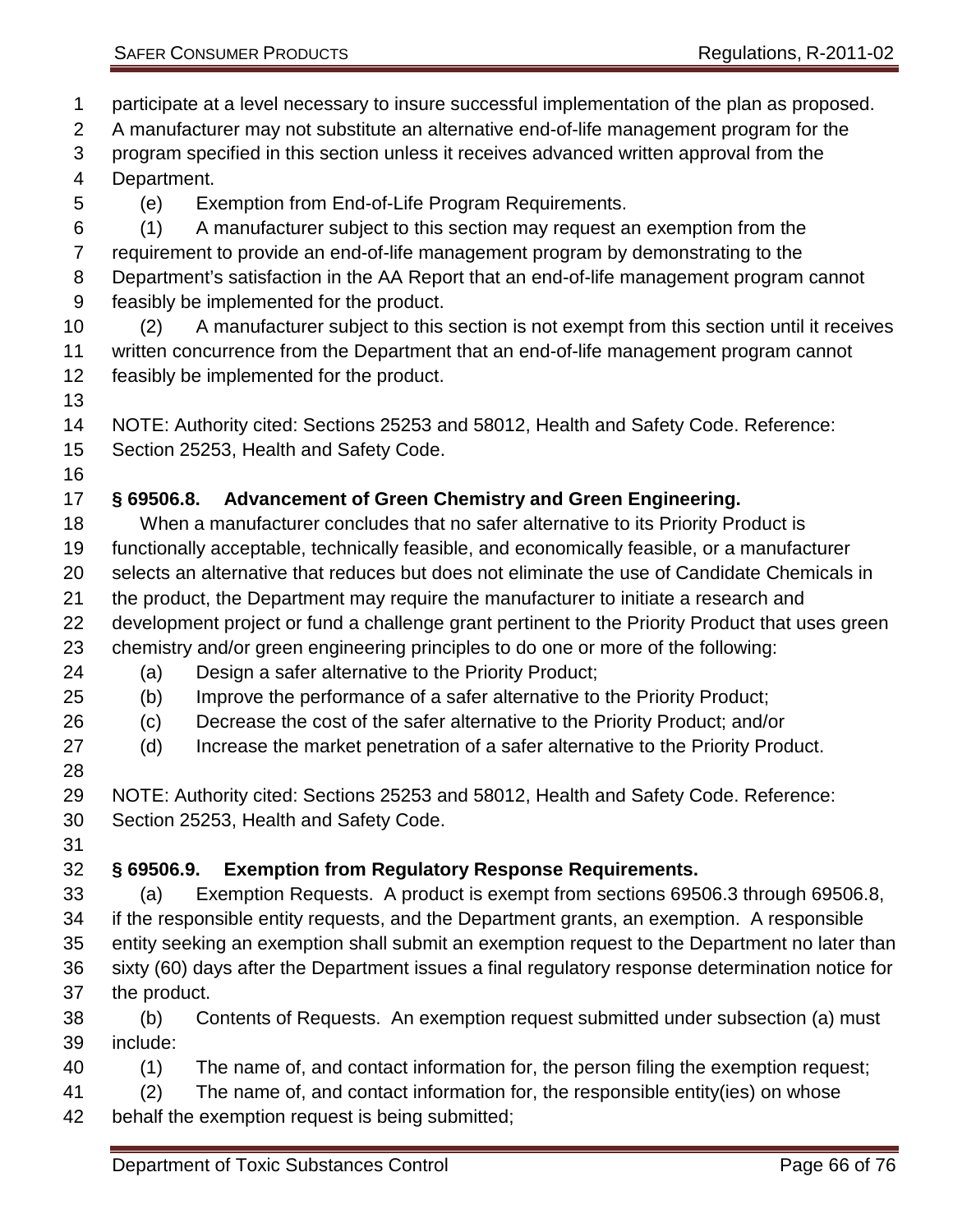participate at a level necessary to insure successful implementation of the plan as proposed. A manufacturer may not substitute an alternative end-of-life management program for the program specified in this section unless it receives advanced written approval from the Department.

(e) Exemption from End-of-Life Program Requirements.

(1) A manufacturer subject to this section may request an exemption from the requirement to provide an end-of-life management program by demonstrating to the Department's satisfaction in the AA Report that an end-of-life management program cannot feasibly be implemented for the product.

(2) A manufacturer subject to this section is not exempt from this section until it receives written concurrence from the Department that an end-of-life management program cannot feasibly be implemented for the product.

NOTE: Authority cited: Sections 25253 and 58012, Health and Safety Code. Reference: Section 25253, Health and Safety Code.

### § 69506.8. Advancement of Green Chemistry and Green Engineering.

When a manufacturer concludes that no safer alternative to its Priority Product is functionally acceptable, technically feasible, and economically feasible, or a manufacturer selects an alternative that reduces but does not eliminate the use of Candidate Chemicals in the product, the Department may require the manufacturer to initiate a research and development project or fund a challenge grant pertinent to the Priority Product that uses green chemistry and/or green engineering principles to do one or more of the following:

(a) Design a safer alternative to the Priority Product;

(b) Improve the performance of a safer alternative to the Priority Product;

(c) Decrease the cost of the safer alternative to the Priority Product; and/or

(d) Increase the market penetration of a safer alternative to the Priority Product.

NOTE: Authority cited: Sections 25253 and 58012, Health and Safety Code. Reference: Section 25253, Health and Safety Code.

### § 69506.9. Exemption from Regulatory Response Requirements.

(a) Exemption Requests. A product is exempt from sections 69506.3 through 69506.8, if the responsible entity requests, and the Department grants, an exemption. A responsible entity seeking an exemption shall submit an exemption request to the Department no later than sixty (60) days after the Department issues a final regulatory response determination notice for the product.

(b) Contents of Requests. An exemption request submitted under subsection (a) must include:

(1) The name of, and contact information for, the person filing the exemption request;

(2) The name of, and contact information for, the responsible entity(ies) on whose behalf the exemption request is being submitted;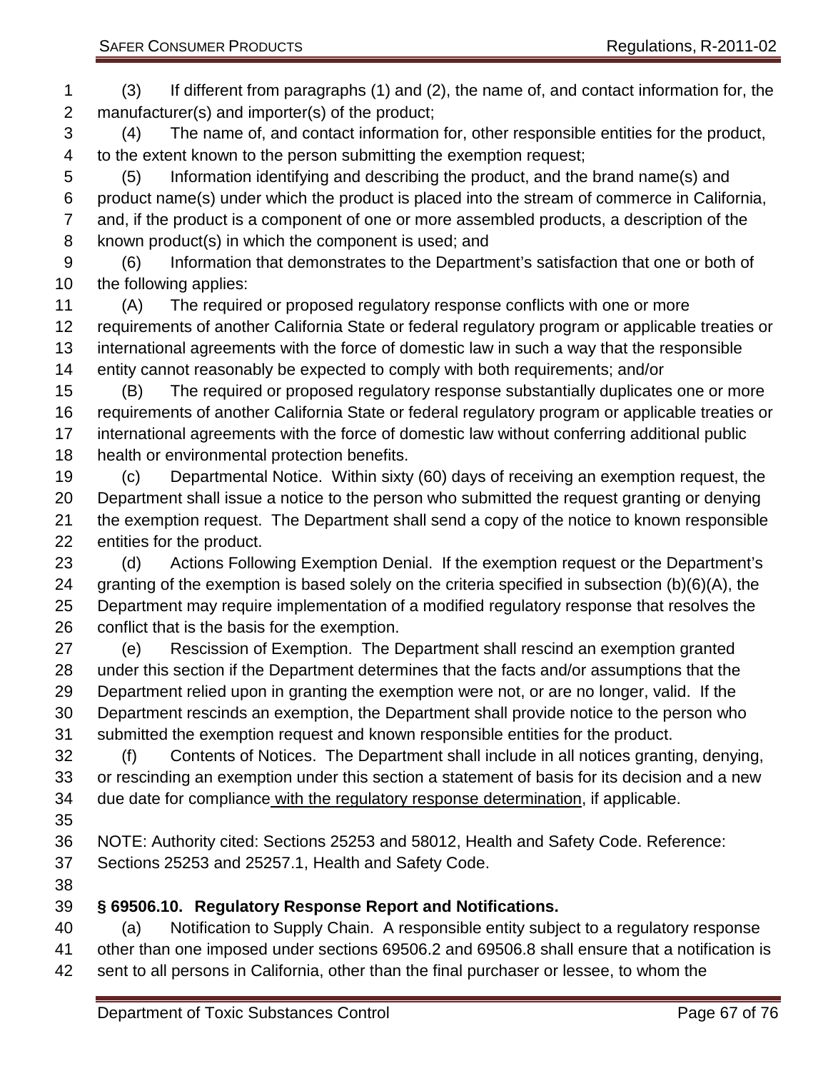(3) If different from paragraphs (1) and (2), the name of, and contact information for, the manufacturer(s) and importer(s) of the product;

(4) The name of, and contact information for, other responsible entities for the product, to the extent known to the person submitting the exemption request;

(5) Information identifying and describing the product, and the brand name(s) and product name(s) under which the product is placed into the stream of commerce in California, and, if the product is a component of one or more assembled products, a description of the known product(s) in which the component is used; and

(6) Information that demonstrates to the Department's satisfaction that one or both of the following applies:

(A) The required or proposed regulatory response conflicts with one or more requirements of another California State or federal regulatory program or applicable treaties or international agreements with the force of domestic law in such a way that the responsible entity cannot reasonably be expected to comply with both requirements; and/or

(B) The required or proposed regulatory response substantially duplicates one or more requirements of another California State or federal regulatory program or applicable treaties or international agreements with the force of domestic law without conferring additional public health or environmental protection benefits.

(c) Departmental Notice. Within sixty (60) days of receiving an exemption request, the Department shall issue a notice to the person who submitted the request granting or denying the exemption request. The Department shall send a copy of the notice to known responsible entities for the product.

(d) Actions Following Exemption Denial. If the exemption request or the Department's granting of the exemption is based solely on the criteria specified in subsection (b)(6)(A), the Department may require implementation of a modified regulatory response that resolves the conflict that is the basis for the exemption.

(e) Rescission of Exemption. The Department shall rescind an exemption granted under this section if the Department determines that the facts and/or assumptions that the Department relied upon in granting the exemption were not, or are no longer, valid. If the Department rescinds an exemption, the Department shall provide notice to the person who submitted the exemption request and known responsible entities for the product.

(f) Contents of Notices. The Department shall include in all notices granting, denying, or rescinding an exemption under this section a statement of basis for its decision and a new due date for compliance <u>with the regulatory response determination</u>, if applicable.

NOTE: Authority cited: Sections 25253 and 58012, Health and Safety Code. Reference: Sections 25253 and 25257.1, Health and Safety Code.

### **§ 69506.10. Regulatory Response Report and Notifications.**

(a) Notification to Supply Chain. A responsible entity subject to a regulatory response other than one imposed under sections 69506.2 and 69506.8 shall ensure that a notification is sent to all persons in California, other than the final purchaser or lessee, to whom the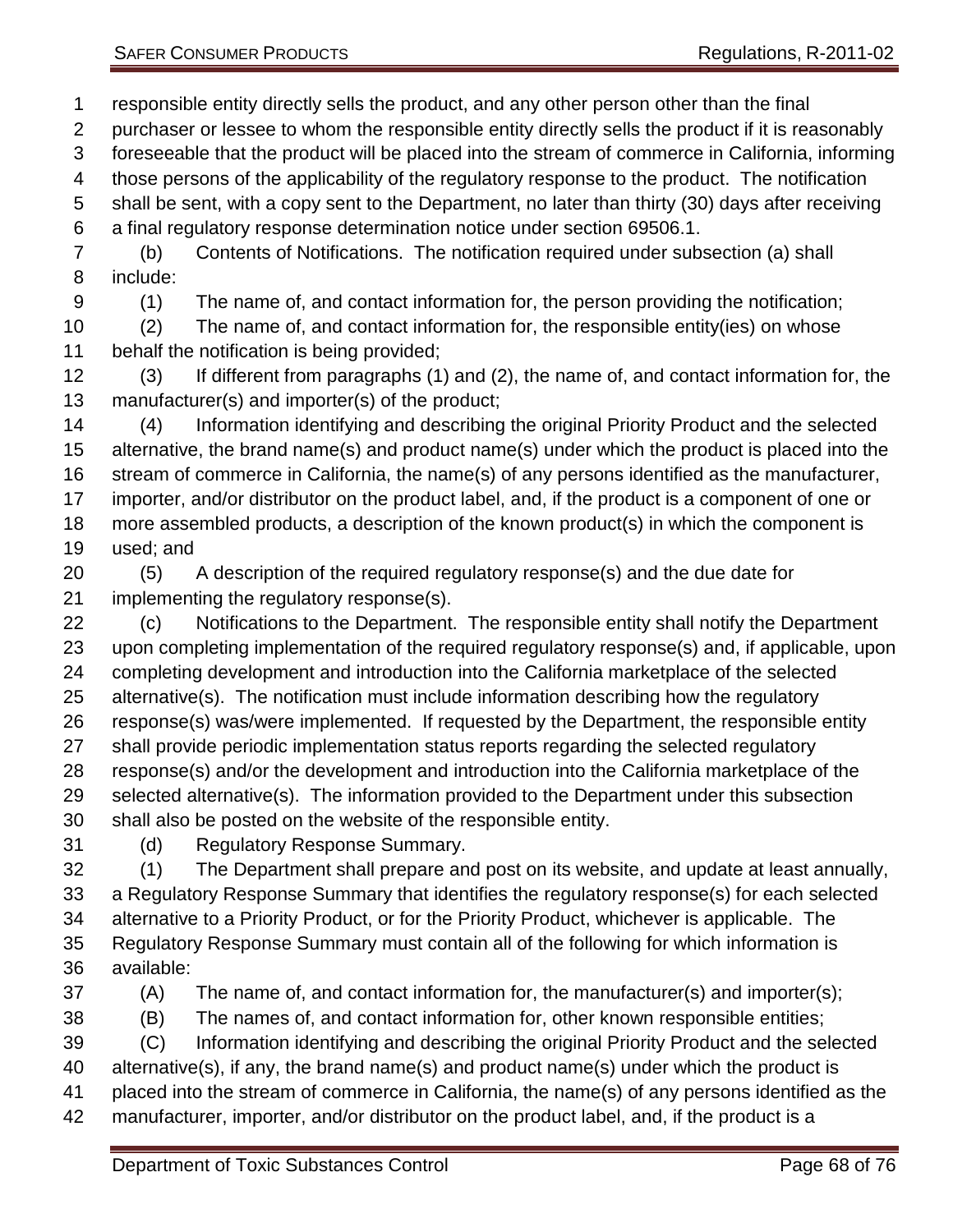responsible entity directly sells the product, and any other person other than the final purchaser or lessee to whom the responsible entity directly sells the product if it is reasonably foreseeable that the product will be placed into the stream of commerce in California, informing those persons of the applicability of the regulatory response to the product. The notification shall be sent, with a copy sent to the Department, no later than thirty (30) days after receiving a final regulatory response determination notice under section 69506.1.

(b) Contents of Notifications. The notification required under subsection (a) shall include:

(1) The name of, and contact information for, the person providing the notification;

(2) The name of, and contact information for, the responsible entity(ies) on whose behalf the notification is being provided;

(3) If different from paragraphs (1) and (2), the name of, and contact information for, the manufacturer(s) and importer(s) of the product;

(4) Information identifying and describing the original Priority Product and the selected alternative, the brand name(s) and product name(s) under which the product is placed into the stream of commerce in California, the name(s) of any persons identified as the manufacturer, importer, and/or distributor on the product label, and, if the product is a component of one or more assembled products, a description of the known product(s) in which the component is used; and

(5) A description of the required regulatory response(s) and the due date for implementing the regulatory response(s).

(c) Notifications to the Department. The responsible entity shall notify the Department upon completing implementation of the required regulatory response(s) and, if applicable, upon completing development and introduction into the California marketplace of the selected alternative(s). The notification must include information describing how the regulatory response(s) was/were implemented. If requested by the Department, the responsible entity shall provide periodic implementation status reports regarding the selected regulatory response(s) and/or the development and introduction into the California marketplace of the selected alternative(s). The information provided to the Department under this subsection shall also be posted on the website of the responsible entity.

(d) Regulatory Response Summary.

(1) The Department shall prepare and post on its website, and update at least annually, a Regulatory Response Summary that identifies the regulatory response(s) for each selected alternative to a Priority Product, or for the Priority Product, whichever is applicable. The Regulatory Response Summary must contain all of the following for which information is available:

(A) The name of, and contact information for, the manufacturer(s) and importer(s);

(B) The names of, and contact information for, other known responsible entities;

(C) Information identifying and describing the original Priority Product and the selected alternative(s), if any, the brand name(s) and product name(s) under which the product is placed into the stream of commerce in California, the name(s) of any persons identified as the manufacturer, importer, and/or distributor on the product label, and, if the product is a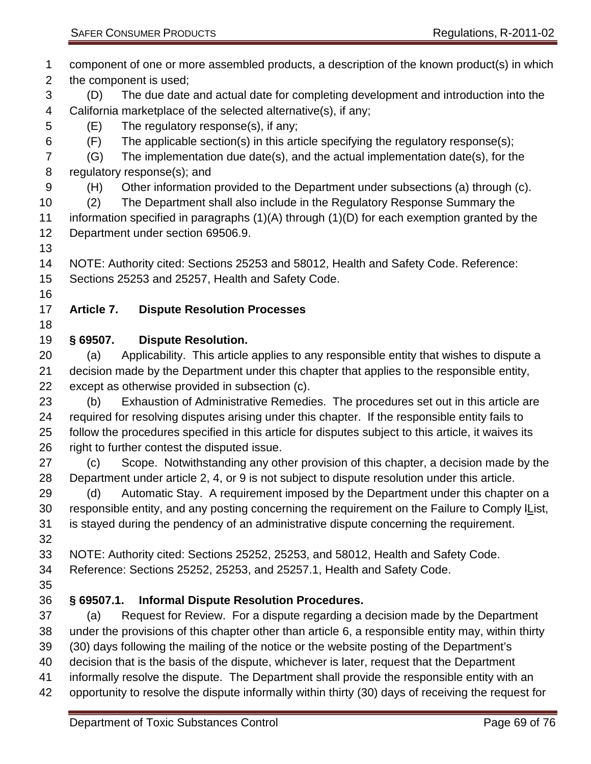component of one or more assembled products, a description of the known product(s) in which the component is used;

(D) The due date and actual date for completing development and introduction into the California marketplace of the selected alternative(s), if any;

(E) The regulatory response(s), if any;

(F) The applicable section(s) in this article specifying the regulatory response(s);

(G) The implementation due date(s), and the actual implementation date(s), for the regulatory response(s); and

(H) Other information provided to the Department under subsections (a) through (c).

(2) The Department shall also include in the Regulatory Response Summary the information specified in paragraphs (1)(A) through (1)(D) for each exemption granted by the Department under section 69506.9.

NOTE: Authority cited: Sections 25253 and 58012, Health and Safety Code. Reference: Sections 25253 and 25257, Health and Safety Code.

## Article 7. Dispute Resolution Processes

### § 69507. Dispute Resolution.

(a) Applicability. This article applies to any responsible entity that wishes to dispute a decision made by the Department under this chapter that applies to the responsible entity, except as otherwise provided in subsection (c).

(b) Exhaustion of Administrative Remedies. The procedures set out in this article are required for resolving disputes arising under this chapter. If the responsible entity fails to follow the procedures specified in this article for disputes subject to this article, it waives its right to further contest the disputed issue.

(c) Scope. Notwithstanding any other provision of this chapter, a decision made by the Department under article 2, 4, or 9 is not subject to dispute resolution under this article.

(d) Automatic Stay. A requirement imposed by the Department under this chapter on a responsible entity, and any posting concerning the requirement on the Failure to Comply ~~l~~List, is stayed during the pendency of an administrative dispute concerning the requirement.

NOTE: Authority cited: Sections 25252, 25253, and 58012, Health and Safety Code. Reference: Sections 25252, 25253, and 25257.1, Health and Safety Code.

### § 69507.1. Informal Dispute Resolution Procedures.

(a) Request for Review. For a dispute regarding a decision made by the Department under the provisions of this chapter other than article 6, a responsible entity may, within thirty (30) days following the mailing of the notice or the website posting of the Department's decision that is the basis of the dispute, whichever is later, request that the Department informally resolve the dispute. The Department shall provide the responsible entity with an opportunity to resolve the dispute informally within thirty (30) days of receiving the request for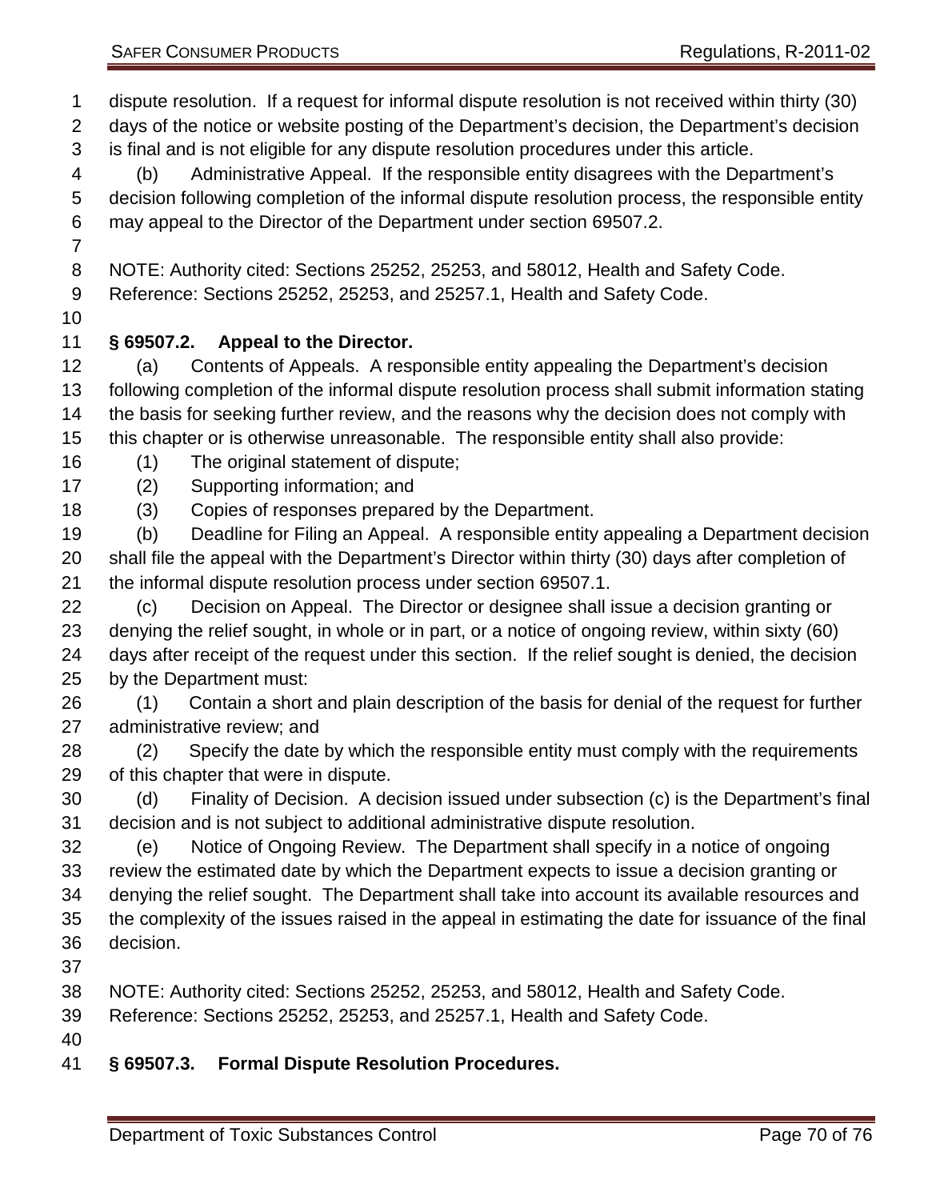dispute resolution. If a request for informal dispute resolution is not received within thirty (30) days of the notice or website posting of the Department's decision, the Department's decision is final and is not eligible for any dispute resolution procedures under this article.

(b) Administrative Appeal. If the responsible entity disagrees with the Department's decision following completion of the informal dispute resolution process, the responsible entity may appeal to the Director of the Department under section 69507.2.

NOTE: Authority cited: Sections 25252, 25253, and 58012, Health and Safety Code. Reference: Sections 25252, 25253, and 25257.1, Health and Safety Code.

### § 69507.2. Appeal to the Director.

(a) Contents of Appeals. A responsible entity appealing the Department's decision following completion of the informal dispute resolution process shall submit information stating the basis for seeking further review, and the reasons why the decision does not comply with this chapter or is otherwise unreasonable. The responsible entity shall also provide:

(1) The original statement of dispute;

(2) Supporting information; and

(3) Copies of responses prepared by the Department.

(b) Deadline for Filing an Appeal. A responsible entity appealing a Department decision shall file the appeal with the Department's Director within thirty (30) days after completion of the informal dispute resolution process under section 69507.1.

(c) Decision on Appeal. The Director or designee shall issue a decision granting or denying the relief sought, in whole or in part, or a notice of ongoing review, within sixty (60) days after receipt of the request under this section. If the relief sought is denied, the decision by the Department must:

(1) Contain a short and plain description of the basis for denial of the request for further administrative review; and

(2) Specify the date by which the responsible entity must comply with the requirements of this chapter that were in dispute.

(d) Finality of Decision. A decision issued under subsection (c) is the Department's final decision and is not subject to additional administrative dispute resolution.

(e) Notice of Ongoing Review. The Department shall specify in a notice of ongoing review the estimated date by which the Department expects to issue a decision granting or denying the relief sought. The Department shall take into account its available resources and the complexity of the issues raised in the appeal in estimating the date for issuance of the final decision.

NOTE: Authority cited: Sections 25252, 25253, and 58012, Health and Safety Code. Reference: Sections 25252, 25253, and 25257.1, Health and Safety Code.

### § 69507.3. Formal Dispute Resolution Procedures.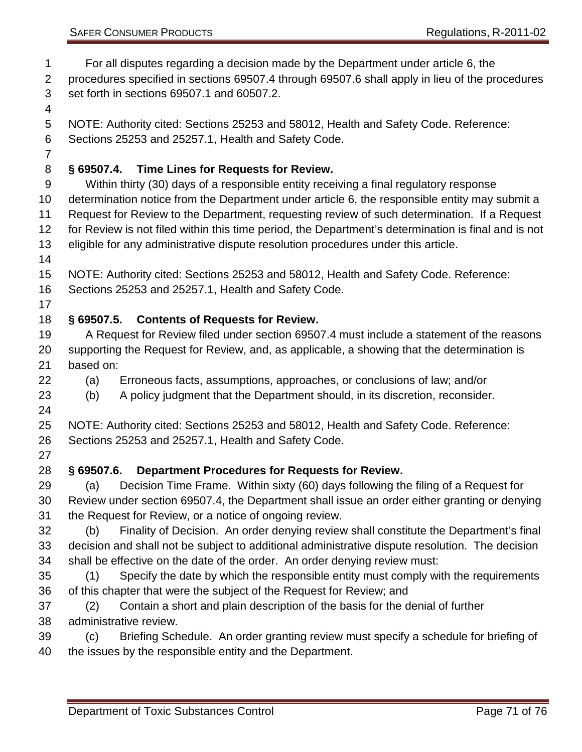For all disputes regarding a decision made by the Department under article 6, the procedures specified in sections 69507.4 through 69507.6 shall apply in lieu of the procedures set forth in sections 69507.1 and 60507.2.

NOTE: Authority cited: Sections 25253 and 58012, Health and Safety Code. Reference: Sections 25253 and 25257.1, Health and Safety Code.

### § 69507.4. Time Lines for Requests for Review.

Within thirty (30) days of a responsible entity receiving a final regulatory response determination notice from the Department under article 6, the responsible entity may submit a Request for Review to the Department, requesting review of such determination. If a Request for Review is not filed within this time period, the Department's determination is final and is not eligible for any administrative dispute resolution procedures under this article.

NOTE: Authority cited: Sections 25253 and 58012, Health and Safety Code. Reference: Sections 25253 and 25257.1, Health and Safety Code.

### § 69507.5. Contents of Requests for Review.

A Request for Review filed under section 69507.4 must include a statement of the reasons supporting the Request for Review, and, as applicable, a showing that the determination is based on:

(a) Erroneous facts, assumptions, approaches, or conclusions of law; and/or

(b) A policy judgment that the Department should, in its discretion, reconsider.

NOTE: Authority cited: Sections 25253 and 58012, Health and Safety Code. Reference: Sections 25253 and 25257.1, Health and Safety Code.

### § 69507.6. Department Procedures for Requests for Review.

(a) Decision Time Frame. Within sixty (60) days following the filing of a Request for Review under section 69507.4, the Department shall issue an order either granting or denying the Request for Review, or a notice of ongoing review.

(b) Finality of Decision. An order denying review shall constitute the Department's final decision and shall not be subject to additional administrative dispute resolution. The decision shall be effective on the date of the order. An order denying review must:

(1) Specify the date by which the responsible entity must comply with the requirements of this chapter that were the subject of the Request for Review; and

(2) Contain a short and plain description of the basis for the denial of further administrative review.

(c) Briefing Schedule. An order granting review must specify a schedule for briefing of the issues by the responsible entity and the Department.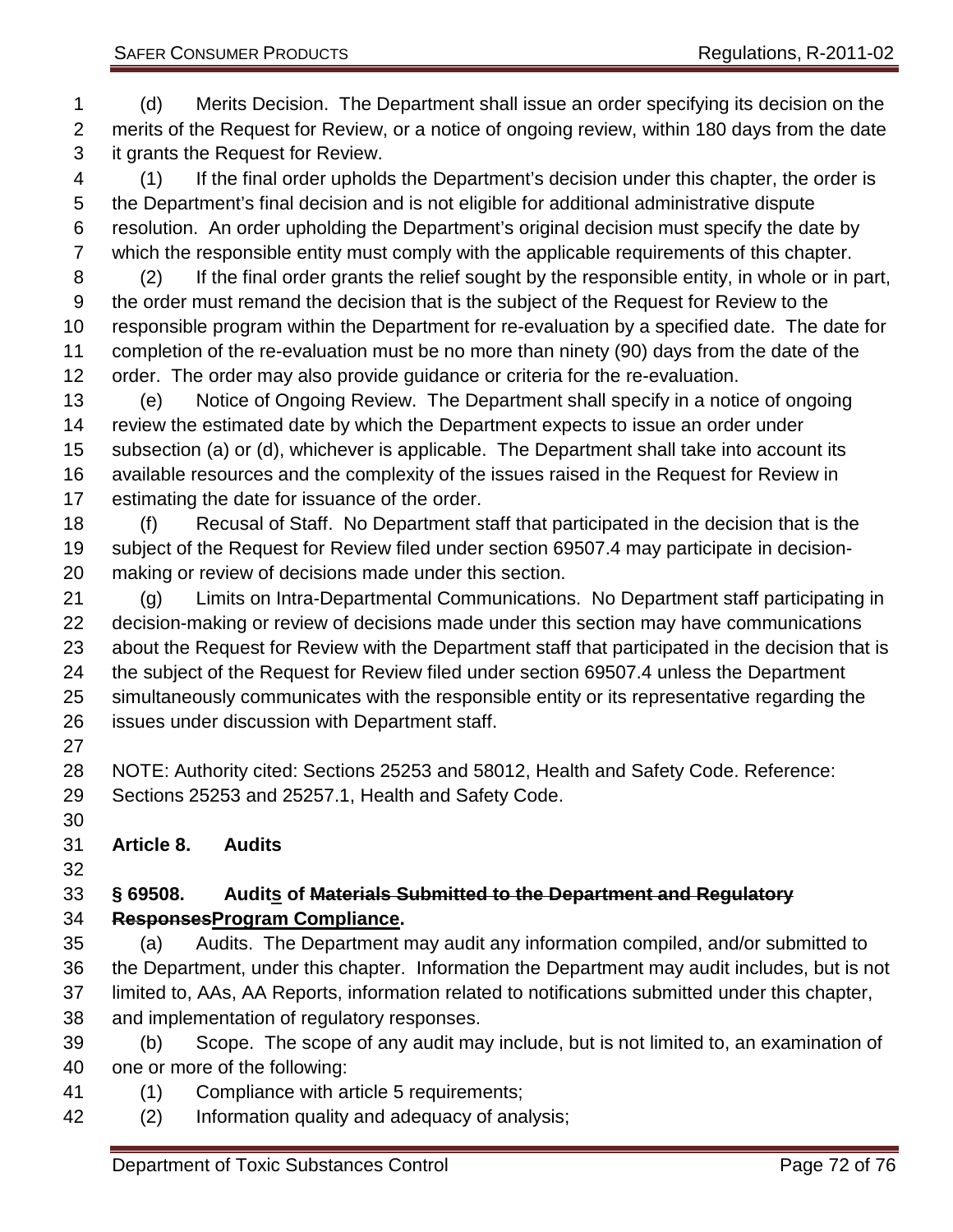(d) Merits Decision. The Department shall issue an order specifying its decision on the merits of the Request for Review, or a notice of ongoing review, within 180 days from the date it grants the Request for Review.

(1) If the final order upholds the Department's decision under this chapter, the order is the Department's final decision and is not eligible for additional administrative dispute resolution. An order upholding the Department's original decision must specify the date by which the responsible entity must comply with the applicable requirements of this chapter.

(2) If the final order grants the relief sought by the responsible entity, in whole or in part, the order must remand the decision that is the subject of the Request for Review to the responsible program within the Department for re-evaluation by a specified date. The date for completion of the re-evaluation must be no more than ninety (90) days from the date of the order. The order may also provide guidance or criteria for the re-evaluation.

(e) Notice of Ongoing Review. The Department shall specify in a notice of ongoing review the estimated date by which the Department expects to issue an order under subsection (a) or (d), whichever is applicable. The Department shall take into account its available resources and the complexity of the issues raised in the Request for Review in estimating the date for issuance of the order.

(f) Recusal of Staff. No Department staff that participated in the decision that is the subject of the Request for Review filed under section 69507.4 may participate in decision-making or review of decisions made under this section.

(g) Limits on Intra-Departmental Communications. No Department staff participating in decision-making or review of decisions made under this section may have communications about the Request for Review with the Department staff that participated in the decision that is the subject of the Request for Review filed under section 69507.4 unless the Department simultaneously communicates with the responsible entity or its representative regarding the issues under discussion with Department staff.

NOTE: Authority cited: Sections 25253 and 58012, Health and Safety Code. Reference: Sections 25253 and 25257.1, Health and Safety Code.

## Article 8. Audits

### § 69508. Audit<u>s</u> of ~~Materials Submitted to the Department and Regulatory Responses~~<u>Program Compliance</u>.

(a) Audits. The Department may audit any information compiled, and/or submitted to the Department, under this chapter. Information the Department may audit includes, but is not limited to, AAs, AA Reports, information related to notifications submitted under this chapter, and implementation of regulatory responses.

(b) Scope. The scope of any audit may include, but is not limited to, an examination of one or more of the following:

(1) Compliance with article 5 requirements;

(2) Information quality and adequacy of analysis;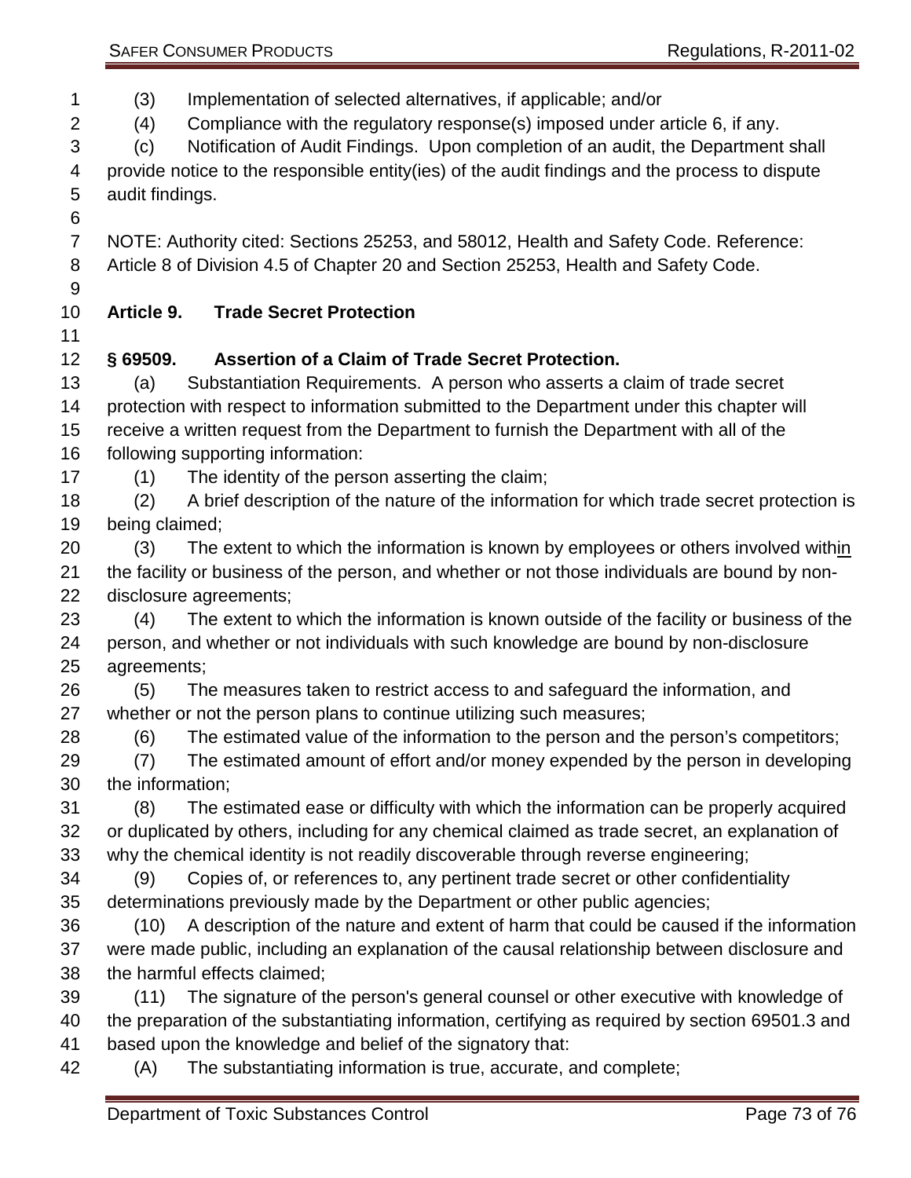(3) Implementation of selected alternatives, if applicable; and/or

(4) Compliance with the regulatory response(s) imposed under article 6, if any.

(c) Notification of Audit Findings. Upon completion of an audit, the Department shall provide notice to the responsible entity(ies) of the audit findings and the process to dispute audit findings.

NOTE: Authority cited: Sections 25253, and 58012, Health and Safety Code. Reference: Article 8 of Division 4.5 of Chapter 20 and Section 25253, Health and Safety Code.

## Article 9. Trade Secret Protection

### § 69509. Assertion of a Claim of Trade Secret Protection.

(a) Substantiation Requirements. A person who asserts a claim of trade secret protection with respect to information submitted to the Department under this chapter will receive a written request from the Department to furnish the Department with all of the following supporting information:

(1) The identity of the person asserting the claim;

(2) A brief description of the nature of the information for which trade secret protection is being claimed;

(3) The extent to which the information is known by employees or others involved within the facility or business of the person, and whether or not those individuals are bound by non-disclosure agreements;

(4) The extent to which the information is known outside of the facility or business of the person, and whether or not individuals with such knowledge are bound by non-disclosure agreements;

(5) The measures taken to restrict access to and safeguard the information, and whether or not the person plans to continue utilizing such measures;

(6) The estimated value of the information to the person and the person's competitors;

(7) The estimated amount of effort and/or money expended by the person in developing the information;

(8) The estimated ease or difficulty with which the information can be properly acquired or duplicated by others, including for any chemical claimed as trade secret, an explanation of why the chemical identity is not readily discoverable through reverse engineering;

(9) Copies of, or references to, any pertinent trade secret or other confidentiality determinations previously made by the Department or other public agencies;

(10) A description of the nature and extent of harm that could be caused if the information were made public, including an explanation of the causal relationship between disclosure and the harmful effects claimed;

(11) The signature of the person's general counsel or other executive with knowledge of the preparation of the substantiating information, certifying as required by section 69501.3 and based upon the knowledge and belief of the signatory that:

(A) The substantiating information is true, accurate, and complete;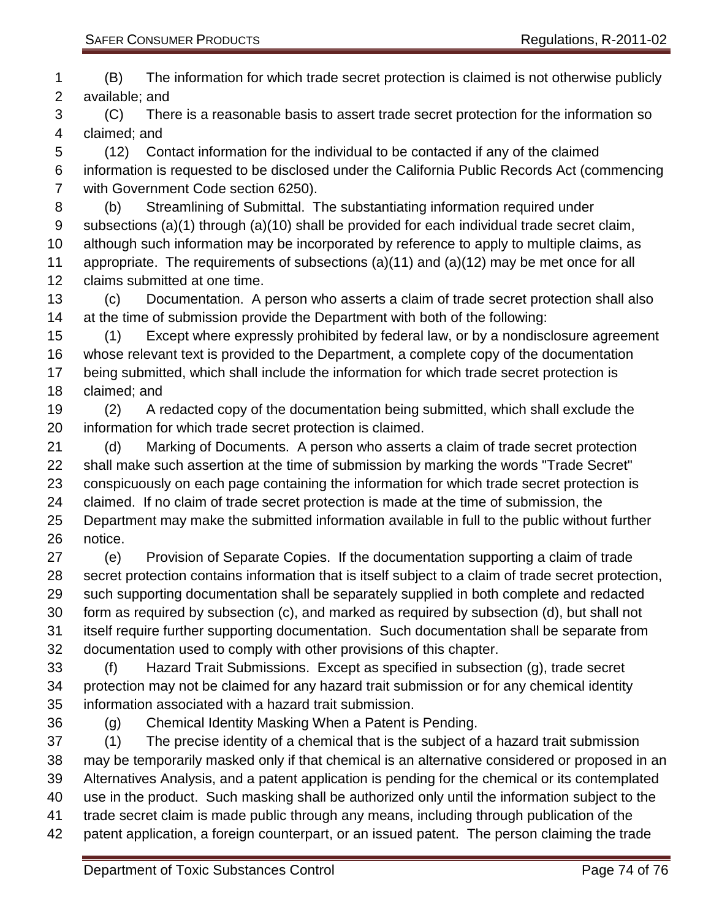(B) The information for which trade secret protection is claimed is not otherwise publicly available; and

(C) There is a reasonable basis to assert trade secret protection for the information so claimed; and

(12) Contact information for the individual to be contacted if any of the claimed information is requested to be disclosed under the California Public Records Act (commencing with Government Code section 6250).

(b) Streamlining of Submittal. The substantiating information required under subsections (a)(1) through (a)(10) shall be provided for each individual trade secret claim, although such information may be incorporated by reference to apply to multiple claims, as appropriate. The requirements of subsections (a)(11) and (a)(12) may be met once for all claims submitted at one time.

(c) Documentation. A person who asserts a claim of trade secret protection shall also at the time of submission provide the Department with both of the following:

(1) Except where expressly prohibited by federal law, or by a nondisclosure agreement whose relevant text is provided to the Department, a complete copy of the documentation being submitted, which shall include the information for which trade secret protection is claimed; and

(2) A redacted copy of the documentation being submitted, which shall exclude the information for which trade secret protection is claimed.

(d) Marking of Documents. A person who asserts a claim of trade secret protection shall make such assertion at the time of submission by marking the words "Trade Secret" conspicuously on each page containing the information for which trade secret protection is claimed. If no claim of trade secret protection is made at the time of submission, the Department may make the submitted information available in full to the public without further notice.

(e) Provision of Separate Copies. If the documentation supporting a claim of trade secret protection contains information that is itself subject to a claim of trade secret protection, such supporting documentation shall be separately supplied in both complete and redacted form as required by subsection (c), and marked as required by subsection (d), but shall not itself require further supporting documentation. Such documentation shall be separate from documentation used to comply with other provisions of this chapter.

(f) Hazard Trait Submissions. Except as specified in subsection (g), trade secret protection may not be claimed for any hazard trait submission or for any chemical identity information associated with a hazard trait submission.

(g) Chemical Identity Masking When a Patent is Pending.

(1) The precise identity of a chemical that is the subject of a hazard trait submission may be temporarily masked only if that chemical is an alternative considered or proposed in an Alternatives Analysis, and a patent application is pending for the chemical or its contemplated use in the product. Such masking shall be authorized only until the information subject to the trade secret claim is made public through any means, including through publication of the patent application, a foreign counterpart, or an issued patent. The person claiming the trade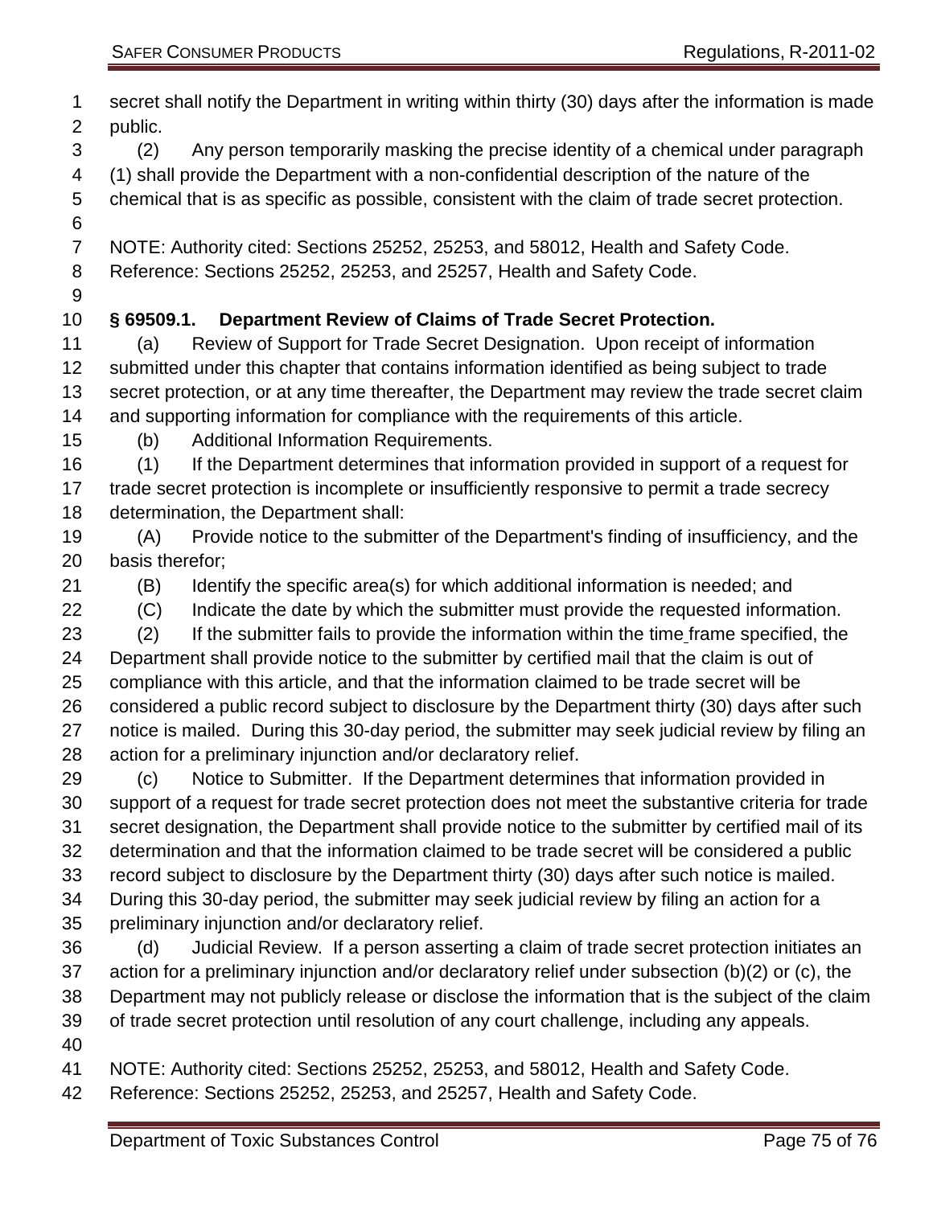secret shall notify the Department in writing within thirty (30) days after the information is made public.

(2) Any person temporarily masking the precise identity of a chemical under paragraph (1) shall provide the Department with a non-confidential description of the nature of the chemical that is as specific as possible, consistent with the claim of trade secret protection.

NOTE: Authority cited: Sections 25252, 25253, and 58012, Health and Safety Code. Reference: Sections 25252, 25253, and 25257, Health and Safety Code.

**§ 69509.1. Department Review of Claims of Trade Secret Protection.**

(a) Review of Support for Trade Secret Designation. Upon receipt of information submitted under this chapter that contains information identified as being subject to trade secret protection, or at any time thereafter, the Department may review the trade secret claim and supporting information for compliance with the requirements of this article.

(b) Additional Information Requirements.

(1) If the Department determines that information provided in support of a request for trade secret protection is incomplete or insufficiently responsive to permit a trade secrecy determination, the Department shall:

(A) Provide notice to the submitter of the Department's finding of insufficiency, and the basis therefor;

(B) Identify the specific area(s) for which additional information is needed; and

(C) Indicate the date by which the submitter must provide the requested information.

(2) If the submitter fails to provide the information within the time frame specified, the Department shall provide notice to the submitter by certified mail that the claim is out of compliance with this article, and that the information claimed to be trade secret will be considered a public record subject to disclosure by the Department thirty (30) days after such notice is mailed. During this 30-day period, the submitter may seek judicial review by filing an action for a preliminary injunction and/or declaratory relief.

(c) Notice to Submitter. If the Department determines that information provided in support of a request for trade secret protection does not meet the substantive criteria for trade secret designation, the Department shall provide notice to the submitter by certified mail of its determination and that the information claimed to be trade secret will be considered a public record subject to disclosure by the Department thirty (30) days after such notice is mailed. During this 30-day period, the submitter may seek judicial review by filing an action for a preliminary injunction and/or declaratory relief.

(d) Judicial Review. If a person asserting a claim of trade secret protection initiates an action for a preliminary injunction and/or declaratory relief under subsection (b)(2) or (c), the Department may not publicly release or disclose the information that is the subject of the claim of trade secret protection until resolution of any court challenge, including any appeals.

NOTE: Authority cited: Sections 25252, 25253, and 58012, Health and Safety Code. Reference: Sections 25252, 25253, and 25257, Health and Safety Code.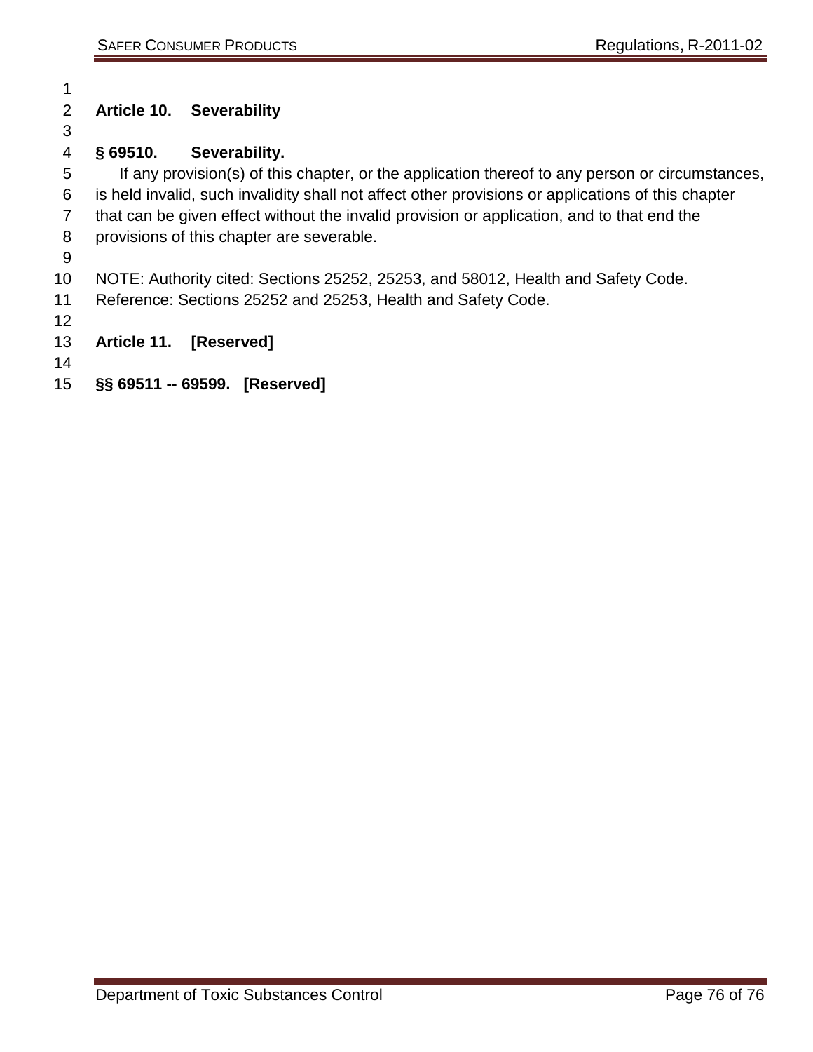## Article 10. Severability

### § 69510. Severability.

If any provision(s) of this chapter, or the application thereof to any person or circumstances, is held invalid, such invalidity shall not affect other provisions or applications of this chapter that can be given effect without the invalid provision or application, and to that end the provisions of this chapter are severable.

NOTE: Authority cited: Sections 25252, 25253, and 58012, Health and Safety Code.
Reference: Sections 25252 and 25253, Health and Safety Code.

## Article 11. [Reserved]

### §§ 69511 -- 69599. [Reserved]